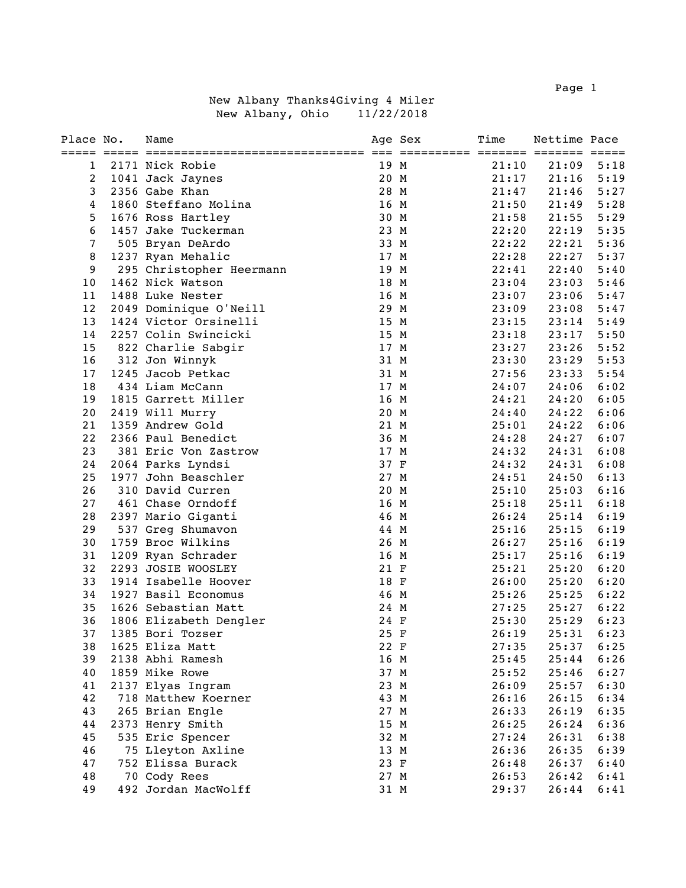# New Albany Thanks4Giving 4 Miler

New Albany, Ohio 11/22/2018

| Place | No. | Name | Age | Sex | Time | Nettime | Pace |
|---|---|---|---|---|---|---|---|
| 1 | 2171 | Nick Robie | 19 | M | 21:10 | 21:09 | 5:18 |
| 2 | 1041 | Jack Jaynes | 20 | M | 21:17 | 21:16 | 5:19 |
| 3 | 2356 | Gabe Khan | 28 | M | 21:47 | 21:46 | 5:27 |
| 4 | 1860 | Steffano Molina | 16 | M | 21:50 | 21:49 | 5:28 |
| 5 | 1676 | Ross Hartley | 30 | M | 21:58 | 21:55 | 5:29 |
| 6 | 1457 | Jake Tuckerman | 23 | M | 22:20 | 22:19 | 5:35 |
| 7 | 505 | Bryan DeArdo | 33 | M | 22:22 | 22:21 | 5:36 |
| 8 | 1237 | Ryan Mehalic | 17 | M | 22:28 | 22:27 | 5:37 |
| 9 | 295 | Christopher Heermann | 19 | M | 22:41 | 22:40 | 5:40 |
| 10 | 1462 | Nick Watson | 18 | M | 23:04 | 23:03 | 5:46 |
| 11 | 1488 | Luke Nester | 16 | M | 23:07 | 23:06 | 5:47 |
| 12 | 2049 | Dominique O'Neill | 29 | M | 23:09 | 23:08 | 5:47 |
| 13 | 1424 | Victor Orsinelli | 15 | M | 23:15 | 23:14 | 5:49 |
| 14 | 2257 | Colin Swincicki | 15 | M | 23:18 | 23:17 | 5:50 |
| 15 | 822 | Charlie Sabgir | 17 | M | 23:27 | 23:26 | 5:52 |
| 16 | 312 | Jon Winnyk | 31 | M | 23:30 | 23:29 | 5:53 |
| 17 | 1245 | Jacob Petkac | 31 | M | 27:56 | 23:33 | 5:54 |
| 18 | 434 | Liam McCann | 17 | M | 24:07 | 24:06 | 6:02 |
| 19 | 1815 | Garrett Miller | 16 | M | 24:21 | 24:20 | 6:05 |
| 20 | 2419 | Will Murry | 20 | M | 24:40 | 24:22 | 6:06 |
| 21 | 1359 | Andrew Gold | 21 | M | 25:01 | 24:22 | 6:06 |
| 22 | 2366 | Paul Benedict | 36 | M | 24:28 | 24:27 | 6:07 |
| 23 | 381 | Eric Von Zastrow | 17 | M | 24:32 | 24:31 | 6:08 |
| 24 | 2064 | Parks Lyndsi | 37 | F | 24:32 | 24:31 | 6:08 |
| 25 | 1977 | John Beaschler | 27 | M | 24:51 | 24:50 | 6:13 |
| 26 | 310 | David Curren | 20 | M | 25:10 | 25:03 | 6:16 |
| 27 | 461 | Chase Orndoff | 16 | M | 25:18 | 25:11 | 6:18 |
| 28 | 2397 | Mario Giganti | 46 | M | 26:24 | 25:14 | 6:19 |
| 29 | 537 | Greg Shumavon | 44 | M | 25:16 | 25:15 | 6:19 |
| 30 | 1759 | Broc Wilkins | 26 | M | 26:27 | 25:16 | 6:19 |
| 31 | 1209 | Ryan Schrader | 16 | M | 25:17 | 25:16 | 6:19 |
| 32 | 2293 | JOSIE WOOSLEY | 21 | F | 25:21 | 25:20 | 6:20 |
| 33 | 1914 | Isabelle Hoover | 18 | F | 26:00 | 25:20 | 6:20 |
| 34 | 1927 | Basil Economus | 46 | M | 25:26 | 25:25 | 6:22 |
| 35 | 1626 | Sebastian Matt | 24 | M | 27:25 | 25:27 | 6:22 |
| 36 | 1806 | Elizabeth Dengler | 24 | F | 25:30 | 25:29 | 6:23 |
| 37 | 1385 | Bori Tozser | 25 | F | 26:19 | 25:31 | 6:23 |
| 38 | 1625 | Eliza Matt | 22 | F | 27:35 | 25:37 | 6:25 |
| 39 | 2138 | Abhi Ramesh | 16 | M | 25:45 | 25:44 | 6:26 |
| 40 | 1859 | Mike Rowe | 37 | M | 25:52 | 25:46 | 6:27 |
| 41 | 2137 | Elyas Ingram | 23 | M | 26:09 | 25:57 | 6:30 |
| 42 | 718 | Matthew Koerner | 43 | M | 26:16 | 26:15 | 6:34 |
| 43 | 265 | Brian Engle | 27 | M | 26:33 | 26:19 | 6:35 |
| 44 | 2373 | Henry Smith | 15 | M | 26:25 | 26:24 | 6:36 |
| 45 | 535 | Eric Spencer | 32 | M | 27:24 | 26:31 | 6:38 |
| 46 | 75 | Lleyton Axline | 13 | M | 26:36 | 26:35 | 6:39 |
| 47 | 752 | Elissa Burack | 23 | F | 26:48 | 26:37 | 6:40 |
| 48 | 70 | Cody Rees | 27 | M | 26:53 | 26:42 | 6:41 |
| 49 | 492 | Jordan MacWolff | 31 | M | 29:37 | 26:44 | 6:41 |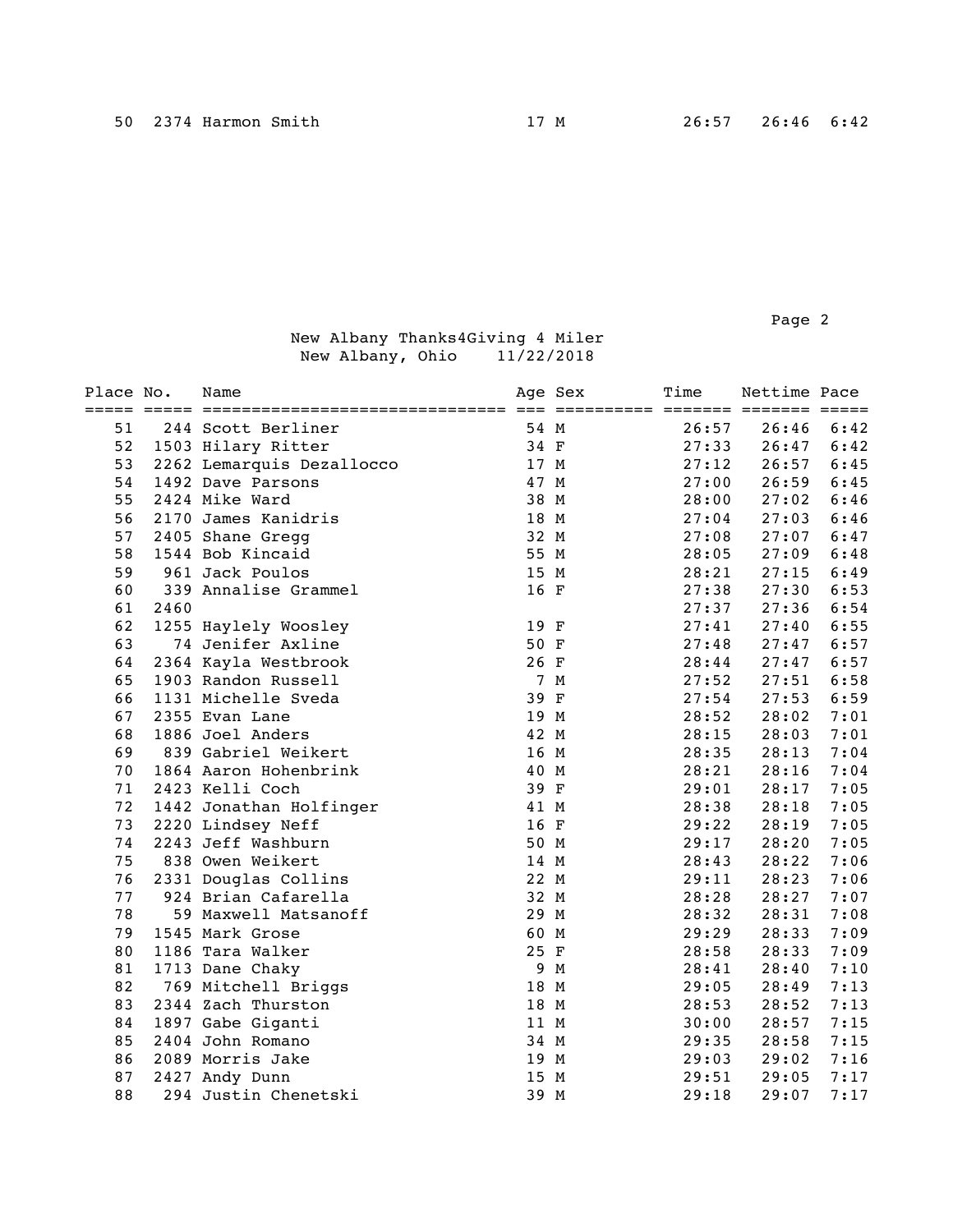| 50 | 2374 | Harmon Smith | 17 | M | 26:57 | 26:46 | 6:42 |
|---|---|---|---|---|---|---|---|

New Albany Thanks4Giving 4 Miler
New Albany, Ohio 11/22/2018

| Place | No. | Name | Age | Sex | Time | Nettime | Pace |
|---|---|---|---|---|---|---|---|
| 51 | 244 | Scott Berliner | 54 | M | 26:57 | 26:46 | 6:42 |
| 52 | 1503 | Hilary Ritter | 34 | F | 27:33 | 26:47 | 6:42 |
| 53 | 2262 | Lemarquis Dezallocco | 17 | M | 27:12 | 26:57 | 6:45 |
| 54 | 1492 | Dave Parsons | 47 | M | 27:00 | 26:59 | 6:45 |
| 55 | 2424 | Mike Ward | 38 | M | 28:00 | 27:02 | 6:46 |
| 56 | 2170 | James Kanidris | 18 | M | 27:04 | 27:03 | 6:46 |
| 57 | 2405 | Shane Gregg | 32 | M | 27:08 | 27:07 | 6:47 |
| 58 | 1544 | Bob Kincaid | 55 | M | 28:05 | 27:09 | 6:48 |
| 59 | 961 | Jack Poulos | 15 | M | 28:21 | 27:15 | 6:49 |
| 60 | 339 | Annalise Grammel | 16 | F | 27:38 | 27:30 | 6:53 |
| 61 | 2460 | | | | 27:37 | 27:36 | 6:54 |
| 62 | 1255 | Haylely Woosley | 19 | F | 27:41 | 27:40 | 6:55 |
| 63 | 74 | Jenifer Axline | 50 | F | 27:48 | 27:47 | 6:57 |
| 64 | 2364 | Kayla Westbrook | 26 | F | 28:44 | 27:47 | 6:57 |
| 65 | 1903 | Randon Russell | 7 | M | 27:52 | 27:51 | 6:58 |
| 66 | 1131 | Michelle Sveda | 39 | F | 27:54 | 27:53 | 6:59 |
| 67 | 2355 | Evan Lane | 19 | M | 28:52 | 28:02 | 7:01 |
| 68 | 1886 | Joel Anders | 42 | M | 28:15 | 28:03 | 7:01 |
| 69 | 839 | Gabriel Weikert | 16 | M | 28:35 | 28:13 | 7:04 |
| 70 | 1864 | Aaron Hohenbrink | 40 | M | 28:21 | 28:16 | 7:04 |
| 71 | 2423 | Kelli Coch | 39 | F | 29:01 | 28:17 | 7:05 |
| 72 | 1442 | Jonathan Holfinger | 41 | M | 28:38 | 28:18 | 7:05 |
| 73 | 2220 | Lindsey Neff | 16 | F | 29:22 | 28:19 | 7:05 |
| 74 | 2243 | Jeff Washburn | 50 | M | 29:17 | 28:20 | 7:05 |
| 75 | 838 | Owen Weikert | 14 | M | 28:43 | 28:22 | 7:06 |
| 76 | 2331 | Douglas Collins | 22 | M | 29:11 | 28:23 | 7:06 |
| 77 | 924 | Brian Cafarella | 32 | M | 28:28 | 28:27 | 7:07 |
| 78 | 59 | Maxwell Matsanoff | 29 | M | 28:32 | 28:31 | 7:08 |
| 79 | 1545 | Mark Grose | 60 | M | 29:29 | 28:33 | 7:09 |
| 80 | 1186 | Tara Walker | 25 | F | 28:58 | 28:33 | 7:09 |
| 81 | 1713 | Dane Chaky | 9 | M | 28:41 | 28:40 | 7:10 |
| 82 | 769 | Mitchell Briggs | 18 | M | 29:05 | 28:49 | 7:13 |
| 83 | 2344 | Zach Thurston | 18 | M | 28:53 | 28:52 | 7:13 |
| 84 | 1897 | Gabe Giganti | 11 | M | 30:00 | 28:57 | 7:15 |
| 85 | 2404 | John Romano | 34 | M | 29:35 | 28:58 | 7:15 |
| 86 | 2089 | Morris Jake | 19 | M | 29:03 | 29:02 | 7:16 |
| 87 | 2427 | Andy Dunn | 15 | M | 29:51 | 29:05 | 7:17 |
| 88 | 294 | Justin Chenetski | 39 | M | 29:18 | 29:07 | 7:17 |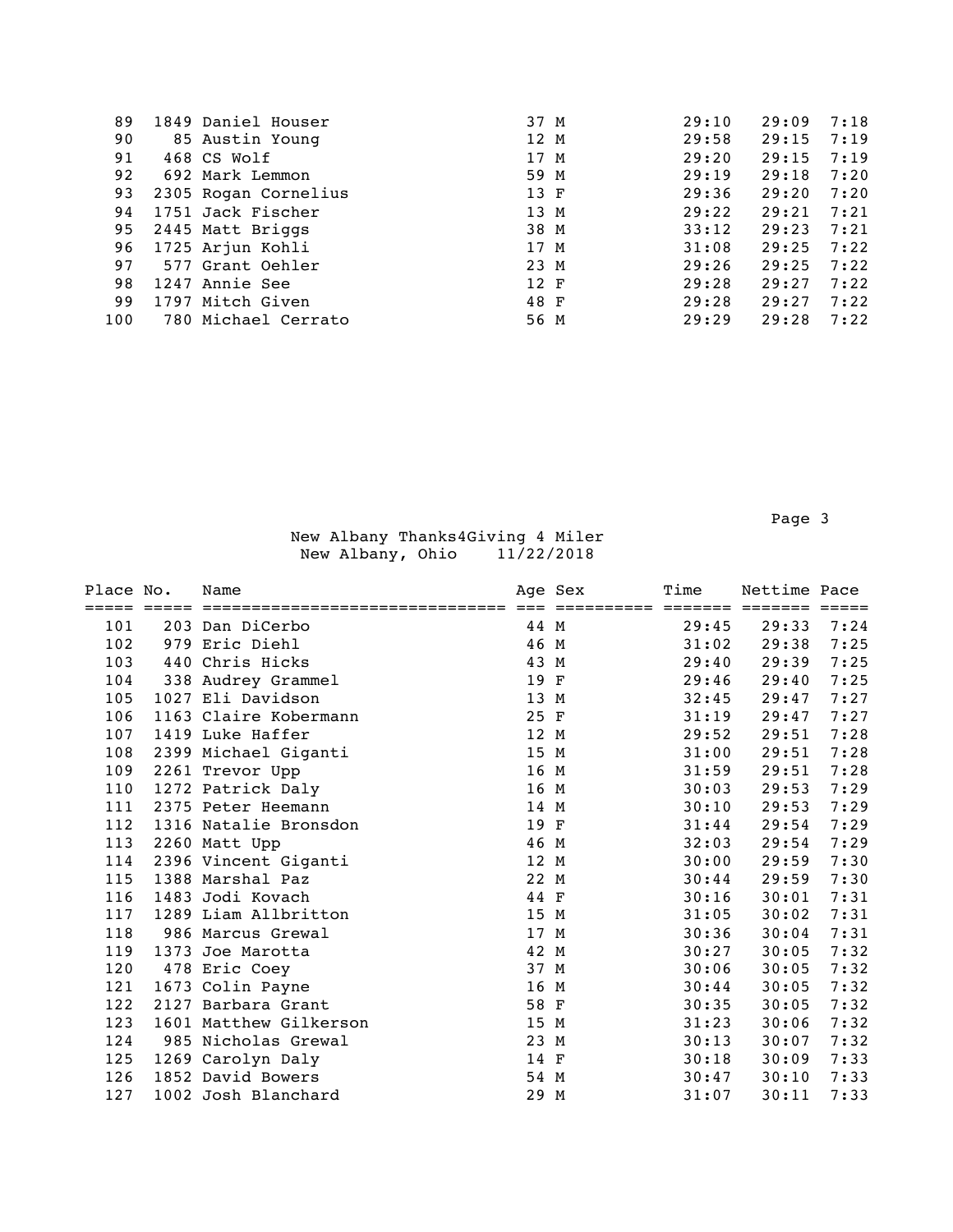| Place | No. | Name | Age | Sex | Time | Nettime | Pace |
|---|---|---|---|---|---|---|---|
| 89 | 1849 | Daniel Houser | 37 | M | 29:10 | 29:09 | 7:18 |
| 90 | 85 | Austin Young | 12 | M | 29:58 | 29:15 | 7:19 |
| 91 | 468 | CS Wolf | 17 | M | 29:20 | 29:15 | 7:19 |
| 92 | 692 | Mark Lemmon | 59 | M | 29:19 | 29:18 | 7:20 |
| 93 | 2305 | Rogan Cornelius | 13 | F | 29:36 | 29:20 | 7:20 |
| 94 | 1751 | Jack Fischer | 13 | M | 29:22 | 29:21 | 7:21 |
| 95 | 2445 | Matt Briggs | 38 | M | 33:12 | 29:23 | 7:21 |
| 96 | 1725 | Arjun Kohli | 17 | M | 31:08 | 29:25 | 7:22 |
| 97 | 577 | Grant Oehler | 23 | M | 29:26 | 29:25 | 7:22 |
| 98 | 1247 | Annie See | 12 | F | 29:28 | 29:27 | 7:22 |
| 99 | 1797 | Mitch Given | 48 | F | 29:28 | 29:27 | 7:22 |
| 100 | 780 | Michael Cerrato | 56 | M | 29:29 | 29:28 | 7:22 |

New Albany Thanks4Giving 4 Miler
New Albany, Ohio 11/22/2018

| Place | No. | Name | Age | Sex | Time | Nettime | Pace |
|---|---|---|---|---|---|---|---|
| 101 | 203 | Dan DiCerbo | 44 | M | 29:45 | 29:33 | 7:24 |
| 102 | 979 | Eric Diehl | 46 | M | 31:02 | 29:38 | 7:25 |
| 103 | 440 | Chris Hicks | 43 | M | 29:40 | 29:39 | 7:25 |
| 104 | 338 | Audrey Grammel | 19 | F | 29:46 | 29:40 | 7:25 |
| 105 | 1027 | Eli Davidson | 13 | M | 32:45 | 29:47 | 7:27 |
| 106 | 1163 | Claire Kobermann | 25 | F | 31:19 | 29:47 | 7:27 |
| 107 | 1419 | Luke Haffer | 12 | M | 29:52 | 29:51 | 7:28 |
| 108 | 2399 | Michael Giganti | 15 | M | 31:00 | 29:51 | 7:28 |
| 109 | 2261 | Trevor Upp | 16 | M | 31:59 | 29:51 | 7:28 |
| 110 | 1272 | Patrick Daly | 16 | M | 30:03 | 29:53 | 7:29 |
| 111 | 2375 | Peter Heemann | 14 | M | 30:10 | 29:53 | 7:29 |
| 112 | 1316 | Natalie Bronsdon | 19 | F | 31:44 | 29:54 | 7:29 |
| 113 | 2260 | Matt Upp | 46 | M | 32:03 | 29:54 | 7:29 |
| 114 | 2396 | Vincent Giganti | 12 | M | 30:00 | 29:59 | 7:30 |
| 115 | 1388 | Marshal Paz | 22 | M | 30:44 | 29:59 | 7:30 |
| 116 | 1483 | Jodi Kovach | 44 | F | 30:16 | 30:01 | 7:31 |
| 117 | 1289 | Liam Allbritton | 15 | M | 31:05 | 30:02 | 7:31 |
| 118 | 986 | Marcus Grewal | 17 | M | 30:36 | 30:04 | 7:31 |
| 119 | 1373 | Joe Marotta | 42 | M | 30:27 | 30:05 | 7:32 |
| 120 | 478 | Eric Coey | 37 | M | 30:06 | 30:05 | 7:32 |
| 121 | 1673 | Colin Payne | 16 | M | 30:44 | 30:05 | 7:32 |
| 122 | 2127 | Barbara Grant | 58 | F | 30:35 | 30:05 | 7:32 |
| 123 | 1601 | Matthew Gilkerson | 15 | M | 31:23 | 30:06 | 7:32 |
| 124 | 985 | Nicholas Grewal | 23 | M | 30:13 | 30:07 | 7:32 |
| 125 | 1269 | Carolyn Daly | 14 | F | 30:18 | 30:09 | 7:33 |
| 126 | 1852 | David Bowers | 54 | M | 30:47 | 30:10 | 7:33 |
| 127 | 1002 | Josh Blanchard | 29 | M | 31:07 | 30:11 | 7:33 |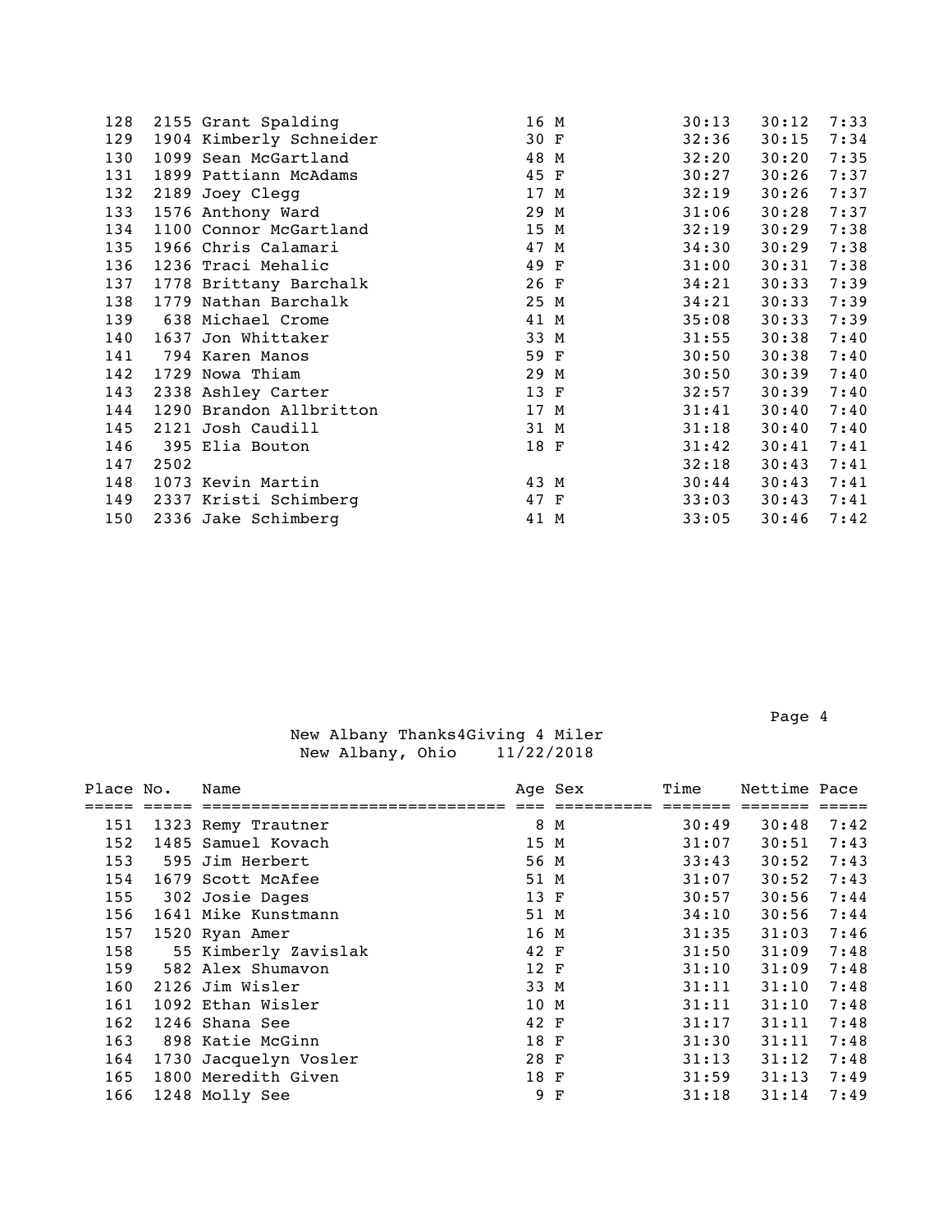| Place | No. | Name | Age | Sex | Time | Nettime | Pace |
|---|---|---|---|---|---|---|---|
| 128 | 2155 | Grant Spalding | 16 | M | 30:13 | 30:12 | 7:33 |
| 129 | 1904 | Kimberly Schneider | 30 | F | 32:36 | 30:15 | 7:34 |
| 130 | 1099 | Sean McGartland | 48 | M | 32:20 | 30:20 | 7:35 |
| 131 | 1899 | Pattiann McAdams | 45 | F | 30:27 | 30:26 | 7:37 |
| 132 | 2189 | Joey Clegg | 17 | M | 32:19 | 30:26 | 7:37 |
| 133 | 1576 | Anthony Ward | 29 | M | 31:06 | 30:28 | 7:37 |
| 134 | 1100 | Connor McGartland | 15 | M | 32:19 | 30:29 | 7:38 |
| 135 | 1966 | Chris Calamari | 47 | M | 34:30 | 30:29 | 7:38 |
| 136 | 1236 | Traci Mehalic | 49 | F | 31:00 | 30:31 | 7:38 |
| 137 | 1778 | Brittany Barchalk | 26 | F | 34:21 | 30:33 | 7:39 |
| 138 | 1779 | Nathan Barchalk | 25 | M | 34:21 | 30:33 | 7:39 |
| 139 | 638 | Michael Crome | 41 | M | 35:08 | 30:33 | 7:39 |
| 140 | 1637 | Jon Whittaker | 33 | M | 31:55 | 30:38 | 7:40 |
| 141 | 794 | Karen Manos | 59 | F | 30:50 | 30:38 | 7:40 |
| 142 | 1729 | Nowa Thiam | 29 | M | 30:50 | 30:39 | 7:40 |
| 143 | 2338 | Ashley Carter | 13 | F | 32:57 | 30:39 | 7:40 |
| 144 | 1290 | Brandon Allbritton | 17 | M | 31:41 | 30:40 | 7:40 |
| 145 | 2121 | Josh Caudill | 31 | M | 31:18 | 30:40 | 7:40 |
| 146 | 395 | Elia Bouton | 18 | F | 31:42 | 30:41 | 7:41 |
| 147 | 2502 | | | | 32:18 | 30:43 | 7:41 |
| 148 | 1073 | Kevin Martin | 43 | M | 30:44 | 30:43 | 7:41 |
| 149 | 2337 | Kristi Schimberg | 47 | F | 33:03 | 30:43 | 7:41 |
| 150 | 2336 | Jake Schimberg | 41 | M | 33:05 | 30:46 | 7:42 |

New Albany Thanks4Giving 4 Miler
New Albany, Ohio 11/22/2018

| Place | No. | Name | Age | Sex | Time | Nettime | Pace |
|---|---|---|---|---|---|---|---|
| 151 | 1323 | Remy Trautner | 8 | M | 30:49 | 30:48 | 7:42 |
| 152 | 1485 | Samuel Kovach | 15 | M | 31:07 | 30:51 | 7:43 |
| 153 | 595 | Jim Herbert | 56 | M | 33:43 | 30:52 | 7:43 |
| 154 | 1679 | Scott McAfee | 51 | M | 31:07 | 30:52 | 7:43 |
| 155 | 302 | Josie Dages | 13 | F | 30:57 | 30:56 | 7:44 |
| 156 | 1641 | Mike Kunstmann | 51 | M | 34:10 | 30:56 | 7:44 |
| 157 | 1520 | Ryan Amer | 16 | M | 31:35 | 31:03 | 7:46 |
| 158 | 55 | Kimberly Zavislak | 42 | F | 31:50 | 31:09 | 7:48 |
| 159 | 582 | Alex Shumavon | 12 | F | 31:10 | 31:09 | 7:48 |
| 160 | 2126 | Jim Wisler | 33 | M | 31:11 | 31:10 | 7:48 |
| 161 | 1092 | Ethan Wisler | 10 | M | 31:11 | 31:10 | 7:48 |
| 162 | 1246 | Shana See | 42 | F | 31:17 | 31:11 | 7:48 |
| 163 | 898 | Katie McGinn | 18 | F | 31:30 | 31:11 | 7:48 |
| 164 | 1730 | Jacquelyn Vosler | 28 | F | 31:13 | 31:12 | 7:48 |
| 165 | 1800 | Meredith Given | 18 | F | 31:59 | 31:13 | 7:49 |
| 166 | 1248 | Molly See | 9 | F | 31:18 | 31:14 | 7:49 |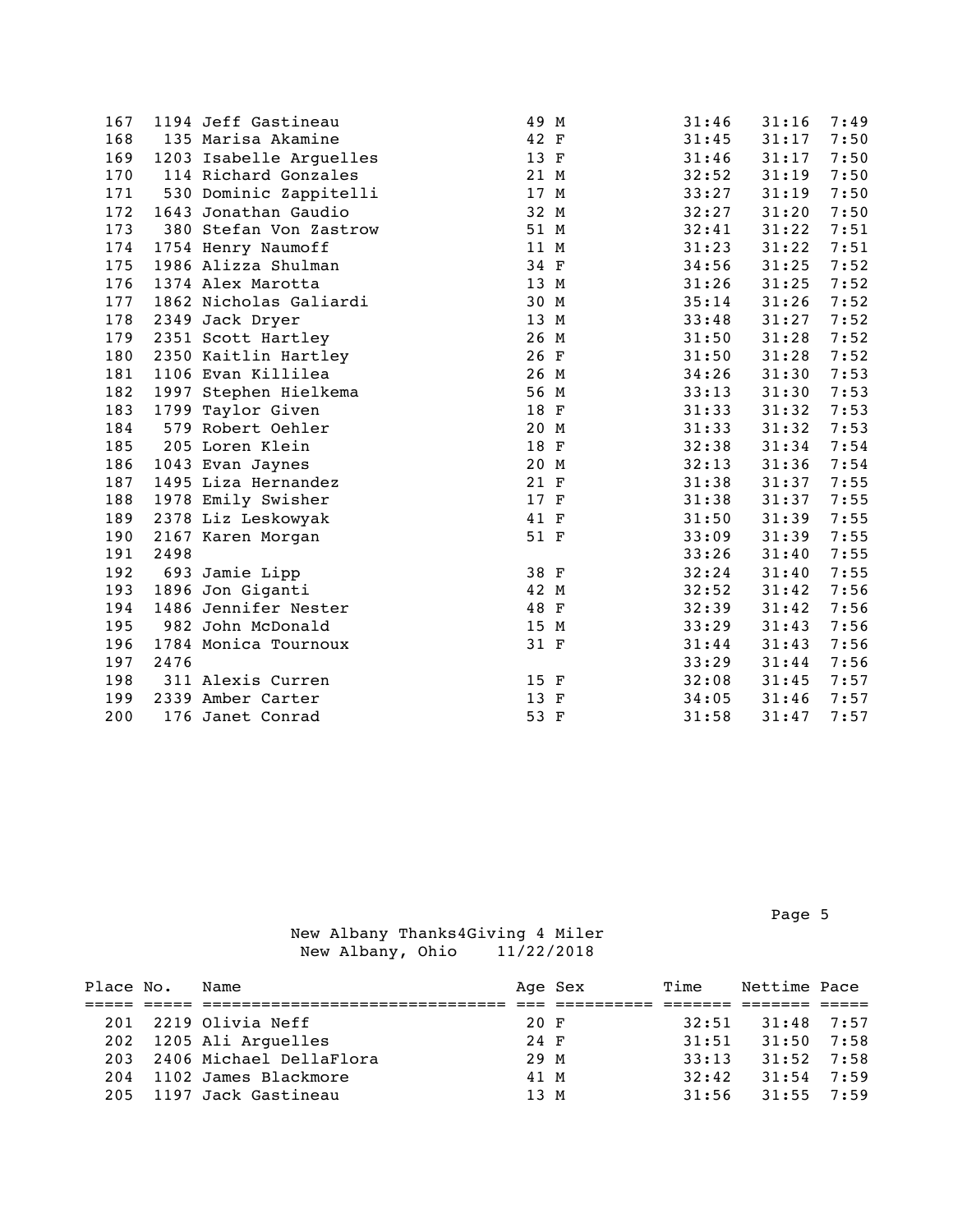| Place | No. | Name | Age | Sex | Time | Nettime | Pace |
|---|---|---|---|---|---|---|---|
| 167 | 1194 | Jeff Gastineau | 49 | M | 31:46 | 31:16 | 7:49 |
| 168 | 135 | Marisa Akamine | 42 | F | 31:45 | 31:17 | 7:50 |
| 169 | 1203 | Isabelle Arguelles | 13 | F | 31:46 | 31:17 | 7:50 |
| 170 | 114 | Richard Gonzales | 21 | M | 32:52 | 31:19 | 7:50 |
| 171 | 530 | Dominic Zappitelli | 17 | M | 33:27 | 31:19 | 7:50 |
| 172 | 1643 | Jonathan Gaudio | 32 | M | 32:27 | 31:20 | 7:50 |
| 173 | 380 | Stefan Von Zastrow | 51 | M | 32:41 | 31:22 | 7:51 |
| 174 | 1754 | Henry Naumoff | 11 | M | 31:23 | 31:22 | 7:51 |
| 175 | 1986 | Alizza Shulman | 34 | F | 34:56 | 31:25 | 7:52 |
| 176 | 1374 | Alex Marotta | 13 | M | 31:26 | 31:25 | 7:52 |
| 177 | 1862 | Nicholas Galiardi | 30 | M | 35:14 | 31:26 | 7:52 |
| 178 | 2349 | Jack Dryer | 13 | M | 33:48 | 31:27 | 7:52 |
| 179 | 2351 | Scott Hartley | 26 | M | 31:50 | 31:28 | 7:52 |
| 180 | 2350 | Kaitlin Hartley | 26 | F | 31:50 | 31:28 | 7:52 |
| 181 | 1106 | Evan Killilea | 26 | M | 34:26 | 31:30 | 7:53 |
| 182 | 1997 | Stephen Hielkema | 56 | M | 33:13 | 31:30 | 7:53 |
| 183 | 1799 | Taylor Given | 18 | F | 31:33 | 31:32 | 7:53 |
| 184 | 579 | Robert Oehler | 20 | M | 31:33 | 31:32 | 7:53 |
| 185 | 205 | Loren Klein | 18 | F | 32:38 | 31:34 | 7:54 |
| 186 | 1043 | Evan Jaynes | 20 | M | 32:13 | 31:36 | 7:54 |
| 187 | 1495 | Liza Hernandez | 21 | F | 31:38 | 31:37 | 7:55 |
| 188 | 1978 | Emily Swisher | 17 | F | 31:38 | 31:37 | 7:55 |
| 189 | 2378 | Liz Leskowyak | 41 | F | 31:50 | 31:39 | 7:55 |
| 190 | 2167 | Karen Morgan | 51 | F | 33:09 | 31:39 | 7:55 |
| 191 | 2498 | | | | 33:26 | 31:40 | 7:55 |
| 192 | 693 | Jamie Lipp | 38 | F | 32:24 | 31:40 | 7:55 |
| 193 | 1896 | Jon Giganti | 42 | M | 32:52 | 31:42 | 7:56 |
| 194 | 1486 | Jennifer Nester | 48 | F | 32:39 | 31:42 | 7:56 |
| 195 | 982 | John McDonald | 15 | M | 33:29 | 31:43 | 7:56 |
| 196 | 1784 | Monica Tournoux | 31 | F | 31:44 | 31:43 | 7:56 |
| 197 | 2476 | | | | 33:29 | 31:44 | 7:56 |
| 198 | 311 | Alexis Curren | 15 | F | 32:08 | 31:45 | 7:57 |
| 199 | 2339 | Amber Carter | 13 | F | 34:05 | 31:46 | 7:57 |
| 200 | 176 | Janet Conrad | 53 | F | 31:58 | 31:47 | 7:57 |

New Albany Thanks4Giving 4 Miler
New Albany, Ohio 11/22/2018

| Place | No. | Name | Age | Sex | Time | Nettime | Pace |
|---|---|---|---|---|---|---|---|
| 201 | 2219 | Olivia Neff | 20 | F | 32:51 | 31:48 | 7:57 |
| 202 | 1205 | Ali Arguelles | 24 | F | 31:51 | 31:50 | 7:58 |
| 203 | 2406 | Michael DellaFlora | 29 | M | 33:13 | 31:52 | 7:58 |
| 204 | 1102 | James Blackmore | 41 | M | 32:42 | 31:54 | 7:59 |
| 205 | 1197 | Jack Gastineau | 13 | M | 31:56 | 31:55 | 7:59 |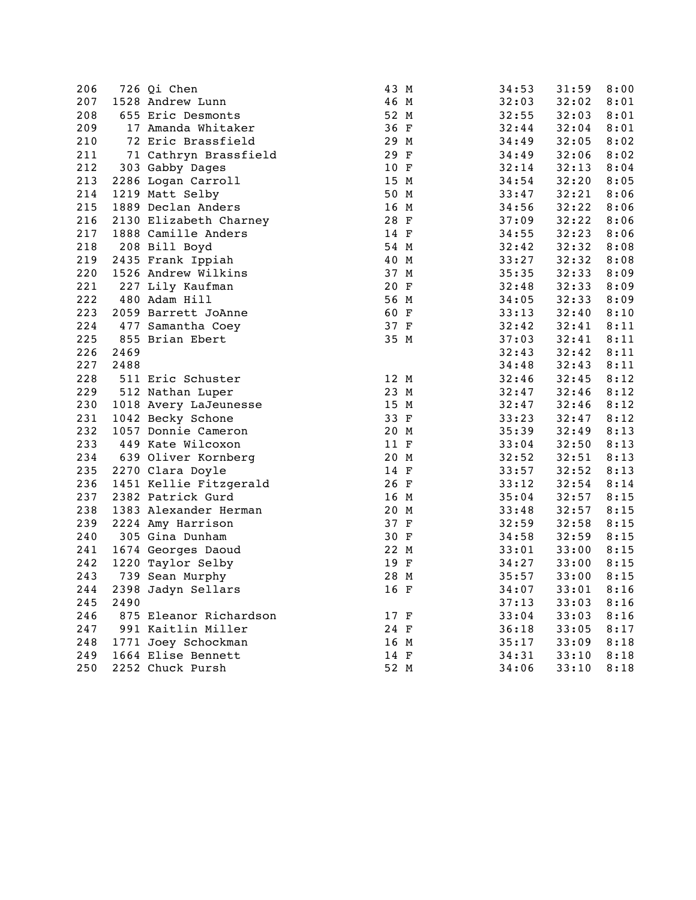| Place | Bib | Name | Age | Sex | Gun Time | Net Time | Pace |
|---|---|---|---|---|---|---|---|
| 206 | 726 | Qi Chen | 43 | M | 34:53 | 31:59 | 8:00 |
| 207 | 1528 | Andrew Lunn | 46 | M | 32:03 | 32:02 | 8:01 |
| 208 | 655 | Eric Desmonts | 52 | M | 32:55 | 32:03 | 8:01 |
| 209 | 17 | Amanda Whitaker | 36 | F | 32:44 | 32:04 | 8:01 |
| 210 | 72 | Eric Brassfield | 29 | M | 34:49 | 32:05 | 8:02 |
| 211 | 71 | Cathryn Brassfield | 29 | F | 34:49 | 32:06 | 8:02 |
| 212 | 303 | Gabby Dages | 10 | F | 32:14 | 32:13 | 8:04 |
| 213 | 2286 | Logan Carroll | 15 | M | 34:54 | 32:20 | 8:05 |
| 214 | 1219 | Matt Selby | 50 | M | 33:47 | 32:21 | 8:06 |
| 215 | 1889 | Declan Anders | 16 | M | 34:56 | 32:22 | 8:06 |
| 216 | 2130 | Elizabeth Charney | 28 | F | 37:09 | 32:22 | 8:06 |
| 217 | 1888 | Camille Anders | 14 | F | 34:55 | 32:23 | 8:06 |
| 218 | 208 | Bill Boyd | 54 | M | 32:42 | 32:32 | 8:08 |
| 219 | 2435 | Frank Ippiah | 40 | M | 33:27 | 32:32 | 8:08 |
| 220 | 1526 | Andrew Wilkins | 37 | M | 35:35 | 32:33 | 8:09 |
| 221 | 227 | Lily Kaufman | 20 | F | 32:48 | 32:33 | 8:09 |
| 222 | 480 | Adam Hill | 56 | M | 34:05 | 32:33 | 8:09 |
| 223 | 2059 | Barrett JoAnne | 60 | F | 33:13 | 32:40 | 8:10 |
| 224 | 477 | Samantha Coey | 37 | F | 32:42 | 32:41 | 8:11 |
| 225 | 855 | Brian Ebert | 35 | M | 37:03 | 32:41 | 8:11 |
| 226 | 2469 | | | | 32:43 | 32:42 | 8:11 |
| 227 | 2488 | | | | 34:48 | 32:43 | 8:11 |
| 228 | 511 | Eric Schuster | 12 | M | 32:46 | 32:45 | 8:12 |
| 229 | 512 | Nathan Luper | 23 | M | 32:47 | 32:46 | 8:12 |
| 230 | 1018 | Avery LaJeunesse | 15 | M | 32:47 | 32:46 | 8:12 |
| 231 | 1042 | Becky Schone | 33 | F | 33:23 | 32:47 | 8:12 |
| 232 | 1057 | Donnie Cameron | 20 | M | 35:39 | 32:49 | 8:13 |
| 233 | 449 | Kate Wilcoxon | 11 | F | 33:04 | 32:50 | 8:13 |
| 234 | 639 | Oliver Kornberg | 20 | M | 32:52 | 32:51 | 8:13 |
| 235 | 2270 | Clara Doyle | 14 | F | 33:57 | 32:52 | 8:13 |
| 236 | 1451 | Kellie Fitzgerald | 26 | F | 33:12 | 32:54 | 8:14 |
| 237 | 2382 | Patrick Gurd | 16 | M | 35:04 | 32:57 | 8:15 |
| 238 | 1383 | Alexander Herman | 20 | M | 33:48 | 32:57 | 8:15 |
| 239 | 2224 | Amy Harrison | 37 | F | 32:59 | 32:58 | 8:15 |
| 240 | 305 | Gina Dunham | 30 | F | 34:58 | 32:59 | 8:15 |
| 241 | 1674 | Georges Daoud | 22 | M | 33:01 | 33:00 | 8:15 |
| 242 | 1220 | Taylor Selby | 19 | F | 34:27 | 33:00 | 8:15 |
| 243 | 739 | Sean Murphy | 28 | M | 35:57 | 33:00 | 8:15 |
| 244 | 2398 | Jadyn Sellars | 16 | F | 34:07 | 33:01 | 8:16 |
| 245 | 2490 | | | | 37:13 | 33:03 | 8:16 |
| 246 | 875 | Eleanor Richardson | 17 | F | 33:04 | 33:03 | 8:16 |
| 247 | 991 | Kaitlin Miller | 24 | F | 36:18 | 33:05 | 8:17 |
| 248 | 1771 | Joey Schockman | 16 | M | 35:17 | 33:09 | 8:18 |
| 249 | 1664 | Elise Bennett | 14 | F | 34:31 | 33:10 | 8:18 |
| 250 | 2252 | Chuck Pursh | 52 | M | 34:06 | 33:10 | 8:18 |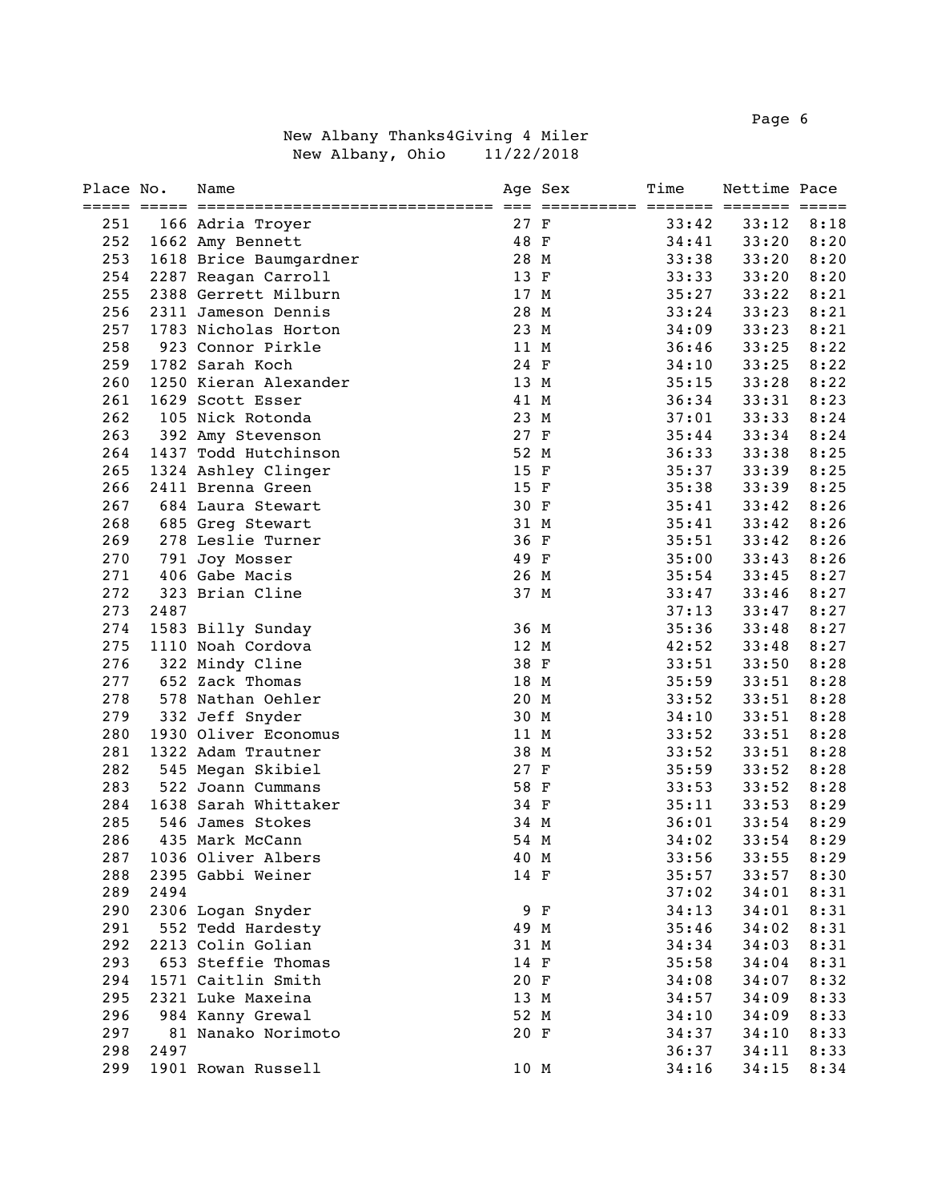New Albany Thanks4Giving 4 Miler
New Albany, Ohio 11/22/2018

| Place | No. | Name | Age | Sex | Time | Nettime | Pace |
|---|---|---|---|---|---|---|---|
| 251 | 166 | Adria Troyer | 27 | F | 33:42 | 33:12 | 8:18 |
| 252 | 1662 | Amy Bennett | 48 | F | 34:41 | 33:20 | 8:20 |
| 253 | 1618 | Brice Baumgardner | 28 | M | 33:38 | 33:20 | 8:20 |
| 254 | 2287 | Reagan Carroll | 13 | F | 33:33 | 33:20 | 8:20 |
| 255 | 2388 | Gerrett Milburn | 17 | M | 35:27 | 33:22 | 8:21 |
| 256 | 2311 | Jameson Dennis | 28 | M | 33:24 | 33:23 | 8:21 |
| 257 | 1783 | Nicholas Horton | 23 | M | 34:09 | 33:23 | 8:21 |
| 258 | 923 | Connor Pirkle | 11 | M | 36:46 | 33:25 | 8:22 |
| 259 | 1782 | Sarah Koch | 24 | F | 34:10 | 33:25 | 8:22 |
| 260 | 1250 | Kieran Alexander | 13 | M | 35:15 | 33:28 | 8:22 |
| 261 | 1629 | Scott Esser | 41 | M | 36:34 | 33:31 | 8:23 |
| 262 | 105 | Nick Rotonda | 23 | M | 37:01 | 33:33 | 8:24 |
| 263 | 392 | Amy Stevenson | 27 | F | 35:44 | 33:34 | 8:24 |
| 264 | 1437 | Todd Hutchinson | 52 | M | 36:33 | 33:38 | 8:25 |
| 265 | 1324 | Ashley Clinger | 15 | F | 35:37 | 33:39 | 8:25 |
| 266 | 2411 | Brenna Green | 15 | F | 35:38 | 33:39 | 8:25 |
| 267 | 684 | Laura Stewart | 30 | F | 35:41 | 33:42 | 8:26 |
| 268 | 685 | Greg Stewart | 31 | M | 35:41 | 33:42 | 8:26 |
| 269 | 278 | Leslie Turner | 36 | F | 35:51 | 33:42 | 8:26 |
| 270 | 791 | Joy Mosser | 49 | F | 35:00 | 33:43 | 8:26 |
| 271 | 406 | Gabe Macis | 26 | M | 35:54 | 33:45 | 8:27 |
| 272 | 323 | Brian Cline | 37 | M | 33:47 | 33:46 | 8:27 |
| 273 | 2487 | | | | 37:13 | 33:47 | 8:27 |
| 274 | 1583 | Billy Sunday | 36 | M | 35:36 | 33:48 | 8:27 |
| 275 | 1110 | Noah Cordova | 12 | M | 42:52 | 33:48 | 8:27 |
| 276 | 322 | Mindy Cline | 38 | F | 33:51 | 33:50 | 8:28 |
| 277 | 652 | Zack Thomas | 18 | M | 35:59 | 33:51 | 8:28 |
| 278 | 578 | Nathan Oehler | 20 | M | 33:52 | 33:51 | 8:28 |
| 279 | 332 | Jeff Snyder | 30 | M | 34:10 | 33:51 | 8:28 |
| 280 | 1930 | Oliver Economus | 11 | M | 33:52 | 33:51 | 8:28 |
| 281 | 1322 | Adam Trautner | 38 | M | 33:52 | 33:51 | 8:28 |
| 282 | 545 | Megan Skibiel | 27 | F | 35:59 | 33:52 | 8:28 |
| 283 | 522 | Joann Cummans | 58 | F | 33:53 | 33:52 | 8:28 |
| 284 | 1638 | Sarah Whittaker | 34 | F | 35:11 | 33:53 | 8:29 |
| 285 | 546 | James Stokes | 34 | M | 36:01 | 33:54 | 8:29 |
| 286 | 435 | Mark McCann | 54 | M | 34:02 | 33:54 | 8:29 |
| 287 | 1036 | Oliver Albers | 40 | M | 33:56 | 33:55 | 8:29 |
| 288 | 2395 | Gabbi Weiner | 14 | F | 35:57 | 33:57 | 8:30 |
| 289 | 2494 | | | | 37:02 | 34:01 | 8:31 |
| 290 | 2306 | Logan Snyder | 9 | F | 34:13 | 34:01 | 8:31 |
| 291 | 552 | Tedd Hardesty | 49 | M | 35:46 | 34:02 | 8:31 |
| 292 | 2213 | Colin Golian | 31 | M | 34:34 | 34:03 | 8:31 |
| 293 | 653 | Steffie Thomas | 14 | F | 35:58 | 34:04 | 8:31 |
| 294 | 1571 | Caitlin Smith | 20 | F | 34:08 | 34:07 | 8:32 |
| 295 | 2321 | Luke Maxeina | 13 | M | 34:57 | 34:09 | 8:33 |
| 296 | 984 | Kanny Grewal | 52 | M | 34:10 | 34:09 | 8:33 |
| 297 | 81 | Nanako Norimoto | 20 | F | 34:37 | 34:10 | 8:33 |
| 298 | 2497 | | | | 36:37 | 34:11 | 8:33 |
| 299 | 1901 | Rowan Russell | 10 | M | 34:16 | 34:15 | 8:34 |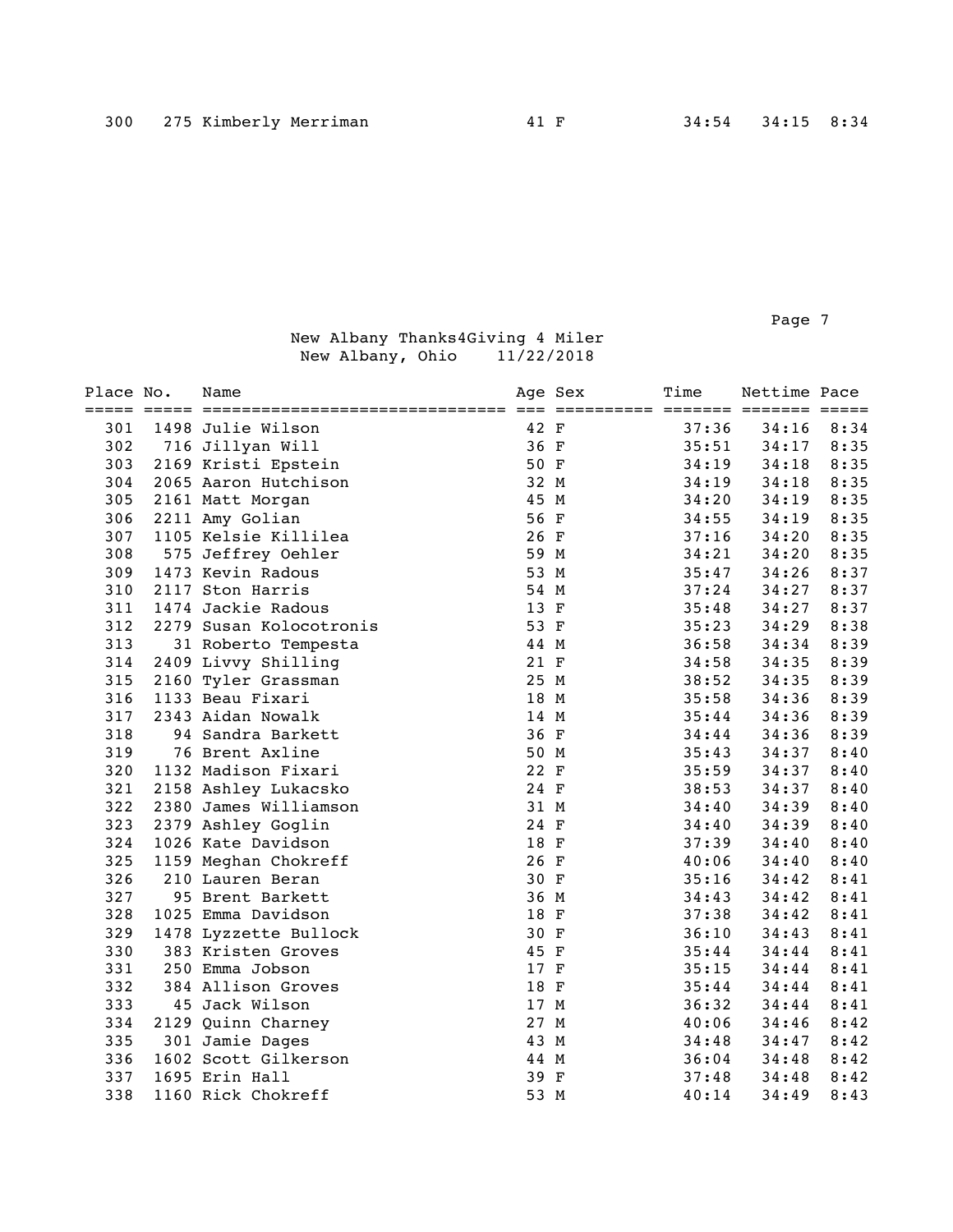| Place | No. | Name | Age | Sex | Time | Nettime | Pace |
|---|---|---|---|---|---|---|---|
| 300 | 275 | Kimberly Merriman | 41 | F | 34:54 | 34:15 | 8:34 |

## New Albany Thanks4Giving 4 Miler
New Albany, Ohio 11/22/2018

| Place | No. | Name | Age | Sex | Time | Nettime | Pace |
|---|---|---|---|---|---|---|---|
| 301 | 1498 | Julie Wilson | 42 | F | 37:36 | 34:16 | 8:34 |
| 302 | 716 | Jillyan Will | 36 | F | 35:51 | 34:17 | 8:35 |
| 303 | 2169 | Kristi Epstein | 50 | F | 34:19 | 34:18 | 8:35 |
| 304 | 2065 | Aaron Hutchison | 32 | M | 34:19 | 34:18 | 8:35 |
| 305 | 2161 | Matt Morgan | 45 | M | 34:20 | 34:19 | 8:35 |
| 306 | 2211 | Amy Golian | 56 | F | 34:55 | 34:19 | 8:35 |
| 307 | 1105 | Kelsie Killilea | 26 | F | 37:16 | 34:20 | 8:35 |
| 308 | 575 | Jeffrey Oehler | 59 | M | 34:21 | 34:20 | 8:35 |
| 309 | 1473 | Kevin Radous | 53 | M | 35:47 | 34:26 | 8:37 |
| 310 | 2117 | Ston Harris | 54 | M | 37:24 | 34:27 | 8:37 |
| 311 | 1474 | Jackie Radous | 13 | F | 35:48 | 34:27 | 8:37 |
| 312 | 2279 | Susan Kolocotronis | 53 | F | 35:23 | 34:29 | 8:38 |
| 313 | 31 | Roberto Tempesta | 44 | M | 36:58 | 34:34 | 8:39 |
| 314 | 2409 | Livvy Shilling | 21 | F | 34:58 | 34:35 | 8:39 |
| 315 | 2160 | Tyler Grassman | 25 | M | 38:52 | 34:35 | 8:39 |
| 316 | 1133 | Beau Fixari | 18 | M | 35:58 | 34:36 | 8:39 |
| 317 | 2343 | Aidan Nowalk | 14 | M | 35:44 | 34:36 | 8:39 |
| 318 | 94 | Sandra Barkett | 36 | F | 34:44 | 34:36 | 8:39 |
| 319 | 76 | Brent Axline | 50 | M | 35:43 | 34:37 | 8:40 |
| 320 | 1132 | Madison Fixari | 22 | F | 35:59 | 34:37 | 8:40 |
| 321 | 2158 | Ashley Lukacsko | 24 | F | 38:53 | 34:37 | 8:40 |
| 322 | 2380 | James Williamson | 31 | M | 34:40 | 34:39 | 8:40 |
| 323 | 2379 | Ashley Goglin | 24 | F | 34:40 | 34:39 | 8:40 |
| 324 | 1026 | Kate Davidson | 18 | F | 37:39 | 34:40 | 8:40 |
| 325 | 1159 | Meghan Chokreff | 26 | F | 40:06 | 34:40 | 8:40 |
| 326 | 210 | Lauren Beran | 30 | F | 35:16 | 34:42 | 8:41 |
| 327 | 95 | Brent Barkett | 36 | M | 34:43 | 34:42 | 8:41 |
| 328 | 1025 | Emma Davidson | 18 | F | 37:38 | 34:42 | 8:41 |
| 329 | 1478 | Lyzzette Bullock | 30 | F | 36:10 | 34:43 | 8:41 |
| 330 | 383 | Kristen Groves | 45 | F | 35:44 | 34:44 | 8:41 |
| 331 | 250 | Emma Jobson | 17 | F | 35:15 | 34:44 | 8:41 |
| 332 | 384 | Allison Groves | 18 | F | 35:44 | 34:44 | 8:41 |
| 333 | 45 | Jack Wilson | 17 | M | 36:32 | 34:44 | 8:41 |
| 334 | 2129 | Quinn Charney | 27 | M | 40:06 | 34:46 | 8:42 |
| 335 | 301 | Jamie Dages | 43 | M | 34:48 | 34:47 | 8:42 |
| 336 | 1602 | Scott Gilkerson | 44 | M | 36:04 | 34:48 | 8:42 |
| 337 | 1695 | Erin Hall | 39 | F | 37:48 | 34:48 | 8:42 |
| 338 | 1160 | Rick Chokreff | 53 | M | 40:14 | 34:49 | 8:43 |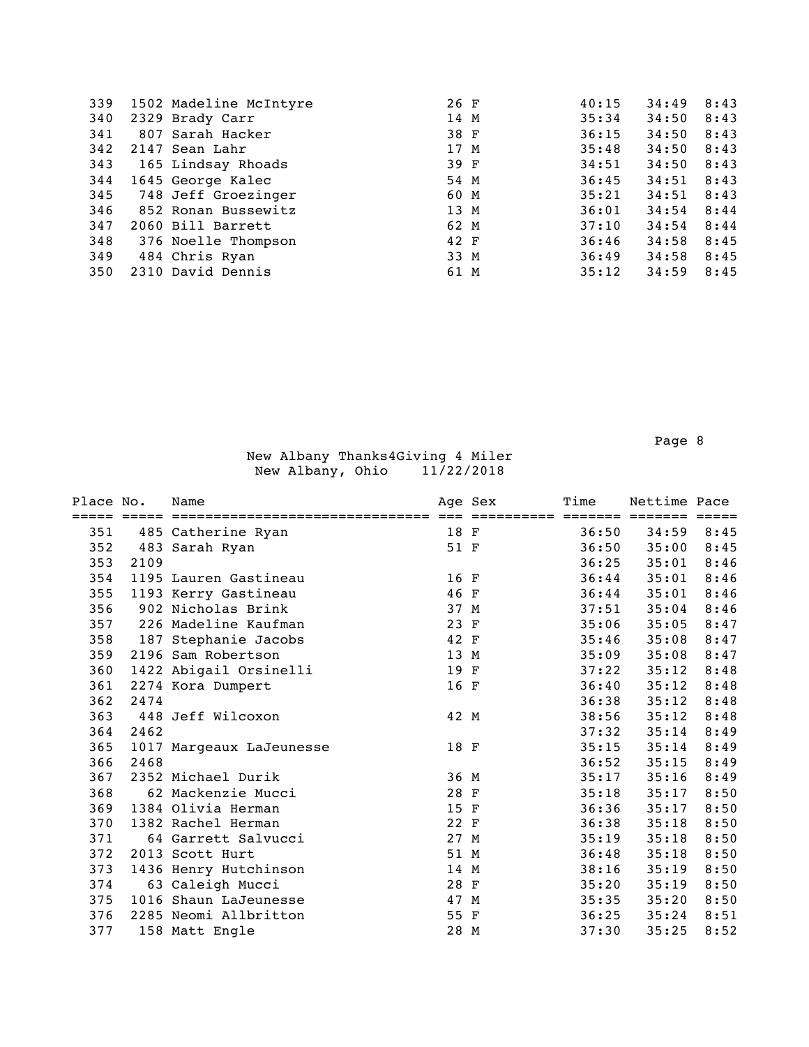| Place | No. | Name | Age | Sex | Time | Nettime | Pace |
|---|---|---|---|---|---|---|---|
| 339 | 1502 | Madeline McIntyre | 26 | F | 40:15 | 34:49 | 8:43 |
| 340 | 2329 | Brady Carr | 14 | M | 35:34 | 34:50 | 8:43 |
| 341 | 807 | Sarah Hacker | 38 | F | 36:15 | 34:50 | 8:43 |
| 342 | 2147 | Sean Lahr | 17 | M | 35:48 | 34:50 | 8:43 |
| 343 | 165 | Lindsay Rhoads | 39 | F | 34:51 | 34:50 | 8:43 |
| 344 | 1645 | George Kalec | 54 | M | 36:45 | 34:51 | 8:43 |
| 345 | 748 | Jeff Groezinger | 60 | M | 35:21 | 34:51 | 8:43 |
| 346 | 852 | Ronan Bussewitz | 13 | M | 36:01 | 34:54 | 8:44 |
| 347 | 2060 | Bill Barrett | 62 | M | 37:10 | 34:54 | 8:44 |
| 348 | 376 | Noelle Thompson | 42 | F | 36:46 | 34:58 | 8:45 |
| 349 | 484 | Chris Ryan | 33 | M | 36:49 | 34:58 | 8:45 |
| 350 | 2310 | David Dennis | 61 | M | 35:12 | 34:59 | 8:45 |

New Albany Thanks4Giving 4 Miler
New Albany, Ohio 11/22/2018

| Place | No. | Name | Age | Sex | Time | Nettime | Pace |
|---|---|---|---|---|---|---|---|
| 351 | 485 | Catherine Ryan | 18 | F | 36:50 | 34:59 | 8:45 |
| 352 | 483 | Sarah Ryan | 51 | F | 36:50 | 35:00 | 8:45 |
| 353 | 2109 | | | | 36:25 | 35:01 | 8:46 |
| 354 | 1195 | Lauren Gastineau | 16 | F | 36:44 | 35:01 | 8:46 |
| 355 | 1193 | Kerry Gastineau | 46 | F | 36:44 | 35:01 | 8:46 |
| 356 | 902 | Nicholas Brink | 37 | M | 37:51 | 35:04 | 8:46 |
| 357 | 226 | Madeline Kaufman | 23 | F | 35:06 | 35:05 | 8:47 |
| 358 | 187 | Stephanie Jacobs | 42 | F | 35:46 | 35:08 | 8:47 |
| 359 | 2196 | Sam Robertson | 13 | M | 35:09 | 35:08 | 8:47 |
| 360 | 1422 | Abigail Orsinelli | 19 | F | 37:22 | 35:12 | 8:48 |
| 361 | 2274 | Kora Dumpert | 16 | F | 36:40 | 35:12 | 8:48 |
| 362 | 2474 | | | | 36:38 | 35:12 | 8:48 |
| 363 | 448 | Jeff Wilcoxon | 42 | M | 38:56 | 35:12 | 8:48 |
| 364 | 2462 | | | | 37:32 | 35:14 | 8:49 |
| 365 | 1017 | Margeaux LaJeunesse | 18 | F | 35:15 | 35:14 | 8:49 |
| 366 | 2468 | | | | 36:52 | 35:15 | 8:49 |
| 367 | 2352 | Michael Durik | 36 | M | 35:17 | 35:16 | 8:49 |
| 368 | 62 | Mackenzie Mucci | 28 | F | 35:18 | 35:17 | 8:50 |
| 369 | 1384 | Olivia Herman | 15 | F | 36:36 | 35:17 | 8:50 |
| 370 | 1382 | Rachel Herman | 22 | F | 36:38 | 35:18 | 8:50 |
| 371 | 64 | Garrett Salvucci | 27 | M | 35:19 | 35:18 | 8:50 |
| 372 | 2013 | Scott Hurt | 51 | M | 36:48 | 35:18 | 8:50 |
| 373 | 1436 | Henry Hutchinson | 14 | M | 38:16 | 35:19 | 8:50 |
| 374 | 63 | Caleigh Mucci | 28 | F | 35:20 | 35:19 | 8:50 |
| 375 | 1016 | Shaun LaJeunesse | 47 | M | 35:35 | 35:20 | 8:50 |
| 376 | 2285 | Neomi Allbritton | 55 | F | 36:25 | 35:24 | 8:51 |
| 377 | 158 | Matt Engle | 28 | M | 37:30 | 35:25 | 8:52 |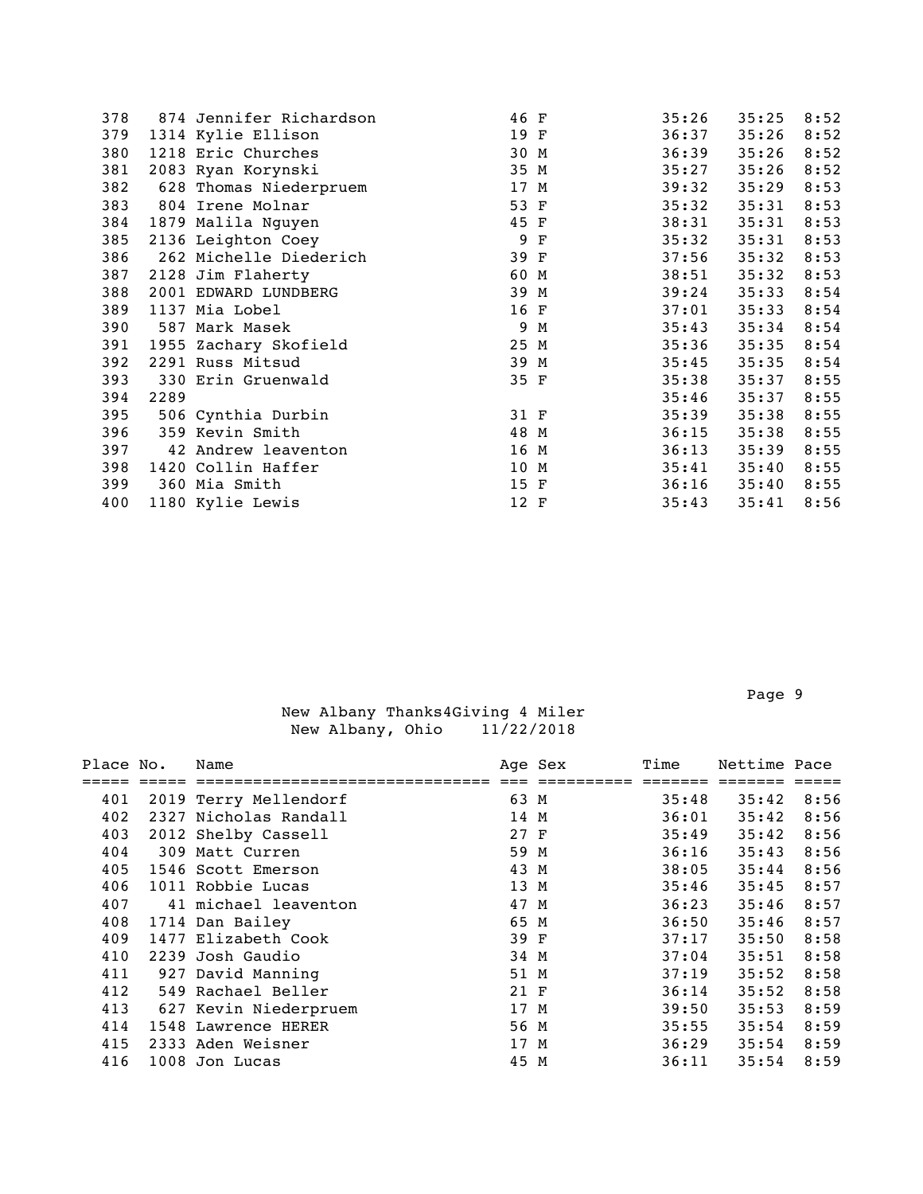| Place | No. | Name | Age | Sex | Time | Nettime | Pace |
|---|---|---|---|---|---|---|---|
| 378 | 874 | Jennifer Richardson | 46 | F | 35:26 | 35:25 | 8:52 |
| 379 | 1314 | Kylie Ellison | 19 | F | 36:37 | 35:26 | 8:52 |
| 380 | 1218 | Eric Churches | 30 | M | 36:39 | 35:26 | 8:52 |
| 381 | 2083 | Ryan Korynski | 35 | M | 35:27 | 35:26 | 8:52 |
| 382 | 628 | Thomas Niederpruem | 17 | M | 39:32 | 35:29 | 8:53 |
| 383 | 804 | Irene Molnar | 53 | F | 35:32 | 35:31 | 8:53 |
| 384 | 1879 | Malila Nguyen | 45 | F | 38:31 | 35:31 | 8:53 |
| 385 | 2136 | Leighton Coey | 9 | F | 35:32 | 35:31 | 8:53 |
| 386 | 262 | Michelle Diederich | 39 | F | 37:56 | 35:32 | 8:53 |
| 387 | 2128 | Jim Flaherty | 60 | M | 38:51 | 35:32 | 8:53 |
| 388 | 2001 | EDWARD LUNDBERG | 39 | M | 39:24 | 35:33 | 8:54 |
| 389 | 1137 | Mia Lobel | 16 | F | 37:01 | 35:33 | 8:54 |
| 390 | 587 | Mark Masek | 9 | M | 35:43 | 35:34 | 8:54 |
| 391 | 1955 | Zachary Skofield | 25 | M | 35:36 | 35:35 | 8:54 |
| 392 | 2291 | Russ Mitsud | 39 | M | 35:45 | 35:35 | 8:54 |
| 393 | 330 | Erin Gruenwald | 35 | F | 35:38 | 35:37 | 8:55 |
| 394 | 2289 | | | | 35:46 | 35:37 | 8:55 |
| 395 | 506 | Cynthia Durbin | 31 | F | 35:39 | 35:38 | 8:55 |
| 396 | 359 | Kevin Smith | 48 | M | 36:15 | 35:38 | 8:55 |
| 397 | 42 | Andrew leaventon | 16 | M | 36:13 | 35:39 | 8:55 |
| 398 | 1420 | Collin Haffer | 10 | M | 35:41 | 35:40 | 8:55 |
| 399 | 360 | Mia Smith | 15 | F | 36:16 | 35:40 | 8:55 |
| 400 | 1180 | Kylie Lewis | 12 | F | 35:43 | 35:41 | 8:56 |

New Albany Thanks4Giving 4 Miler
New Albany, Ohio 11/22/2018

| Place | No. | Name | Age | Sex | Time | Nettime | Pace |
|---|---|---|---|---|---|---|---|
| 401 | 2019 | Terry Mellendorf | 63 | M | 35:48 | 35:42 | 8:56 |
| 402 | 2327 | Nicholas Randall | 14 | M | 36:01 | 35:42 | 8:56 |
| 403 | 2012 | Shelby Cassell | 27 | F | 35:49 | 35:42 | 8:56 |
| 404 | 309 | Matt Curren | 59 | M | 36:16 | 35:43 | 8:56 |
| 405 | 1546 | Scott Emerson | 43 | M | 38:05 | 35:44 | 8:56 |
| 406 | 1011 | Robbie Lucas | 13 | M | 35:46 | 35:45 | 8:57 |
| 407 | 41 | michael leaventon | 47 | M | 36:23 | 35:46 | 8:57 |
| 408 | 1714 | Dan Bailey | 65 | M | 36:50 | 35:46 | 8:57 |
| 409 | 1477 | Elizabeth Cook | 39 | F | 37:17 | 35:50 | 8:58 |
| 410 | 2239 | Josh Gaudio | 34 | M | 37:04 | 35:51 | 8:58 |
| 411 | 927 | David Manning | 51 | M | 37:19 | 35:52 | 8:58 |
| 412 | 549 | Rachael Beller | 21 | F | 36:14 | 35:52 | 8:58 |
| 413 | 627 | Kevin Niederpruem | 17 | M | 39:50 | 35:53 | 8:59 |
| 414 | 1548 | Lawrence HERER | 56 | M | 35:55 | 35:54 | 8:59 |
| 415 | 2333 | Aden Weisner | 17 | M | 36:29 | 35:54 | 8:59 |
| 416 | 1008 | Jon Lucas | 45 | M | 36:11 | 35:54 | 8:59 |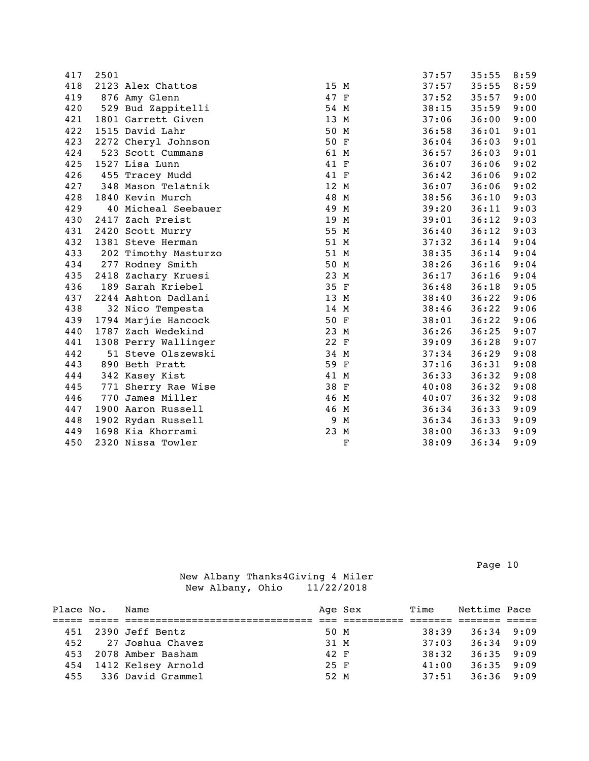| Place | No. | Name | Age | Sex | Time | Nettime | Pace |
|---|---|---|---|---|---|---|---|
| 417 | 2501 | | | | 37:57 | 35:55 | 8:59 |
| 418 | 2123 | Alex Chattos | 15 | M | 37:57 | 35:55 | 8:59 |
| 419 | 876 | Amy Glenn | 47 | F | 37:52 | 35:57 | 9:00 |
| 420 | 529 | Bud Zappitelli | 54 | M | 38:15 | 35:59 | 9:00 |
| 421 | 1801 | Garrett Given | 13 | M | 37:06 | 36:00 | 9:00 |
| 422 | 1515 | David Lahr | 50 | M | 36:58 | 36:01 | 9:01 |
| 423 | 2272 | Cheryl Johnson | 50 | F | 36:04 | 36:03 | 9:01 |
| 424 | 523 | Scott Cummans | 61 | M | 36:57 | 36:03 | 9:01 |
| 425 | 1527 | Lisa Lunn | 41 | F | 36:07 | 36:06 | 9:02 |
| 426 | 455 | Tracey Mudd | 41 | F | 36:42 | 36:06 | 9:02 |
| 427 | 348 | Mason Telatnik | 12 | M | 36:07 | 36:06 | 9:02 |
| 428 | 1840 | Kevin Murch | 48 | M | 38:56 | 36:10 | 9:03 |
| 429 | 40 | Micheal Seebauer | 49 | M | 39:20 | 36:11 | 9:03 |
| 430 | 2417 | Zach Preist | 19 | M | 39:01 | 36:12 | 9:03 |
| 431 | 2420 | Scott Murry | 55 | M | 36:40 | 36:12 | 9:03 |
| 432 | 1381 | Steve Herman | 51 | M | 37:32 | 36:14 | 9:04 |
| 433 | 202 | Timothy Masturzo | 51 | M | 38:35 | 36:14 | 9:04 |
| 434 | 277 | Rodney Smith | 50 | M | 38:26 | 36:16 | 9:04 |
| 435 | 2418 | Zachary Kruesi | 23 | M | 36:17 | 36:16 | 9:04 |
| 436 | 189 | Sarah Kriebel | 35 | F | 36:48 | 36:18 | 9:05 |
| 437 | 2244 | Ashton Dadlani | 13 | M | 38:40 | 36:22 | 9:06 |
| 438 | 32 | Nico Tempesta | 14 | M | 38:46 | 36:22 | 9:06 |
| 439 | 1794 | Marjie Hancock | 50 | F | 38:01 | 36:22 | 9:06 |
| 440 | 1787 | Zach Wedekind | 23 | M | 36:26 | 36:25 | 9:07 |
| 441 | 1308 | Perry Wallinger | 22 | F | 39:09 | 36:28 | 9:07 |
| 442 | 51 | Steve Olszewski | 34 | M | 37:34 | 36:29 | 9:08 |
| 443 | 890 | Beth Pratt | 59 | F | 37:16 | 36:31 | 9:08 |
| 444 | 342 | Kasey Kist | 41 | M | 36:33 | 36:32 | 9:08 |
| 445 | 771 | Sherry Rae Wise | 38 | F | 40:08 | 36:32 | 9:08 |
| 446 | 770 | James Miller | 46 | M | 40:07 | 36:32 | 9:08 |
| 447 | 1900 | Aaron Russell | 46 | M | 36:34 | 36:33 | 9:09 |
| 448 | 1902 | Rydan Russell | 9 | M | 36:34 | 36:33 | 9:09 |
| 449 | 1698 | Kia Khorrami | 23 | M | 38:00 | 36:33 | 9:09 |
| 450 | 2320 | Nissa Towler | | F | 38:09 | 36:34 | 9:09 |

New Albany Thanks4Giving 4 Miler
New Albany, Ohio 11/22/2018

| Place | No. | Name | Age | Sex | Time | Nettime | Pace |
|---|---|---|---|---|---|---|---|
| 451 | 2390 | Jeff Bentz | 50 | M | 38:39 | 36:34 | 9:09 |
| 452 | 27 | Joshua Chavez | 31 | M | 37:03 | 36:34 | 9:09 |
| 453 | 2078 | Amber Basham | 42 | F | 38:32 | 36:35 | 9:09 |
| 454 | 1412 | Kelsey Arnold | 25 | F | 41:00 | 36:35 | 9:09 |
| 455 | 336 | David Grammel | 52 | M | 37:51 | 36:36 | 9:09 |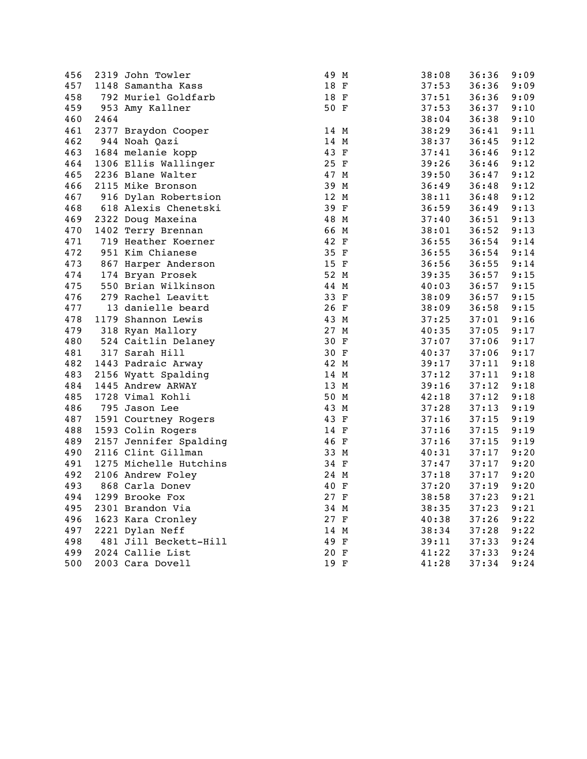| Place | Bib | Name | Age | Sex | Gun Time | Net Time | Pace |
|---|---|---|---|---|---|---|---|
| 456 | 2319 | John Towler | 49 | M | 38:08 | 36:36 | 9:09 |
| 457 | 1148 | Samantha Kass | 18 | F | 37:53 | 36:36 | 9:09 |
| 458 | 792 | Muriel Goldfarb | 18 | F | 37:51 | 36:36 | 9:09 |
| 459 | 953 | Amy Kallner | 50 | F | 37:53 | 36:37 | 9:10 |
| 460 | 2464 | | | | 38:04 | 36:38 | 9:10 |
| 461 | 2377 | Braydon Cooper | 14 | M | 38:29 | 36:41 | 9:11 |
| 462 | 944 | Noah Qazi | 14 | M | 38:37 | 36:45 | 9:12 |
| 463 | 1684 | melanie kopp | 43 | F | 37:41 | 36:46 | 9:12 |
| 464 | 1306 | Ellis Wallinger | 25 | F | 39:26 | 36:46 | 9:12 |
| 465 | 2236 | Blane Walter | 47 | M | 39:50 | 36:47 | 9:12 |
| 466 | 2115 | Mike Bronson | 39 | M | 36:49 | 36:48 | 9:12 |
| 467 | 916 | Dylan Robertsion | 12 | M | 38:11 | 36:48 | 9:12 |
| 468 | 618 | Alexis Chenetski | 39 | F | 36:59 | 36:49 | 9:13 |
| 469 | 2322 | Doug Maxeina | 48 | M | 37:40 | 36:51 | 9:13 |
| 470 | 1402 | Terry Brennan | 66 | M | 38:01 | 36:52 | 9:13 |
| 471 | 719 | Heather Koerner | 42 | F | 36:55 | 36:54 | 9:14 |
| 472 | 951 | Kim Chianese | 35 | F | 36:55 | 36:54 | 9:14 |
| 473 | 867 | Harper Anderson | 15 | F | 36:56 | 36:55 | 9:14 |
| 474 | 174 | Bryan Prosek | 52 | M | 39:35 | 36:57 | 9:15 |
| 475 | 550 | Brian Wilkinson | 44 | M | 40:03 | 36:57 | 9:15 |
| 476 | 279 | Rachel Leavitt | 33 | F | 38:09 | 36:57 | 9:15 |
| 477 | 13 | danielle beard | 26 | F | 38:09 | 36:58 | 9:15 |
| 478 | 1179 | Shannon Lewis | 43 | M | 37:25 | 37:01 | 9:16 |
| 479 | 318 | Ryan Mallory | 27 | M | 40:35 | 37:05 | 9:17 |
| 480 | 524 | Caitlin Delaney | 30 | F | 37:07 | 37:06 | 9:17 |
| 481 | 317 | Sarah Hill | 30 | F | 40:37 | 37:06 | 9:17 |
| 482 | 1443 | Padraic Arway | 42 | M | 39:17 | 37:11 | 9:18 |
| 483 | 2156 | Wyatt Spalding | 14 | M | 37:12 | 37:11 | 9:18 |
| 484 | 1445 | Andrew ARWAY | 13 | M | 39:16 | 37:12 | 9:18 |
| 485 | 1728 | Vimal Kohli | 50 | M | 42:18 | 37:12 | 9:18 |
| 486 | 795 | Jason Lee | 43 | M | 37:28 | 37:13 | 9:19 |
| 487 | 1591 | Courtney Rogers | 43 | F | 37:16 | 37:15 | 9:19 |
| 488 | 1593 | Colin Rogers | 14 | F | 37:16 | 37:15 | 9:19 |
| 489 | 2157 | Jennifer Spalding | 46 | F | 37:16 | 37:15 | 9:19 |
| 490 | 2116 | Clint Gillman | 33 | M | 40:31 | 37:17 | 9:20 |
| 491 | 1275 | Michelle Hutchins | 34 | F | 37:47 | 37:17 | 9:20 |
| 492 | 2106 | Andrew Foley | 24 | M | 37:18 | 37:17 | 9:20 |
| 493 | 868 | Carla Donev | 40 | F | 37:20 | 37:19 | 9:20 |
| 494 | 1299 | Brooke Fox | 27 | F | 38:58 | 37:23 | 9:21 |
| 495 | 2301 | Brandon Via | 34 | M | 38:35 | 37:23 | 9:21 |
| 496 | 1623 | Kara Cronley | 27 | F | 40:38 | 37:26 | 9:22 |
| 497 | 2221 | Dylan Neff | 14 | M | 38:34 | 37:28 | 9:22 |
| 498 | 481 | Jill Beckett-Hill | 49 | F | 39:11 | 37:33 | 9:24 |
| 499 | 2024 | Callie List | 20 | F | 41:22 | 37:33 | 9:24 |
| 500 | 2003 | Cara Dovell | 19 | F | 41:28 | 37:34 | 9:24 |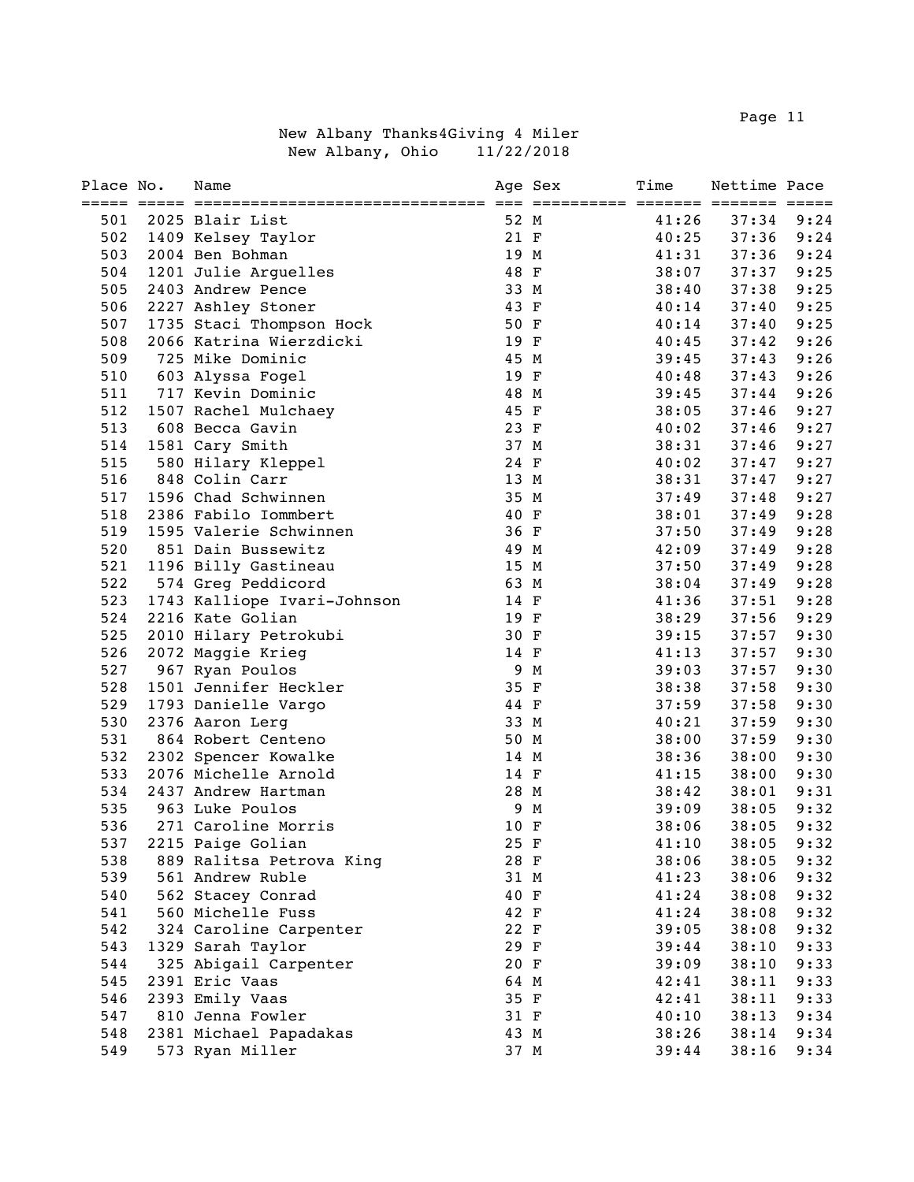New Albany Thanks4Giving 4 Miler
New Albany, Ohio 11/22/2018

| Place | No. | Name | Age | Sex | Time | Nettime | Pace |
|---|---|---|---|---|---|---|---|
| 501 | 2025 | Blair List | 52 | M | 41:26 | 37:34 | 9:24 |
| 502 | 1409 | Kelsey Taylor | 21 | F | 40:25 | 37:36 | 9:24 |
| 503 | 2004 | Ben Bohman | 19 | M | 41:31 | 37:36 | 9:24 |
| 504 | 1201 | Julie Arguelles | 48 | F | 38:07 | 37:37 | 9:25 |
| 505 | 2403 | Andrew Pence | 33 | M | 38:40 | 37:38 | 9:25 |
| 506 | 2227 | Ashley Stoner | 43 | F | 40:14 | 37:40 | 9:25 |
| 507 | 1735 | Staci Thompson Hock | 50 | F | 40:14 | 37:40 | 9:25 |
| 508 | 2066 | Katrina Wierzdicki | 19 | F | 40:45 | 37:42 | 9:26 |
| 509 | 725 | Mike Dominic | 45 | M | 39:45 | 37:43 | 9:26 |
| 510 | 603 | Alyssa Fogel | 19 | F | 40:48 | 37:43 | 9:26 |
| 511 | 717 | Kevin Dominic | 48 | M | 39:45 | 37:44 | 9:26 |
| 512 | 1507 | Rachel Mulchaey | 45 | F | 38:05 | 37:46 | 9:27 |
| 513 | 608 | Becca Gavin | 23 | F | 40:02 | 37:46 | 9:27 |
| 514 | 1581 | Cary Smith | 37 | M | 38:31 | 37:46 | 9:27 |
| 515 | 580 | Hilary Kleppel | 24 | F | 40:02 | 37:47 | 9:27 |
| 516 | 848 | Colin Carr | 13 | M | 38:31 | 37:47 | 9:27 |
| 517 | 1596 | Chad Schwinnen | 35 | M | 37:49 | 37:48 | 9:27 |
| 518 | 2386 | Fabilo Iommbert | 40 | F | 38:01 | 37:49 | 9:28 |
| 519 | 1595 | Valerie Schwinnen | 36 | F | 37:50 | 37:49 | 9:28 |
| 520 | 851 | Dain Bussewitz | 49 | M | 42:09 | 37:49 | 9:28 |
| 521 | 1196 | Billy Gastineau | 15 | M | 37:50 | 37:49 | 9:28 |
| 522 | 574 | Greg Peddicord | 63 | M | 38:04 | 37:49 | 9:28 |
| 523 | 1743 | Kalliope Ivari-Johnson | 14 | F | 41:36 | 37:51 | 9:28 |
| 524 | 2216 | Kate Golian | 19 | F | 38:29 | 37:56 | 9:29 |
| 525 | 2010 | Hilary Petrokubi | 30 | F | 39:15 | 37:57 | 9:30 |
| 526 | 2072 | Maggie Krieg | 14 | F | 41:13 | 37:57 | 9:30 |
| 527 | 967 | Ryan Poulos | 9 | M | 39:03 | 37:57 | 9:30 |
| 528 | 1501 | Jennifer Heckler | 35 | F | 38:38 | 37:58 | 9:30 |
| 529 | 1793 | Danielle Vargo | 44 | F | 37:59 | 37:58 | 9:30 |
| 530 | 2376 | Aaron Lerg | 33 | M | 40:21 | 37:59 | 9:30 |
| 531 | 864 | Robert Centeno | 50 | M | 38:00 | 37:59 | 9:30 |
| 532 | 2302 | Spencer Kowalke | 14 | M | 38:36 | 38:00 | 9:30 |
| 533 | 2076 | Michelle Arnold | 14 | F | 41:15 | 38:00 | 9:30 |
| 534 | 2437 | Andrew Hartman | 28 | M | 38:42 | 38:01 | 9:31 |
| 535 | 963 | Luke Poulos | 9 | M | 39:09 | 38:05 | 9:32 |
| 536 | 271 | Caroline Morris | 10 | F | 38:06 | 38:05 | 9:32 |
| 537 | 2215 | Paige Golian | 25 | F | 41:10 | 38:05 | 9:32 |
| 538 | 889 | Ralitsa Petrova King | 28 | F | 38:06 | 38:05 | 9:32 |
| 539 | 561 | Andrew Ruble | 31 | M | 41:23 | 38:06 | 9:32 |
| 540 | 562 | Stacey Conrad | 40 | F | 41:24 | 38:08 | 9:32 |
| 541 | 560 | Michelle Fuss | 42 | F | 41:24 | 38:08 | 9:32 |
| 542 | 324 | Caroline Carpenter | 22 | F | 39:05 | 38:08 | 9:32 |
| 543 | 1329 | Sarah Taylor | 29 | F | 39:44 | 38:10 | 9:33 |
| 544 | 325 | Abigail Carpenter | 20 | F | 39:09 | 38:10 | 9:33 |
| 545 | 2391 | Eric Vaas | 64 | M | 42:41 | 38:11 | 9:33 |
| 546 | 2393 | Emily Vaas | 35 | F | 42:41 | 38:11 | 9:33 |
| 547 | 810 | Jenna Fowler | 31 | F | 40:10 | 38:13 | 9:34 |
| 548 | 2381 | Michael Papadakas | 43 | M | 38:26 | 38:14 | 9:34 |
| 549 | 573 | Ryan Miller | 37 | M | 39:44 | 38:16 | 9:34 |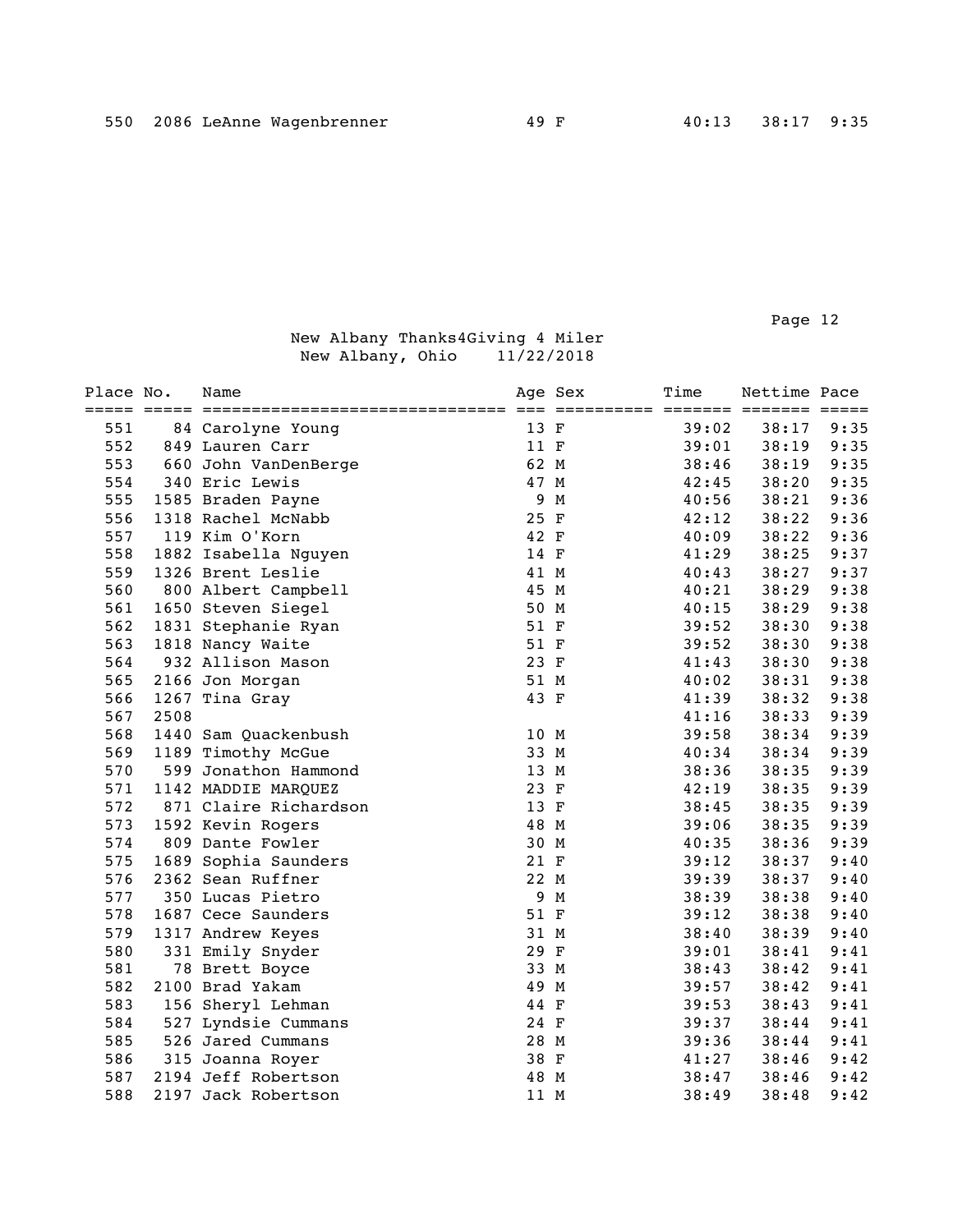| Place | No. | Name | Age | Sex | Time | Nettime | Pace |
|---|---|---|---|---|---|---|---|
| 550 | 2086 | LeAnne Wagenbrenner | 49 | F | 40:13 | 38:17 | 9:35 |

New Albany Thanks4Giving 4 Miler
New Albany, Ohio 11/22/2018

| Place | No. | Name | Age | Sex | Time | Nettime | Pace |
|---|---|---|---|---|---|---|---|
| 551 | 84 | Carolyne Young | 13 | F | 39:02 | 38:17 | 9:35 |
| 552 | 849 | Lauren Carr | 11 | F | 39:01 | 38:19 | 9:35 |
| 553 | 660 | John VanDenBerge | 62 | M | 38:46 | 38:19 | 9:35 |
| 554 | 340 | Eric Lewis | 47 | M | 42:45 | 38:20 | 9:35 |
| 555 | 1585 | Braden Payne | 9 | M | 40:56 | 38:21 | 9:36 |
| 556 | 1318 | Rachel McNabb | 25 | F | 42:12 | 38:22 | 9:36 |
| 557 | 119 | Kim O'Korn | 42 | F | 40:09 | 38:22 | 9:36 |
| 558 | 1882 | Isabella Nguyen | 14 | F | 41:29 | 38:25 | 9:37 |
| 559 | 1326 | Brent Leslie | 41 | M | 40:43 | 38:27 | 9:37 |
| 560 | 800 | Albert Campbell | 45 | M | 40:21 | 38:29 | 9:38 |
| 561 | 1650 | Steven Siegel | 50 | M | 40:15 | 38:29 | 9:38 |
| 562 | 1831 | Stephanie Ryan | 51 | F | 39:52 | 38:30 | 9:38 |
| 563 | 1818 | Nancy Waite | 51 | F | 39:52 | 38:30 | 9:38 |
| 564 | 932 | Allison Mason | 23 | F | 41:43 | 38:30 | 9:38 |
| 565 | 2166 | Jon Morgan | 51 | M | 40:02 | 38:31 | 9:38 |
| 566 | 1267 | Tina Gray | 43 | F | 41:39 | 38:32 | 9:38 |
| 567 | 2508 | | | | 41:16 | 38:33 | 9:39 |
| 568 | 1440 | Sam Quackenbush | 10 | M | 39:58 | 38:34 | 9:39 |
| 569 | 1189 | Timothy McGue | 33 | M | 40:34 | 38:34 | 9:39 |
| 570 | 599 | Jonathon Hammond | 13 | M | 38:36 | 38:35 | 9:39 |
| 571 | 1142 | MADDIE MARQUEZ | 23 | F | 42:19 | 38:35 | 9:39 |
| 572 | 871 | Claire Richardson | 13 | F | 38:45 | 38:35 | 9:39 |
| 573 | 1592 | Kevin Rogers | 48 | M | 39:06 | 38:35 | 9:39 |
| 574 | 809 | Dante Fowler | 30 | M | 40:35 | 38:36 | 9:39 |
| 575 | 1689 | Sophia Saunders | 21 | F | 39:12 | 38:37 | 9:40 |
| 576 | 2362 | Sean Ruffner | 22 | M | 39:39 | 38:37 | 9:40 |
| 577 | 350 | Lucas Pietro | 9 | M | 38:39 | 38:38 | 9:40 |
| 578 | 1687 | Cece Saunders | 51 | F | 39:12 | 38:38 | 9:40 |
| 579 | 1317 | Andrew Keyes | 31 | M | 38:40 | 38:39 | 9:40 |
| 580 | 331 | Emily Snyder | 29 | F | 39:01 | 38:41 | 9:41 |
| 581 | 78 | Brett Boyce | 33 | M | 38:43 | 38:42 | 9:41 |
| 582 | 2100 | Brad Yakam | 49 | M | 39:57 | 38:42 | 9:41 |
| 583 | 156 | Sheryl Lehman | 44 | F | 39:53 | 38:43 | 9:41 |
| 584 | 527 | Lyndsie Cummans | 24 | F | 39:37 | 38:44 | 9:41 |
| 585 | 526 | Jared Cummans | 28 | M | 39:36 | 38:44 | 9:41 |
| 586 | 315 | Joanna Royer | 38 | F | 41:27 | 38:46 | 9:42 |
| 587 | 2194 | Jeff Robertson | 48 | M | 38:47 | 38:46 | 9:42 |
| 588 | 2197 | Jack Robertson | 11 | M | 38:49 | 38:48 | 9:42 |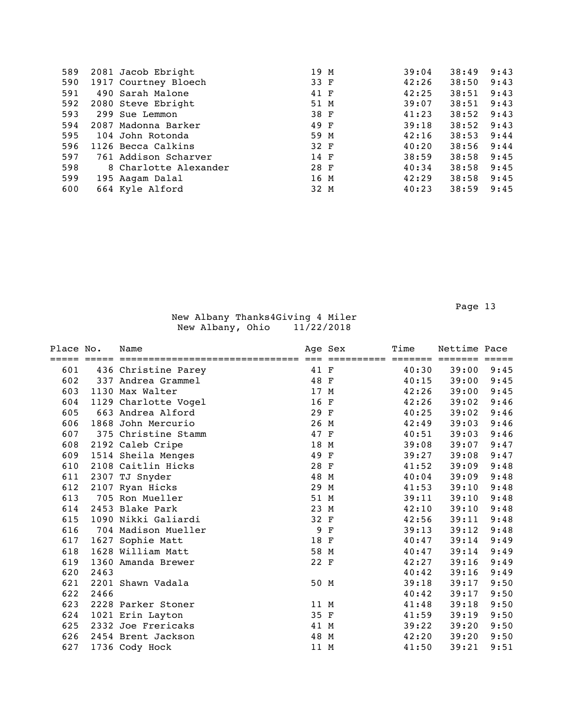| Place | No. | Name | Age | Sex | Time | Nettime | Pace |
|---|---|---|---|---|---|---|---|
| 589 | 2081 | Jacob Ebright | 19 | M | 39:04 | 38:49 | 9:43 |
| 590 | 1917 | Courtney Bloech | 33 | F | 42:26 | 38:50 | 9:43 |
| 591 | 490 | Sarah Malone | 41 | F | 42:25 | 38:51 | 9:43 |
| 592 | 2080 | Steve Ebright | 51 | M | 39:07 | 38:51 | 9:43 |
| 593 | 299 | Sue Lemmon | 38 | F | 41:23 | 38:52 | 9:43 |
| 594 | 2087 | Madonna Barker | 49 | F | 39:18 | 38:52 | 9:43 |
| 595 | 104 | John Rotonda | 59 | M | 42:16 | 38:53 | 9:44 |
| 596 | 1126 | Becca Calkins | 32 | F | 40:20 | 38:56 | 9:44 |
| 597 | 761 | Addison Scharver | 14 | F | 38:59 | 38:58 | 9:45 |
| 598 | 8 | Charlotte Alexander | 28 | F | 40:34 | 38:58 | 9:45 |
| 599 | 195 | Aagam Dalal | 16 | M | 42:29 | 38:58 | 9:45 |
| 600 | 664 | Kyle Alford | 32 | M | 40:23 | 38:59 | 9:45 |

New Albany Thanks4Giving 4 Miler
New Albany, Ohio 11/22/2018

| Place | No. | Name | Age | Sex | Time | Nettime | Pace |
|---|---|---|---|---|---|---|---|
| 601 | 436 | Christine Parey | 41 | F | 40:30 | 39:00 | 9:45 |
| 602 | 337 | Andrea Grammel | 48 | F | 40:15 | 39:00 | 9:45 |
| 603 | 1130 | Max Walter | 17 | M | 42:26 | 39:00 | 9:45 |
| 604 | 1129 | Charlotte Vogel | 16 | F | 42:26 | 39:02 | 9:46 |
| 605 | 663 | Andrea Alford | 29 | F | 40:25 | 39:02 | 9:46 |
| 606 | 1868 | John Mercurio | 26 | M | 42:49 | 39:03 | 9:46 |
| 607 | 375 | Christine Stamm | 47 | F | 40:51 | 39:03 | 9:46 |
| 608 | 2192 | Caleb Cripe | 18 | M | 39:08 | 39:07 | 9:47 |
| 609 | 1514 | Sheila Menges | 49 | F | 39:27 | 39:08 | 9:47 |
| 610 | 2108 | Caitlin Hicks | 28 | F | 41:52 | 39:09 | 9:48 |
| 611 | 2307 | TJ Snyder | 48 | M | 40:04 | 39:09 | 9:48 |
| 612 | 2107 | Ryan Hicks | 29 | M | 41:53 | 39:10 | 9:48 |
| 613 | 705 | Ron Mueller | 51 | M | 39:11 | 39:10 | 9:48 |
| 614 | 2453 | Blake Park | 23 | M | 42:10 | 39:10 | 9:48 |
| 615 | 1090 | Nikki Galiardi | 32 | F | 42:56 | 39:11 | 9:48 |
| 616 | 704 | Madison Mueller | 9 | F | 39:13 | 39:12 | 9:48 |
| 617 | 1627 | Sophie Matt | 18 | F | 40:47 | 39:14 | 9:49 |
| 618 | 1628 | William Matt | 58 | M | 40:47 | 39:14 | 9:49 |
| 619 | 1360 | Amanda Brewer | 22 | F | 42:27 | 39:16 | 9:49 |
| 620 | 2463 | | | | 40:42 | 39:16 | 9:49 |
| 621 | 2201 | Shawn Vadala | 50 | M | 39:18 | 39:17 | 9:50 |
| 622 | 2466 | | | | 40:42 | 39:17 | 9:50 |
| 623 | 2228 | Parker Stoner | 11 | M | 41:48 | 39:18 | 9:50 |
| 624 | 1021 | Erin Layton | 35 | F | 41:59 | 39:19 | 9:50 |
| 625 | 2332 | Joe Fréricaks | 41 | M | 39:22 | 39:20 | 9:50 |
| 626 | 2454 | Brent Jackson | 48 | M | 42:20 | 39:20 | 9:50 |
| 627 | 1736 | Cody Hock | 11 | M | 41:50 | 39:21 | 9:51 |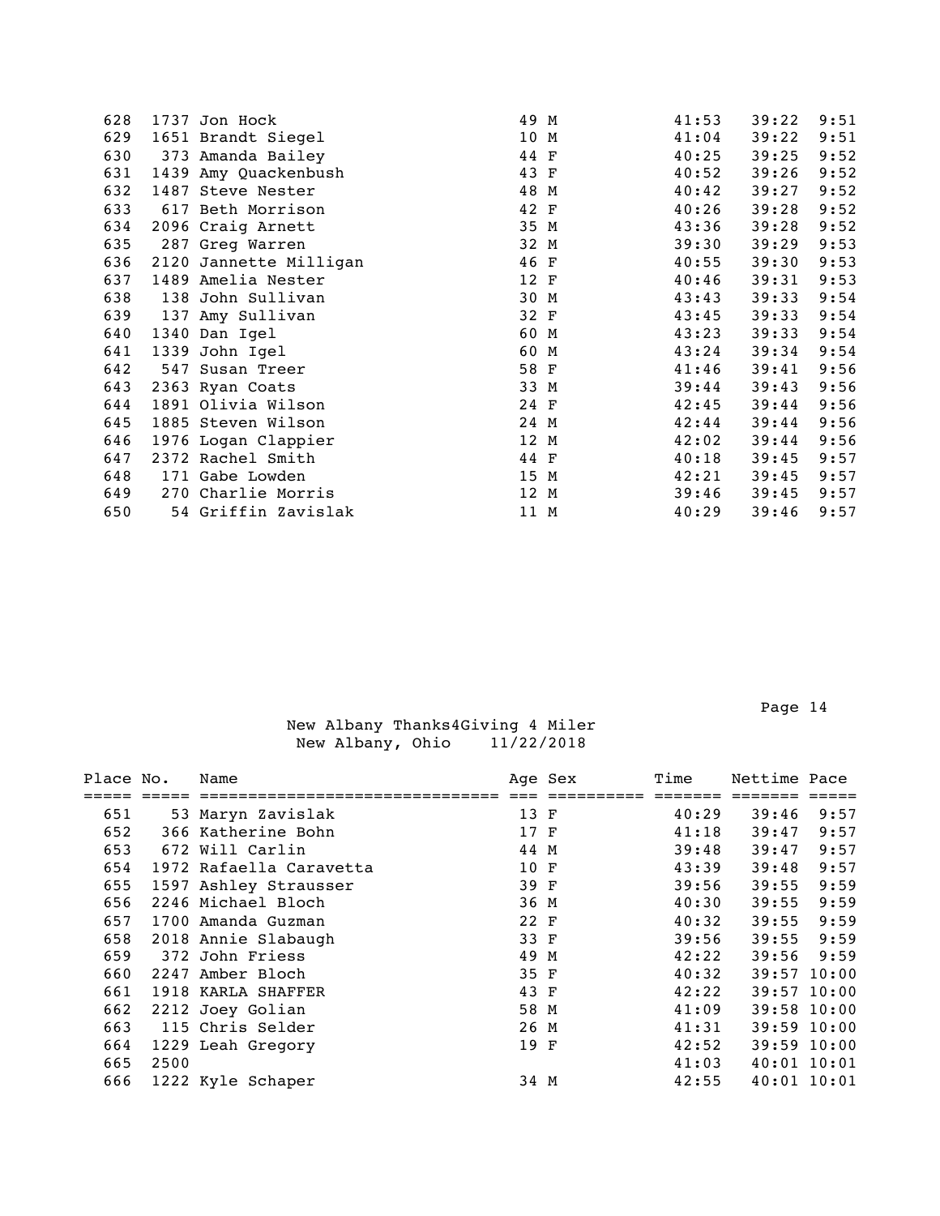| Place | No. | Name | Age | Sex | Time | Nettime | Pace |
|---|---|---|---|---|---|---|---|
| 628 | 1737 | Jon Hock | 49 | M | 41:53 | 39:22 | 9:51 |
| 629 | 1651 | Brandt Siegel | 10 | M | 41:04 | 39:22 | 9:51 |
| 630 | 373 | Amanda Bailey | 44 | F | 40:25 | 39:25 | 9:52 |
| 631 | 1439 | Amy Quackenbush | 43 | F | 40:52 | 39:26 | 9:52 |
| 632 | 1487 | Steve Nester | 48 | M | 40:42 | 39:27 | 9:52 |
| 633 | 617 | Beth Morrison | 42 | F | 40:26 | 39:28 | 9:52 |
| 634 | 2096 | Craig Arnett | 35 | M | 43:36 | 39:28 | 9:52 |
| 635 | 287 | Greg Warren | 32 | M | 39:30 | 39:29 | 9:53 |
| 636 | 2120 | Jannette Milligan | 46 | F | 40:55 | 39:30 | 9:53 |
| 637 | 1489 | Amelia Nester | 12 | F | 40:46 | 39:31 | 9:53 |
| 638 | 138 | John Sullivan | 30 | M | 43:43 | 39:33 | 9:54 |
| 639 | 137 | Amy Sullivan | 32 | F | 43:45 | 39:33 | 9:54 |
| 640 | 1340 | Dan Igel | 60 | M | 43:23 | 39:33 | 9:54 |
| 641 | 1339 | John Igel | 60 | M | 43:24 | 39:34 | 9:54 |
| 642 | 547 | Susan Treer | 58 | F | 41:46 | 39:41 | 9:56 |
| 643 | 2363 | Ryan Coats | 33 | M | 39:44 | 39:43 | 9:56 |
| 644 | 1891 | Olivia Wilson | 24 | F | 42:45 | 39:44 | 9:56 |
| 645 | 1885 | Steven Wilson | 24 | M | 42:44 | 39:44 | 9:56 |
| 646 | 1976 | Logan Clappier | 12 | M | 42:02 | 39:44 | 9:56 |
| 647 | 2372 | Rachel Smith | 44 | F | 40:18 | 39:45 | 9:57 |
| 648 | 171 | Gabe Lowden | 15 | M | 42:21 | 39:45 | 9:57 |
| 649 | 270 | Charlie Morris | 12 | M | 39:46 | 39:45 | 9:57 |
| 650 | 54 | Griffin Zavislak | 11 | M | 40:29 | 39:46 | 9:57 |

New Albany Thanks4Giving 4 Miler
New Albany, Ohio 11/22/2018

| Place | No. | Name | Age | Sex | Time | Nettime | Pace |
|---|---|---|---|---|---|---|---|
| 651 | 53 | Maryn Zavislak | 13 | F | 40:29 | 39:46 | 9:57 |
| 652 | 366 | Katherine Bohn | 17 | F | 41:18 | 39:47 | 9:57 |
| 653 | 672 | Will Carlin | 44 | M | 39:48 | 39:47 | 9:57 |
| 654 | 1972 | Rafaella Caravetta | 10 | F | 43:39 | 39:48 | 9:57 |
| 655 | 1597 | Ashley Strausser | 39 | F | 39:56 | 39:55 | 9:59 |
| 656 | 2246 | Michael Bloch | 36 | M | 40:30 | 39:55 | 9:59 |
| 657 | 1700 | Amanda Guzman | 22 | F | 40:32 | 39:55 | 9:59 |
| 658 | 2018 | Annie Slabaugh | 33 | F | 39:56 | 39:55 | 9:59 |
| 659 | 372 | John Friess | 49 | M | 42:22 | 39:56 | 9:59 |
| 660 | 2247 | Amber Bloch | 35 | F | 40:32 | 39:57 | 10:00 |
| 661 | 1918 | KARLA SHAFFER | 43 | F | 42:22 | 39:57 | 10:00 |
| 662 | 2212 | Joey Golian | 58 | M | 41:09 | 39:58 | 10:00 |
| 663 | 115 | Chris Selder | 26 | M | 41:31 | 39:59 | 10:00 |
| 664 | 1229 | Leah Gregory | 19 | F | 42:52 | 39:59 | 10:00 |
| 665 | 2500 | | | | 41:03 | 40:01 | 10:01 |
| 666 | 1222 | Kyle Schaper | 34 | M | 42:55 | 40:01 | 10:01 |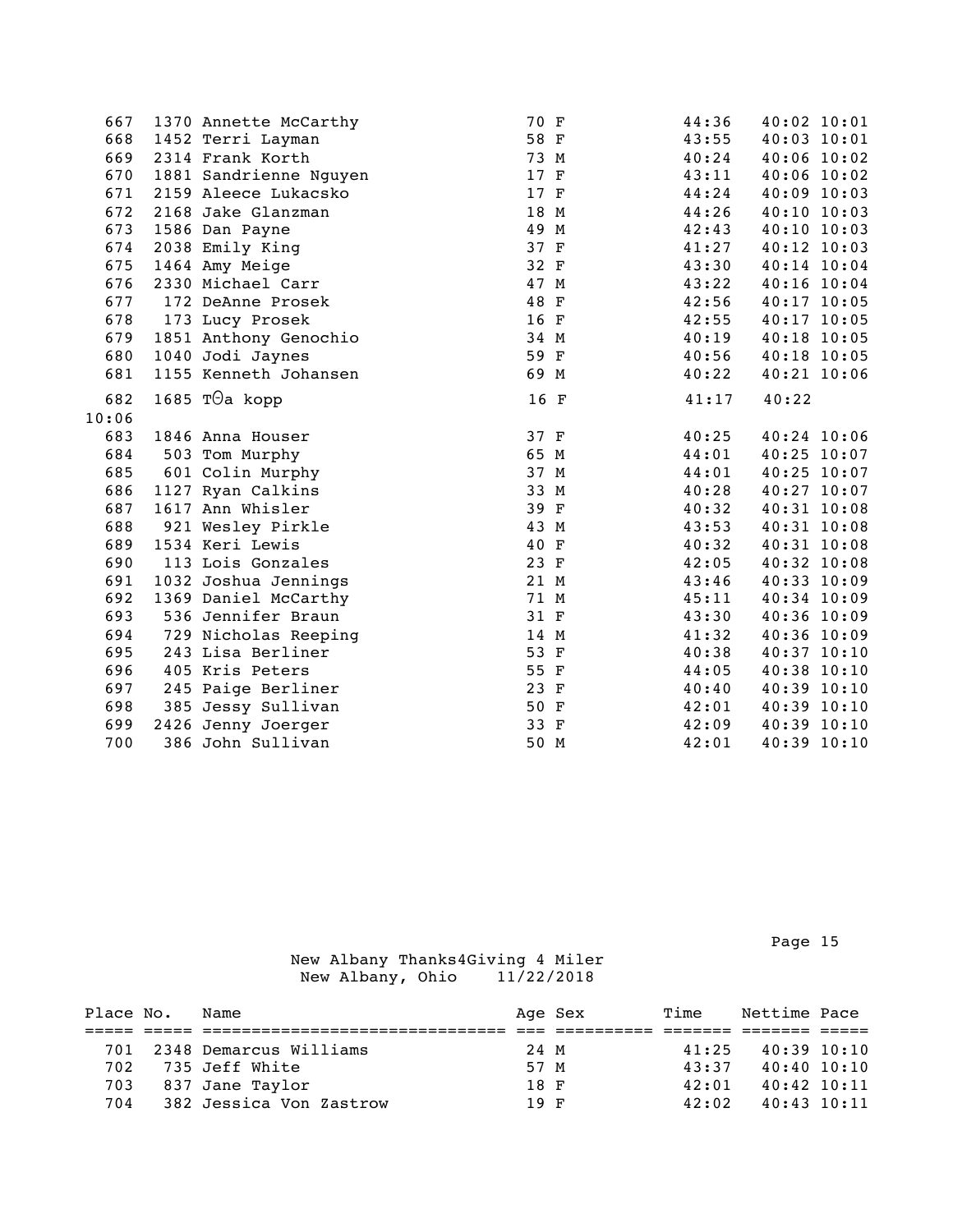| Place | No. | Name | Age | Sex | Time | Nettime | Pace |
|---|---|---|---|---|---|---|---|
| 667 | 1370 | Annette McCarthy | 70 | F | 44:36 | 40:02 | 10:01 |
| 668 | 1452 | Terri Layman | 58 | F | 43:55 | 40:03 | 10:01 |
| 669 | 2314 | Frank Korth | 73 | M | 40:24 | 40:06 | 10:02 |
| 670 | 1881 | Sandrienne Nguyen | 17 | F | 43:11 | 40:06 | 10:02 |
| 671 | 2159 | Aleece Lukacsko | 17 | F | 44:24 | 40:09 | 10:03 |
| 672 | 2168 | Jake Glanzman | 18 | M | 44:26 | 40:10 | 10:03 |
| 673 | 1586 | Dan Payne | 49 | M | 42:43 | 40:10 | 10:03 |
| 674 | 2038 | Emily King | 37 | F | 41:27 | 40:12 | 10:03 |
| 675 | 1464 | Amy Meige | 32 | F | 43:30 | 40:14 | 10:04 |
| 676 | 2330 | Michael Carr | 47 | M | 43:22 | 40:16 | 10:04 |
| 677 | 172 | DeAnne Prosek | 48 | F | 42:56 | 40:17 | 10:05 |
| 678 | 173 | Lucy Prosek | 16 | F | 42:55 | 40:17 | 10:05 |
| 679 | 1851 | Anthony Genochio | 34 | M | 40:19 | 40:18 | 10:05 |
| 680 | 1040 | Jodi Jaynes | 59 | F | 40:56 | 40:18 | 10:05 |
| 681 | 1155 | Kenneth Johansen | 69 | M | 40:22 | 40:21 | 10:06 |
| 682 | 1685 | TΘa kopp | 16 | F | 41:17 | 40:22 | 10:06 |
| 683 | 1846 | Anna Houser | 37 | F | 40:25 | 40:24 | 10:06 |
| 684 | 503 | Tom Murphy | 65 | M | 44:01 | 40:25 | 10:07 |
| 685 | 601 | Colin Murphy | 37 | M | 44:01 | 40:25 | 10:07 |
| 686 | 1127 | Ryan Calkins | 33 | M | 40:28 | 40:27 | 10:07 |
| 687 | 1617 | Ann Whisler | 39 | F | 40:32 | 40:31 | 10:08 |
| 688 | 921 | Wesley Pirkle | 43 | M | 43:53 | 40:31 | 10:08 |
| 689 | 1534 | Keri Lewis | 40 | F | 40:32 | 40:31 | 10:08 |
| 690 | 113 | Lois Gonzales | 23 | F | 42:05 | 40:32 | 10:08 |
| 691 | 1032 | Joshua Jennings | 21 | M | 43:46 | 40:33 | 10:09 |
| 692 | 1369 | Daniel McCarthy | 71 | M | 45:11 | 40:34 | 10:09 |
| 693 | 536 | Jennifer Braun | 31 | F | 43:30 | 40:36 | 10:09 |
| 694 | 729 | Nicholas Reeping | 14 | M | 41:32 | 40:36 | 10:09 |
| 695 | 243 | Lisa Berliner | 53 | F | 40:38 | 40:37 | 10:10 |
| 696 | 405 | Kris Peters | 55 | F | 44:05 | 40:38 | 10:10 |
| 697 | 245 | Paige Berliner | 23 | F | 40:40 | 40:39 | 10:10 |
| 698 | 385 | Jessy Sullivan | 50 | F | 42:01 | 40:39 | 10:10 |
| 699 | 2426 | Jenny Joerger | 33 | F | 42:09 | 40:39 | 10:10 |
| 700 | 386 | John Sullivan | 50 | M | 42:01 | 40:39 | 10:10 |

New Albany Thanks4Giving 4 Miler
New Albany, Ohio 11/22/2018

| Place | No. | Name | Age | Sex | Time | Nettime | Pace |
|---|---|---|---|---|---|---|---|
| 701 | 2348 | Demarcus Williams | 24 | M | 41:25 | 40:39 | 10:10 |
| 702 | 735 | Jeff White | 57 | M | 43:37 | 40:40 | 10:10 |
| 703 | 837 | Jane Taylor | 18 | F | 42:01 | 40:42 | 10:11 |
| 704 | 382 | Jessica Von Zastrow | 19 | F | 42:02 | 40:43 | 10:11 |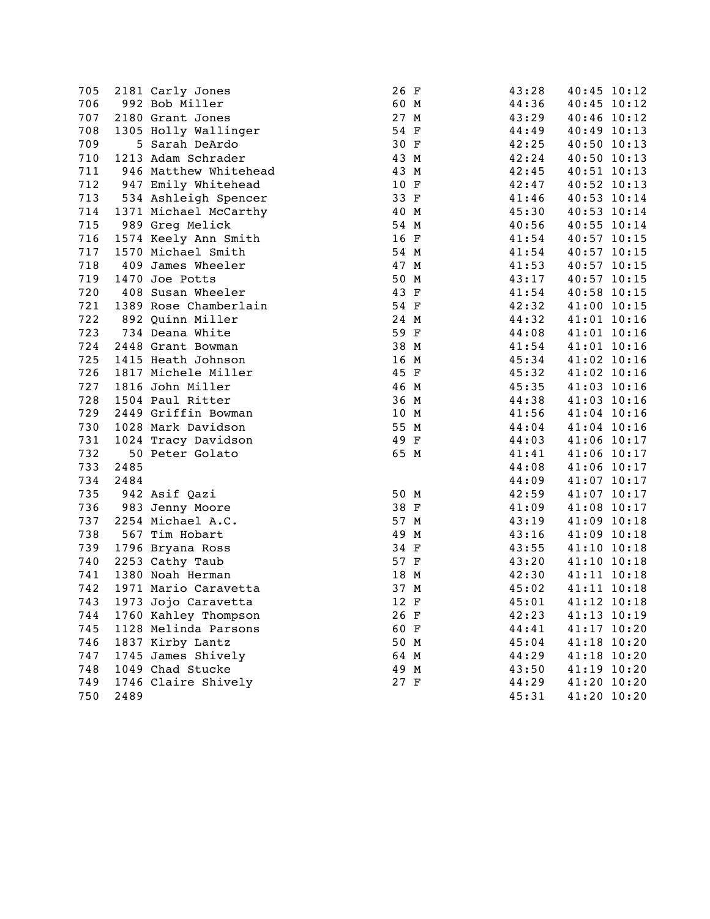| | | | | | | | |
|---|---|---|---|---|---|---|---|
| 705 | 2181 | Carly Jones | 26 | F | 43:28 | 40:45 | 10:12 |
| 706 | 992 | Bob Miller | 60 | M | 44:36 | 40:45 | 10:12 |
| 707 | 2180 | Grant Jones | 27 | M | 43:29 | 40:46 | 10:12 |
| 708 | 1305 | Holly Wallinger | 54 | F | 44:49 | 40:49 | 10:13 |
| 709 | 5 | Sarah DeArdo | 30 | F | 42:25 | 40:50 | 10:13 |
| 710 | 1213 | Adam Schrader | 43 | M | 42:24 | 40:50 | 10:13 |
| 711 | 946 | Matthew Whitehead | 43 | M | 42:45 | 40:51 | 10:13 |
| 712 | 947 | Emily Whitehead | 10 | F | 42:47 | 40:52 | 10:13 |
| 713 | 534 | Ashleigh Spencer | 33 | F | 41:46 | 40:53 | 10:14 |
| 714 | 1371 | Michael McCarthy | 40 | M | 45:30 | 40:53 | 10:14 |
| 715 | 989 | Greg Melick | 54 | M | 40:56 | 40:55 | 10:14 |
| 716 | 1574 | Keely Ann Smith | 16 | F | 41:54 | 40:57 | 10:15 |
| 717 | 1570 | Michael Smith | 54 | M | 41:54 | 40:57 | 10:15 |
| 718 | 409 | James Wheeler | 47 | M | 41:53 | 40:57 | 10:15 |
| 719 | 1470 | Joe Potts | 50 | M | 43:17 | 40:57 | 10:15 |
| 720 | 408 | Susan Wheeler | 43 | F | 41:54 | 40:58 | 10:15 |
| 721 | 1389 | Rose Chamberlain | 54 | F | 42:32 | 41:00 | 10:15 |
| 722 | 892 | Quinn Miller | 24 | M | 44:32 | 41:01 | 10:16 |
| 723 | 734 | Deana White | 59 | F | 44:08 | 41:01 | 10:16 |
| 724 | 2448 | Grant Bowman | 38 | M | 41:54 | 41:01 | 10:16 |
| 725 | 1415 | Heath Johnson | 16 | M | 45:34 | 41:02 | 10:16 |
| 726 | 1817 | Michele Miller | 45 | F | 45:32 | 41:02 | 10:16 |
| 727 | 1816 | John Miller | 46 | M | 45:35 | 41:03 | 10:16 |
| 728 | 1504 | Paul Ritter | 36 | M | 44:38 | 41:03 | 10:16 |
| 729 | 2449 | Griffin Bowman | 10 | M | 41:56 | 41:04 | 10:16 |
| 730 | 1028 | Mark Davidson | 55 | M | 44:04 | 41:04 | 10:16 |
| 731 | 1024 | Tracy Davidson | 49 | F | 44:03 | 41:06 | 10:17 |
| 732 | 50 | Peter Golato | 65 | M | 41:41 | 41:06 | 10:17 |
| 733 | 2485 | | | | 44:08 | 41:06 | 10:17 |
| 734 | 2484 | | | | 44:09 | 41:07 | 10:17 |
| 735 | 942 | Asif Qazi | 50 | M | 42:59 | 41:07 | 10:17 |
| 736 | 983 | Jenny Moore | 38 | F | 41:09 | 41:08 | 10:17 |
| 737 | 2254 | Michael A.C. | 57 | M | 43:19 | 41:09 | 10:18 |
| 738 | 567 | Tim Hobart | 49 | M | 43:16 | 41:09 | 10:18 |
| 739 | 1796 | Bryana Ross | 34 | F | 43:55 | 41:10 | 10:18 |
| 740 | 2253 | Cathy Taub | 57 | F | 43:20 | 41:10 | 10:18 |
| 741 | 1380 | Noah Herman | 18 | M | 42:30 | 41:11 | 10:18 |
| 742 | 1971 | Mario Caravetta | 37 | M | 45:02 | 41:11 | 10:18 |
| 743 | 1973 | Jojo Caravetta | 12 | F | 45:01 | 41:12 | 10:18 |
| 744 | 1760 | Kahley Thompson | 26 | F | 42:23 | 41:13 | 10:19 |
| 745 | 1128 | Melinda Parsons | 60 | F | 44:41 | 41:17 | 10:20 |
| 746 | 1837 | Kirby Lantz | 50 | M | 45:04 | 41:18 | 10:20 |
| 747 | 1745 | James Shively | 64 | M | 44:29 | 41:18 | 10:20 |
| 748 | 1049 | Chad Stucke | 49 | M | 43:50 | 41:19 | 10:20 |
| 749 | 1746 | Claire Shively | 27 | F | 44:29 | 41:20 | 10:20 |
| 750 | 2489 | | | | 45:31 | 41:20 | 10:20 |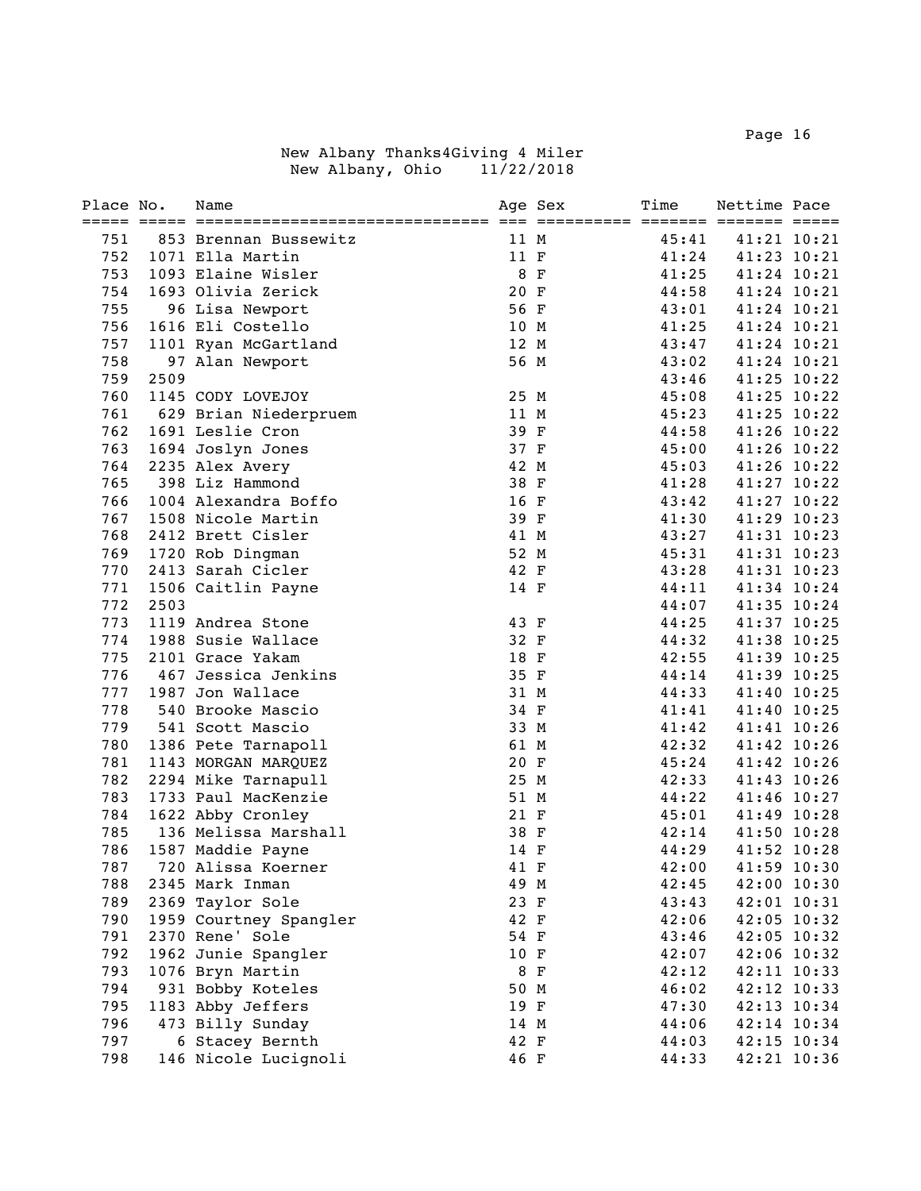New Albany Thanks4Giving 4 Miler
New Albany, Ohio 11/22/2018

| Place | No. | Name | Age | Sex | Time | Nettime | Pace |
|---|---|---|---|---|---|---|---|
| 751 | 853 | Brennan Bussewitz | 11 | M | 45:41 | 41:21 | 10:21 |
| 752 | 1071 | Ella Martin | 11 | F | 41:24 | 41:23 | 10:21 |
| 753 | 1093 | Elaine Wisler | 8 | F | 41:25 | 41:24 | 10:21 |
| 754 | 1693 | Olivia Zerick | 20 | F | 44:58 | 41:24 | 10:21 |
| 755 | 96 | Lisa Newport | 56 | F | 43:01 | 41:24 | 10:21 |
| 756 | 1616 | Eli Costello | 10 | M | 41:25 | 41:24 | 10:21 |
| 757 | 1101 | Ryan McGartland | 12 | M | 43:47 | 41:24 | 10:21 |
| 758 | 97 | Alan Newport | 56 | M | 43:02 | 41:24 | 10:21 |
| 759 | 2509 | | | | 43:46 | 41:25 | 10:22 |
| 760 | 1145 | CODY LOVEJOY | 25 | M | 45:08 | 41:25 | 10:22 |
| 761 | 629 | Brian Niederpruem | 11 | M | 45:23 | 41:25 | 10:22 |
| 762 | 1691 | Leslie Cron | 39 | F | 44:58 | 41:26 | 10:22 |
| 763 | 1694 | Joslyn Jones | 37 | F | 45:00 | 41:26 | 10:22 |
| 764 | 2235 | Alex Avery | 42 | M | 45:03 | 41:26 | 10:22 |
| 765 | 398 | Liz Hammond | 38 | F | 41:28 | 41:27 | 10:22 |
| 766 | 1004 | Alexandra Boffo | 16 | F | 43:42 | 41:27 | 10:22 |
| 767 | 1508 | Nicole Martin | 39 | F | 41:30 | 41:29 | 10:23 |
| 768 | 2412 | Brett Cisler | 41 | M | 43:27 | 41:31 | 10:23 |
| 769 | 1720 | Rob Dingman | 52 | M | 45:31 | 41:31 | 10:23 |
| 770 | 2413 | Sarah Cicler | 42 | F | 43:28 | 41:31 | 10:23 |
| 771 | 1506 | Caitlin Payne | 14 | F | 44:11 | 41:34 | 10:24 |
| 772 | 2503 | | | | 44:07 | 41:35 | 10:24 |
| 773 | 1119 | Andrea Stone | 43 | F | 44:25 | 41:37 | 10:25 |
| 774 | 1988 | Susie Wallace | 32 | F | 44:32 | 41:38 | 10:25 |
| 775 | 2101 | Grace Yakam | 18 | F | 42:55 | 41:39 | 10:25 |
| 776 | 467 | Jessica Jenkins | 35 | F | 44:14 | 41:39 | 10:25 |
| 777 | 1987 | Jon Wallace | 31 | M | 44:33 | 41:40 | 10:25 |
| 778 | 540 | Brooke Mascio | 34 | F | 41:41 | 41:40 | 10:25 |
| 779 | 541 | Scott Mascio | 33 | M | 41:42 | 41:41 | 10:26 |
| 780 | 1386 | Pete Tarnapoll | 61 | M | 42:32 | 41:42 | 10:26 |
| 781 | 1143 | MORGAN MARQUEZ | 20 | F | 45:24 | 41:42 | 10:26 |
| 782 | 2294 | Mike Tarnapull | 25 | M | 42:33 | 41:43 | 10:26 |
| 783 | 1733 | Paul MacKenzie | 51 | M | 44:22 | 41:46 | 10:27 |
| 784 | 1622 | Abby Cronley | 21 | F | 45:01 | 41:49 | 10:28 |
| 785 | 136 | Melissa Marshall | 38 | F | 42:14 | 41:50 | 10:28 |
| 786 | 1587 | Maddie Payne | 14 | F | 44:29 | 41:52 | 10:28 |
| 787 | 720 | Alissa Koerner | 41 | F | 42:00 | 41:59 | 10:30 |
| 788 | 2345 | Mark Inman | 49 | M | 42:45 | 42:00 | 10:30 |
| 789 | 2369 | Taylor Sole | 23 | F | 43:43 | 42:01 | 10:31 |
| 790 | 1959 | Courtney Spangler | 42 | F | 42:06 | 42:05 | 10:32 |
| 791 | 2370 | Rene' Sole | 54 | F | 43:46 | 42:05 | 10:32 |
| 792 | 1962 | Junie Spangler | 10 | F | 42:07 | 42:06 | 10:32 |
| 793 | 1076 | Bryn Martin | 8 | F | 42:12 | 42:11 | 10:33 |
| 794 | 931 | Bobby Koteles | 50 | M | 46:02 | 42:12 | 10:33 |
| 795 | 1183 | Abby Jeffers | 19 | F | 47:30 | 42:13 | 10:34 |
| 796 | 473 | Billy Sunday | 14 | M | 44:06 | 42:14 | 10:34 |
| 797 | 6 | Stacey Bernth | 42 | F | 44:03 | 42:15 | 10:34 |
| 798 | 146 | Nicole Lucignoli | 46 | F | 44:33 | 42:21 | 10:36 |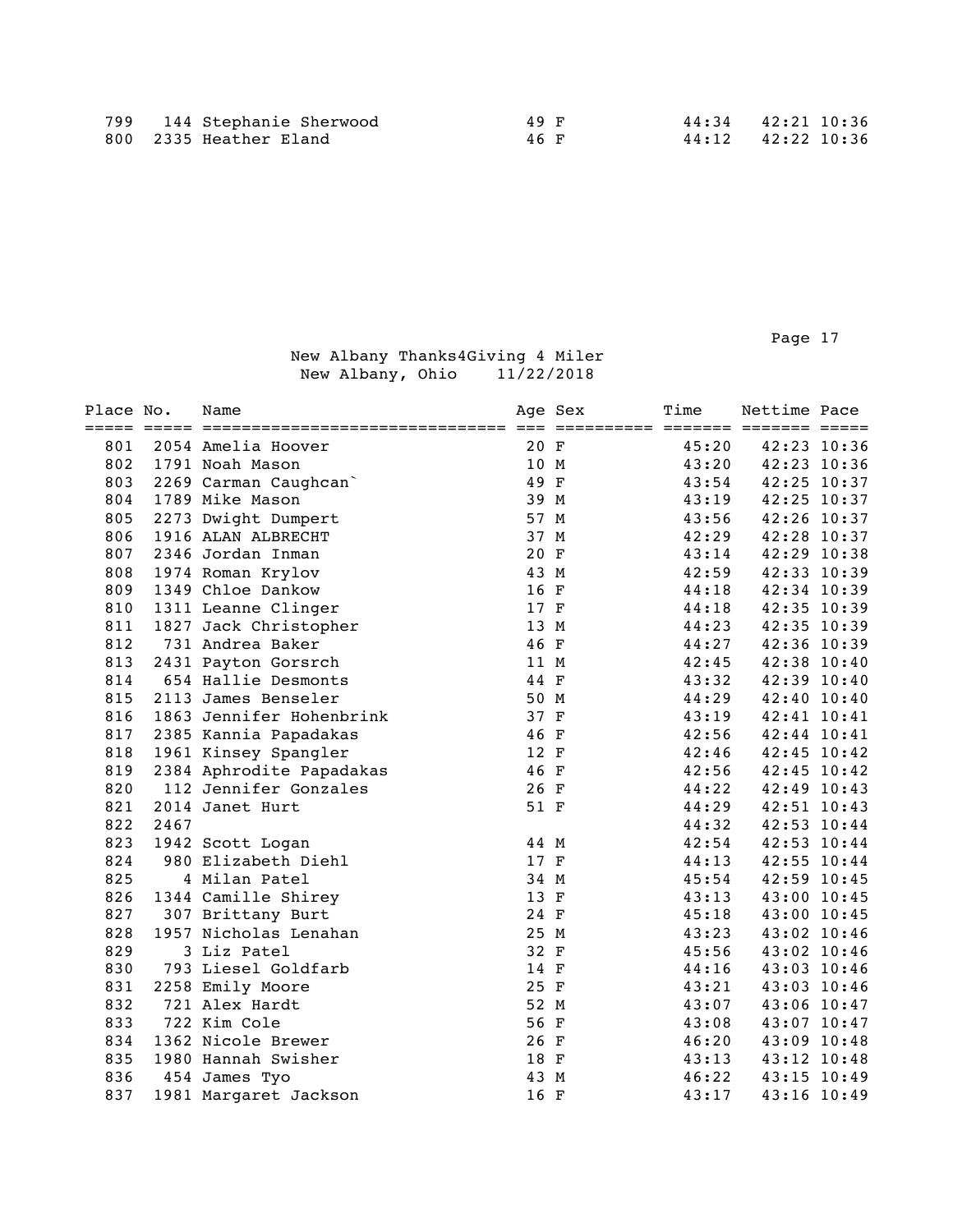| Place | No. | Name | Age | Sex | Time | Nettime | Pace |
|---|---|---|---|---|---|---|---|
| 799 | 144 | Stephanie Sherwood | 49 | F | 44:34 | 42:21 | 10:36 |
| 800 | 2335 | Heather Eland | 46 | F | 44:12 | 42:22 | 10:36 |

New Albany Thanks4Giving 4 Miler
New Albany, Ohio 11/22/2018

| Place | No. | Name | Age | Sex | Time | Nettime | Pace |
|---|---|---|---|---|---|---|---|
| 801 | 2054 | Amelia Hoover | 20 | F | 45:20 | 42:23 | 10:36 |
| 802 | 1791 | Noah Mason | 10 | M | 43:20 | 42:23 | 10:36 |
| 803 | 2269 | Carman Caughcan` | 49 | F | 43:54 | 42:25 | 10:37 |
| 804 | 1789 | Mike Mason | 39 | M | 43:19 | 42:25 | 10:37 |
| 805 | 2273 | Dwight Dumpert | 57 | M | 43:56 | 42:26 | 10:37 |
| 806 | 1916 | ALAN ALBRECHT | 37 | M | 42:29 | 42:28 | 10:37 |
| 807 | 2346 | Jordan Inman | 20 | F | 43:14 | 42:29 | 10:38 |
| 808 | 1974 | Roman Krylov | 43 | M | 42:59 | 42:33 | 10:39 |
| 809 | 1349 | Chloe Dankow | 16 | F | 44:18 | 42:34 | 10:39 |
| 810 | 1311 | Leanne Clinger | 17 | F | 44:18 | 42:35 | 10:39 |
| 811 | 1827 | Jack Christopher | 13 | M | 44:23 | 42:35 | 10:39 |
| 812 | 731 | Andrea Baker | 46 | F | 44:27 | 42:36 | 10:39 |
| 813 | 2431 | Payton Gorsrch | 11 | M | 42:45 | 42:38 | 10:40 |
| 814 | 654 | Hallie Desmonts | 44 | F | 43:32 | 42:39 | 10:40 |
| 815 | 2113 | James Benseler | 50 | M | 44:29 | 42:40 | 10:40 |
| 816 | 1863 | Jennifer Hohenbrink | 37 | F | 43:19 | 42:41 | 10:41 |
| 817 | 2385 | Kannia Papadakas | 46 | F | 42:56 | 42:44 | 10:41 |
| 818 | 1961 | Kinsey Spangler | 12 | F | 42:46 | 42:45 | 10:42 |
| 819 | 2384 | Aphrodite Papadakas | 46 | F | 42:56 | 42:45 | 10:42 |
| 820 | 112 | Jennifer Gonzales | 26 | F | 44:22 | 42:49 | 10:43 |
| 821 | 2014 | Janet Hurt | 51 | F | 44:29 | 42:51 | 10:43 |
| 822 | 2467 | | | | 44:32 | 42:53 | 10:44 |
| 823 | 1942 | Scott Logan | 44 | M | 42:54 | 42:53 | 10:44 |
| 824 | 980 | Elizabeth Diehl | 17 | F | 44:13 | 42:55 | 10:44 |
| 825 | 4 | Milan Patel | 34 | M | 45:54 | 42:59 | 10:45 |
| 826 | 1344 | Camille Shirey | 13 | F | 43:13 | 43:00 | 10:45 |
| 827 | 307 | Brittany Burt | 24 | F | 45:18 | 43:00 | 10:45 |
| 828 | 1957 | Nicholas Lenahan | 25 | M | 43:23 | 43:02 | 10:46 |
| 829 | 3 | Liz Patel | 32 | F | 45:56 | 43:02 | 10:46 |
| 830 | 793 | Liesel Goldfarb | 14 | F | 44:16 | 43:03 | 10:46 |
| 831 | 2258 | Emily Moore | 25 | F | 43:21 | 43:03 | 10:46 |
| 832 | 721 | Alex Hardt | 52 | M | 43:07 | 43:06 | 10:47 |
| 833 | 722 | Kim Cole | 56 | F | 43:08 | 43:07 | 10:47 |
| 834 | 1362 | Nicole Brewer | 26 | F | 46:20 | 43:09 | 10:48 |
| 835 | 1980 | Hannah Swisher | 18 | F | 43:13 | 43:12 | 10:48 |
| 836 | 454 | James Tyo | 43 | M | 46:22 | 43:15 | 10:49 |
| 837 | 1981 | Margaret Jackson | 16 | F | 43:17 | 43:16 | 10:49 |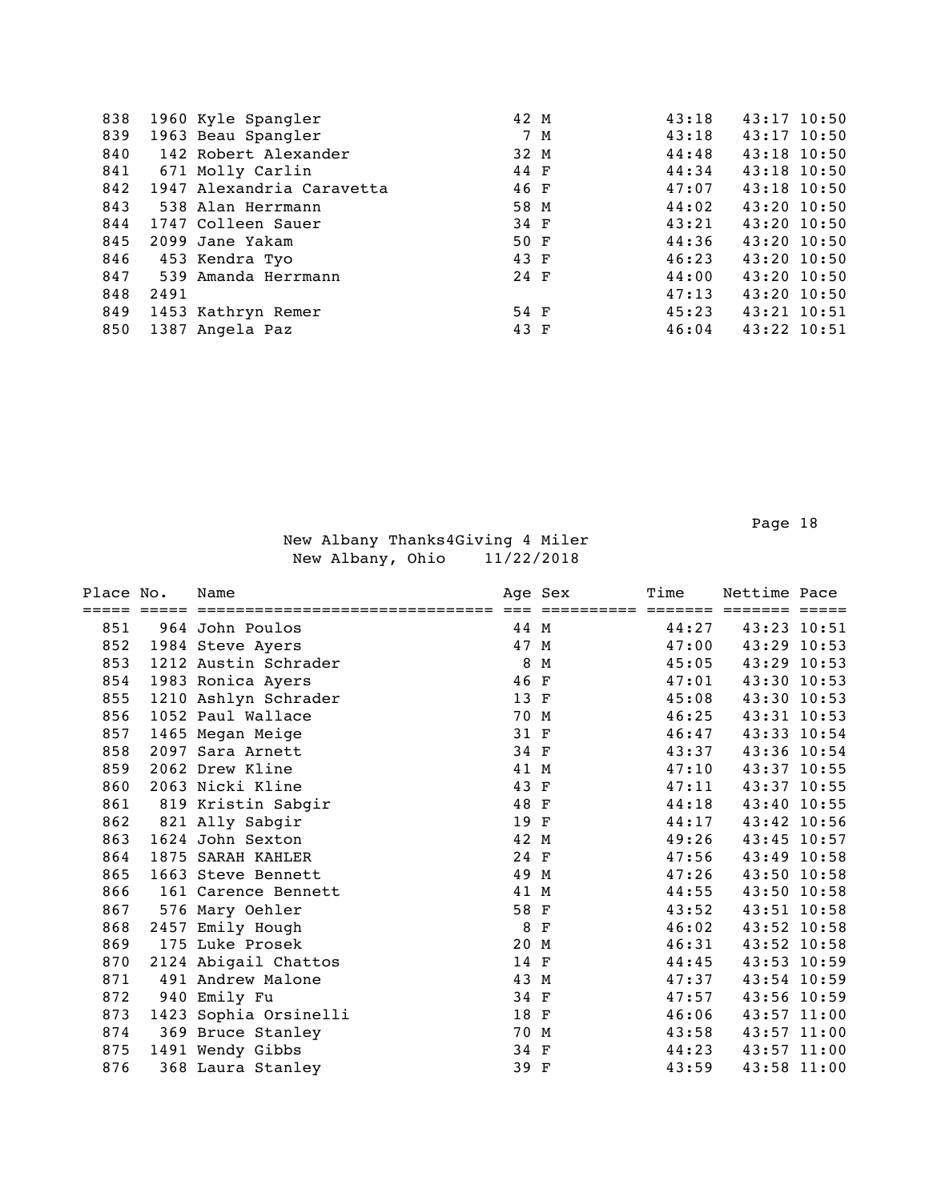| Place | No. | Name | Age | Sex | Time | Nettime | Pace |
|---|---|---|---|---|---|---|---|
| 838 | 1960 | Kyle Spangler | 42 | M | 43:18 | 43:17 | 10:50 |
| 839 | 1963 | Beau Spangler | 7 | M | 43:18 | 43:17 | 10:50 |
| 840 | 142 | Robert Alexander | 32 | M | 44:48 | 43:18 | 10:50 |
| 841 | 671 | Molly Carlin | 44 | F | 44:34 | 43:18 | 10:50 |
| 842 | 1947 | Alexandria Caravetta | 46 | F | 47:07 | 43:18 | 10:50 |
| 843 | 538 | Alan Herrmann | 58 | M | 44:02 | 43:20 | 10:50 |
| 844 | 1747 | Colleen Sauer | 34 | F | 43:21 | 43:20 | 10:50 |
| 845 | 2099 | Jane Yakam | 50 | F | 44:36 | 43:20 | 10:50 |
| 846 | 453 | Kendra Tyo | 43 | F | 46:23 | 43:20 | 10:50 |
| 847 | 539 | Amanda Herrmann | 24 | F | 44:00 | 43:20 | 10:50 |
| 848 | 2491 | | | | 47:13 | 43:20 | 10:50 |
| 849 | 1453 | Kathryn Remer | 54 | F | 45:23 | 43:21 | 10:51 |
| 850 | 1387 | Angela Paz | 43 | F | 46:04 | 43:22 | 10:51 |

New Albany Thanks4Giving 4 Miler
New Albany, Ohio 11/22/2018

| Place | No. | Name | Age | Sex | Time | Nettime | Pace |
|---|---|---|---|---|---|---|---|
| 851 | 964 | John Poulos | 44 | M | 44:27 | 43:23 | 10:51 |
| 852 | 1984 | Steve Ayers | 47 | M | 47:00 | 43:29 | 10:53 |
| 853 | 1212 | Austin Schrader | 8 | M | 45:05 | 43:29 | 10:53 |
| 854 | 1983 | Ronica Ayers | 46 | F | 47:01 | 43:30 | 10:53 |
| 855 | 1210 | Ashlyn Schrader | 13 | F | 45:08 | 43:30 | 10:53 |
| 856 | 1052 | Paul Wallace | 70 | M | 46:25 | 43:31 | 10:53 |
| 857 | 1465 | Megan Meige | 31 | F | 46:47 | 43:33 | 10:54 |
| 858 | 2097 | Sara Arnett | 34 | F | 43:37 | 43:36 | 10:54 |
| 859 | 2062 | Drew Kline | 41 | M | 47:10 | 43:37 | 10:55 |
| 860 | 2063 | Nicki Kline | 43 | F | 47:11 | 43:37 | 10:55 |
| 861 | 819 | Kristin Sabgir | 48 | F | 44:18 | 43:40 | 10:55 |
| 862 | 821 | Ally Sabgir | 19 | F | 44:17 | 43:42 | 10:56 |
| 863 | 1624 | John Sexton | 42 | M | 49:26 | 43:45 | 10:57 |
| 864 | 1875 | SARAH KAHLER | 24 | F | 47:56 | 43:49 | 10:58 |
| 865 | 1663 | Steve Bennett | 49 | M | 47:26 | 43:50 | 10:58 |
| 866 | 161 | Carence Bennett | 41 | M | 44:55 | 43:50 | 10:58 |
| 867 | 576 | Mary Oehler | 58 | F | 43:52 | 43:51 | 10:58 |
| 868 | 2457 | Emily Hough | 8 | F | 46:02 | 43:52 | 10:58 |
| 869 | 175 | Luke Prosek | 20 | M | 46:31 | 43:52 | 10:58 |
| 870 | 2124 | Abigail Chattos | 14 | F | 44:45 | 43:53 | 10:59 |
| 871 | 491 | Andrew Malone | 43 | M | 47:37 | 43:54 | 10:59 |
| 872 | 940 | Emily Fu | 34 | F | 47:57 | 43:56 | 10:59 |
| 873 | 1423 | Sophia Orsinelli | 18 | F | 46:06 | 43:57 | 11:00 |
| 874 | 369 | Bruce Stanley | 70 | M | 43:58 | 43:57 | 11:00 |
| 875 | 1491 | Wendy Gibbs | 34 | F | 44:23 | 43:57 | 11:00 |
| 876 | 368 | Laura Stanley | 39 | F | 43:59 | 43:58 | 11:00 |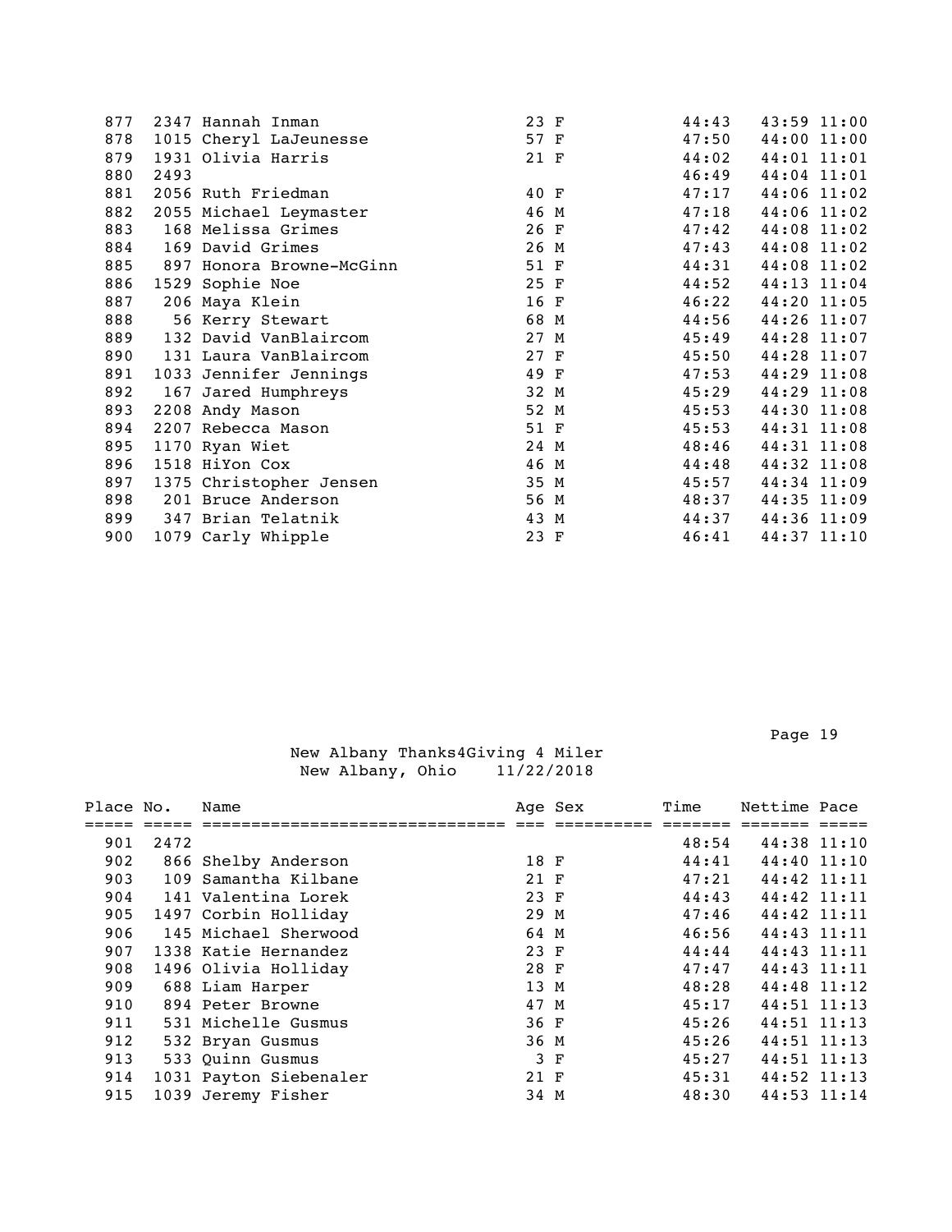| Place | No. | Name | Age | Sex | Time | Nettime | Pace |
|---|---|---|---|---|---|---|---|
| 877 | 2347 | Hannah Inman | 23 | F | 44:43 | 43:59 | 11:00 |
| 878 | 1015 | Cheryl LaJeunesse | 57 | F | 47:50 | 44:00 | 11:00 |
| 879 | 1931 | Olivia Harris | 21 | F | 44:02 | 44:01 | 11:01 |
| 880 | 2493 | | | | 46:49 | 44:04 | 11:01 |
| 881 | 2056 | Ruth Friedman | 40 | F | 47:17 | 44:06 | 11:02 |
| 882 | 2055 | Michael Leymaster | 46 | M | 47:18 | 44:06 | 11:02 |
| 883 | 168 | Melissa Grimes | 26 | F | 47:42 | 44:08 | 11:02 |
| 884 | 169 | David Grimes | 26 | M | 47:43 | 44:08 | 11:02 |
| 885 | 897 | Honora Browne-McGinn | 51 | F | 44:31 | 44:08 | 11:02 |
| 886 | 1529 | Sophie Noe | 25 | F | 44:52 | 44:13 | 11:04 |
| 887 | 206 | Maya Klein | 16 | F | 46:22 | 44:20 | 11:05 |
| 888 | 56 | Kerry Stewart | 68 | M | 44:56 | 44:26 | 11:07 |
| 889 | 132 | David VanBlaircom | 27 | M | 45:49 | 44:28 | 11:07 |
| 890 | 131 | Laura VanBlaircom | 27 | F | 45:50 | 44:28 | 11:07 |
| 891 | 1033 | Jennifer Jennings | 49 | F | 47:53 | 44:29 | 11:08 |
| 892 | 167 | Jared Humphreys | 32 | M | 45:29 | 44:29 | 11:08 |
| 893 | 2208 | Andy Mason | 52 | M | 45:53 | 44:30 | 11:08 |
| 894 | 2207 | Rebecca Mason | 51 | F | 45:53 | 44:31 | 11:08 |
| 895 | 1170 | Ryan Wiet | 24 | M | 48:46 | 44:31 | 11:08 |
| 896 | 1518 | HiYon Cox | 46 | M | 44:48 | 44:32 | 11:08 |
| 897 | 1375 | Christopher Jensen | 35 | M | 45:57 | 44:34 | 11:09 |
| 898 | 201 | Bruce Anderson | 56 | M | 48:37 | 44:35 | 11:09 |
| 899 | 347 | Brian Telatnik | 43 | M | 44:37 | 44:36 | 11:09 |
| 900 | 1079 | Carly Whipple | 23 | F | 46:41 | 44:37 | 11:10 |

New Albany Thanks4Giving 4 Miler
New Albany, Ohio 11/22/2018

| Place | No. | Name | Age | Sex | Time | Nettime | Pace |
|---|---|---|---|---|---|---|---|
| 901 | 2472 | | | | 48:54 | 44:38 | 11:10 |
| 902 | 866 | Shelby Anderson | 18 | F | 44:41 | 44:40 | 11:10 |
| 903 | 109 | Samantha Kilbane | 21 | F | 47:21 | 44:42 | 11:11 |
| 904 | 141 | Valentina Lorek | 23 | F | 44:43 | 44:42 | 11:11 |
| 905 | 1497 | Corbin Holliday | 29 | M | 47:46 | 44:42 | 11:11 |
| 906 | 145 | Michael Sherwood | 64 | M | 46:56 | 44:43 | 11:11 |
| 907 | 1338 | Katie Hernandez | 23 | F | 44:44 | 44:43 | 11:11 |
| 908 | 1496 | Olivia Holliday | 28 | F | 47:47 | 44:43 | 11:11 |
| 909 | 688 | Liam Harper | 13 | M | 48:28 | 44:48 | 11:12 |
| 910 | 894 | Peter Browne | 47 | M | 45:17 | 44:51 | 11:13 |
| 911 | 531 | Michelle Gusmus | 36 | F | 45:26 | 44:51 | 11:13 |
| 912 | 532 | Bryan Gusmus | 36 | M | 45:26 | 44:51 | 11:13 |
| 913 | 533 | Quinn Gusmus | 3 | F | 45:27 | 44:51 | 11:13 |
| 914 | 1031 | Payton Siebenaler | 21 | F | 45:31 | 44:52 | 11:13 |
| 915 | 1039 | Jeremy Fisher | 34 | M | 48:30 | 44:53 | 11:14 |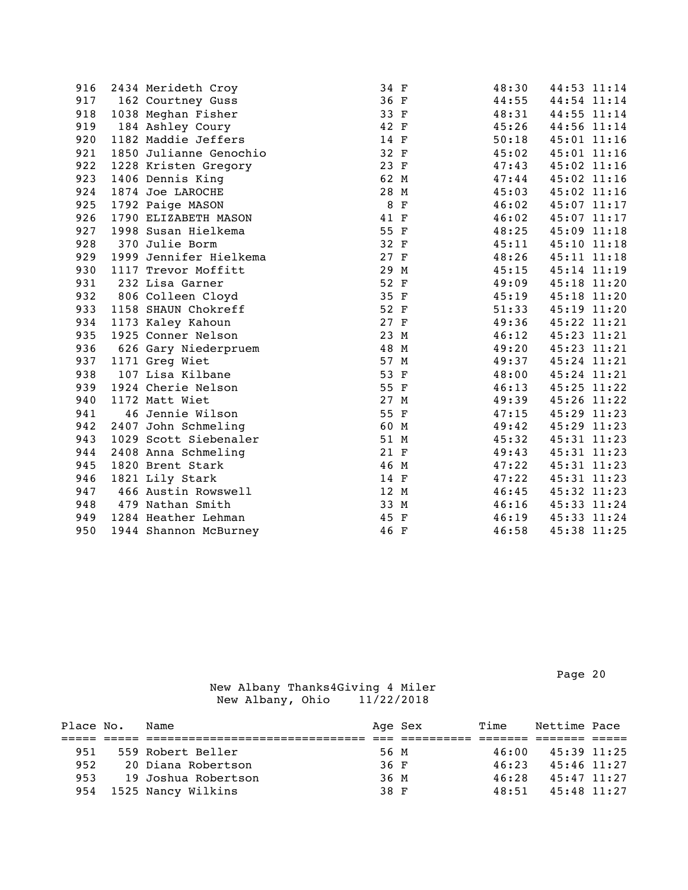| Place | No. | Name | Age | Sex | Time | Nettime | Pace |
|---|---|---|---|---|---|---|---|
| 916 | 2434 | Merideth Croy | 34 | F | 48:30 | 44:53 | 11:14 |
| 917 | 162 | Courtney Guss | 36 | F | 44:55 | 44:54 | 11:14 |
| 918 | 1038 | Meghan Fisher | 33 | F | 48:31 | 44:55 | 11:14 |
| 919 | 184 | Ashley Coury | 42 | F | 45:26 | 44:56 | 11:14 |
| 920 | 1182 | Maddie Jeffers | 14 | F | 50:18 | 45:01 | 11:16 |
| 921 | 1850 | Julianne Genochio | 32 | F | 45:02 | 45:01 | 11:16 |
| 922 | 1228 | Kristen Gregory | 23 | F | 47:43 | 45:02 | 11:16 |
| 923 | 1406 | Dennis King | 62 | M | 47:44 | 45:02 | 11:16 |
| 924 | 1874 | Joe LAROCHE | 28 | M | 45:03 | 45:02 | 11:16 |
| 925 | 1792 | Paige MASON | 8 | F | 46:02 | 45:07 | 11:17 |
| 926 | 1790 | ELIZABETH MASON | 41 | F | 46:02 | 45:07 | 11:17 |
| 927 | 1998 | Susan Hielkema | 55 | F | 48:25 | 45:09 | 11:18 |
| 928 | 370 | Julie Borm | 32 | F | 45:11 | 45:10 | 11:18 |
| 929 | 1999 | Jennifer Hielkema | 27 | F | 48:26 | 45:11 | 11:18 |
| 930 | 1117 | Trevor Moffitt | 29 | M | 45:15 | 45:14 | 11:19 |
| 931 | 232 | Lisa Garner | 52 | F | 49:09 | 45:18 | 11:20 |
| 932 | 806 | Colleen Cloyd | 35 | F | 45:19 | 45:18 | 11:20 |
| 933 | 1158 | SHAUN Chokreff | 52 | F | 51:33 | 45:19 | 11:20 |
| 934 | 1173 | Kaley Kahoun | 27 | F | 49:36 | 45:22 | 11:21 |
| 935 | 1925 | Conner Nelson | 23 | M | 46:12 | 45:23 | 11:21 |
| 936 | 626 | Gary Niederpruem | 48 | M | 49:20 | 45:23 | 11:21 |
| 937 | 1171 | Greg Wiet | 57 | M | 49:37 | 45:24 | 11:21 |
| 938 | 107 | Lisa Kilbane | 53 | F | 48:00 | 45:24 | 11:21 |
| 939 | 1924 | Cherie Nelson | 55 | F | 46:13 | 45:25 | 11:22 |
| 940 | 1172 | Matt Wiet | 27 | M | 49:39 | 45:26 | 11:22 |
| 941 | 46 | Jennie Wilson | 55 | F | 47:15 | 45:29 | 11:23 |
| 942 | 2407 | John Schmeling | 60 | M | 49:42 | 45:29 | 11:23 |
| 943 | 1029 | Scott Siebenaler | 51 | M | 45:32 | 45:31 | 11:23 |
| 944 | 2408 | Anna Schmeling | 21 | F | 49:43 | 45:31 | 11:23 |
| 945 | 1820 | Brent Stark | 46 | M | 47:22 | 45:31 | 11:23 |
| 946 | 1821 | Lily Stark | 14 | F | 47:22 | 45:31 | 11:23 |
| 947 | 466 | Austin Rowswell | 12 | M | 46:45 | 45:32 | 11:23 |
| 948 | 479 | Nathan Smith | 33 | M | 46:16 | 45:33 | 11:24 |
| 949 | 1284 | Heather Lehman | 45 | F | 46:19 | 45:33 | 11:24 |
| 950 | 1944 | Shannon McBurney | 46 | F | 46:58 | 45:38 | 11:25 |

New Albany Thanks4Giving 4 Miler
New Albany, Ohio 11/22/2018

| Place | No. | Name | Age | Sex | Time | Nettime | Pace |
|---|---|---|---|---|---|---|---|
| 951 | 559 | Robert Beller | 56 | M | 46:00 | 45:39 | 11:25 |
| 952 | 20 | Diana Robertson | 36 | F | 46:23 | 45:46 | 11:27 |
| 953 | 19 | Joshua Robertson | 36 | M | 46:28 | 45:47 | 11:27 |
| 954 | 1525 | Nancy Wilkins | 38 | F | 48:51 | 45:48 | 11:27 |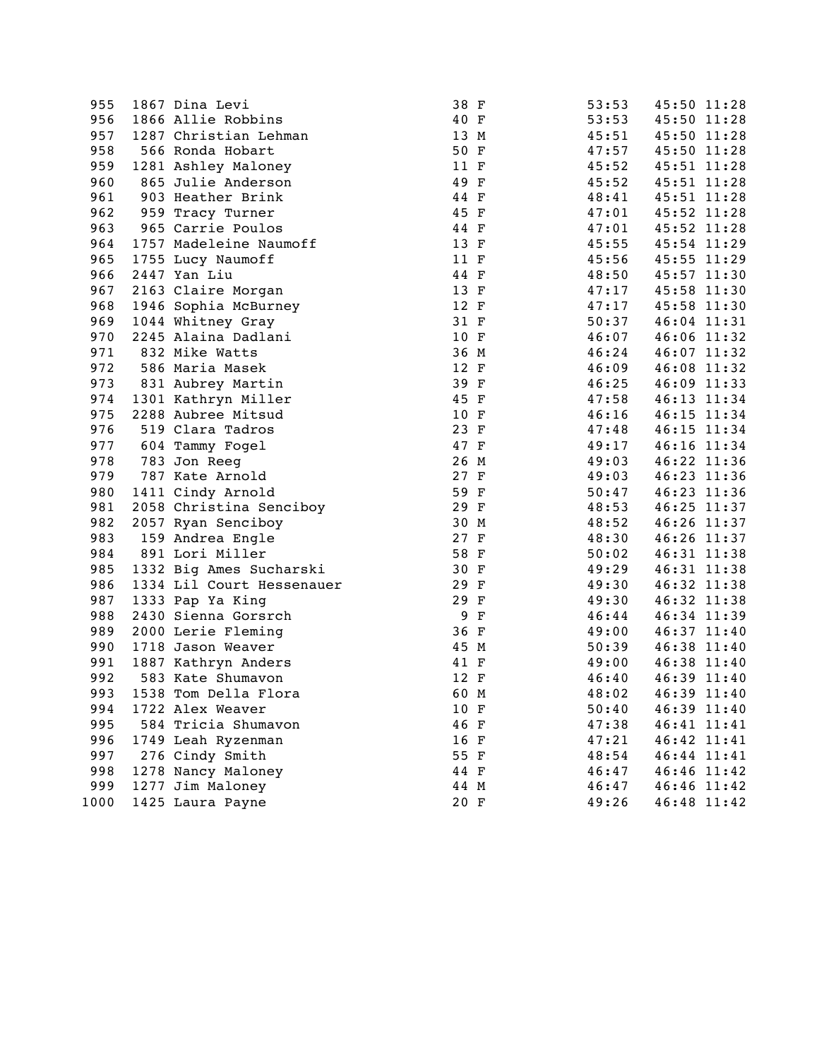| Place | Bib | Name | Age | Sex | Gun Time | Net Time | Pace |
|---|---|---|---|---|---|---|---|
| 955 | 1867 | Dina Levi | 38 | F | 53:53 | 45:50 | 11:28 |
| 956 | 1866 | Allie Robbins | 40 | F | 53:53 | 45:50 | 11:28 |
| 957 | 1287 | Christian Lehman | 13 | M | 45:51 | 45:50 | 11:28 |
| 958 | 566 | Ronda Hobart | 50 | F | 47:57 | 45:50 | 11:28 |
| 959 | 1281 | Ashley Maloney | 11 | F | 45:52 | 45:51 | 11:28 |
| 960 | 865 | Julie Anderson | 49 | F | 45:52 | 45:51 | 11:28 |
| 961 | 903 | Heather Brink | 44 | F | 48:41 | 45:51 | 11:28 |
| 962 | 959 | Tracy Turner | 45 | F | 47:01 | 45:52 | 11:28 |
| 963 | 965 | Carrie Poulos | 44 | F | 47:01 | 45:52 | 11:28 |
| 964 | 1757 | Madeleine Naumoff | 13 | F | 45:55 | 45:54 | 11:29 |
| 965 | 1755 | Lucy Naumoff | 11 | F | 45:56 | 45:55 | 11:29 |
| 966 | 2447 | Yan Liu | 44 | F | 48:50 | 45:57 | 11:30 |
| 967 | 2163 | Claire Morgan | 13 | F | 47:17 | 45:58 | 11:30 |
| 968 | 1946 | Sophia McBurney | 12 | F | 47:17 | 45:58 | 11:30 |
| 969 | 1044 | Whitney Gray | 31 | F | 50:37 | 46:04 | 11:31 |
| 970 | 2245 | Alaina Dadlani | 10 | F | 46:07 | 46:06 | 11:32 |
| 971 | 832 | Mike Watts | 36 | M | 46:24 | 46:07 | 11:32 |
| 972 | 586 | Maria Masek | 12 | F | 46:09 | 46:08 | 11:32 |
| 973 | 831 | Aubrey Martin | 39 | F | 46:25 | 46:09 | 11:33 |
| 974 | 1301 | Kathryn Miller | 45 | F | 47:58 | 46:13 | 11:34 |
| 975 | 2288 | Aubree Mitsud | 10 | F | 46:16 | 46:15 | 11:34 |
| 976 | 519 | Clara Tadros | 23 | F | 47:48 | 46:15 | 11:34 |
| 977 | 604 | Tammy Fogel | 47 | F | 49:17 | 46:16 | 11:34 |
| 978 | 783 | Jon Reeg | 26 | M | 49:03 | 46:22 | 11:36 |
| 979 | 787 | Kate Arnold | 27 | F | 49:03 | 46:23 | 11:36 |
| 980 | 1411 | Cindy Arnold | 59 | F | 50:47 | 46:23 | 11:36 |
| 981 | 2058 | Christina Senciboy | 29 | F | 48:53 | 46:25 | 11:37 |
| 982 | 2057 | Ryan Senciboy | 30 | M | 48:52 | 46:26 | 11:37 |
| 983 | 159 | Andrea Engle | 27 | F | 48:30 | 46:26 | 11:37 |
| 984 | 891 | Lori Miller | 58 | F | 50:02 | 46:31 | 11:38 |
| 985 | 1332 | Big Ames Sucharski | 30 | F | 49:29 | 46:31 | 11:38 |
| 986 | 1334 | Lil Court Hessenauer | 29 | F | 49:30 | 46:32 | 11:38 |
| 987 | 1333 | Pap Ya King | 29 | F | 49:30 | 46:32 | 11:38 |
| 988 | 2430 | Sienna Gorsrch | 9 | F | 46:44 | 46:34 | 11:39 |
| 989 | 2000 | Lerie Fleming | 36 | F | 49:00 | 46:37 | 11:40 |
| 990 | 1718 | Jason Weaver | 45 | M | 50:39 | 46:38 | 11:40 |
| 991 | 1887 | Kathryn Anders | 41 | F | 49:00 | 46:38 | 11:40 |
| 992 | 583 | Kate Shumavon | 12 | F | 46:40 | 46:39 | 11:40 |
| 993 | 1538 | Tom Della Flora | 60 | M | 48:02 | 46:39 | 11:40 |
| 994 | 1722 | Alex Weaver | 10 | F | 50:40 | 46:39 | 11:40 |
| 995 | 584 | Tricia Shumavon | 46 | F | 47:38 | 46:41 | 11:41 |
| 996 | 1749 | Leah Ryzenman | 16 | F | 47:21 | 46:42 | 11:41 |
| 997 | 276 | Cindy Smith | 55 | F | 48:54 | 46:44 | 11:41 |
| 998 | 1278 | Nancy Maloney | 44 | F | 46:47 | 46:46 | 11:42 |
| 999 | 1277 | Jim Maloney | 44 | M | 46:47 | 46:46 | 11:42 |
| 1000 | 1425 | Laura Payne | 20 | F | 49:26 | 46:48 | 11:42 |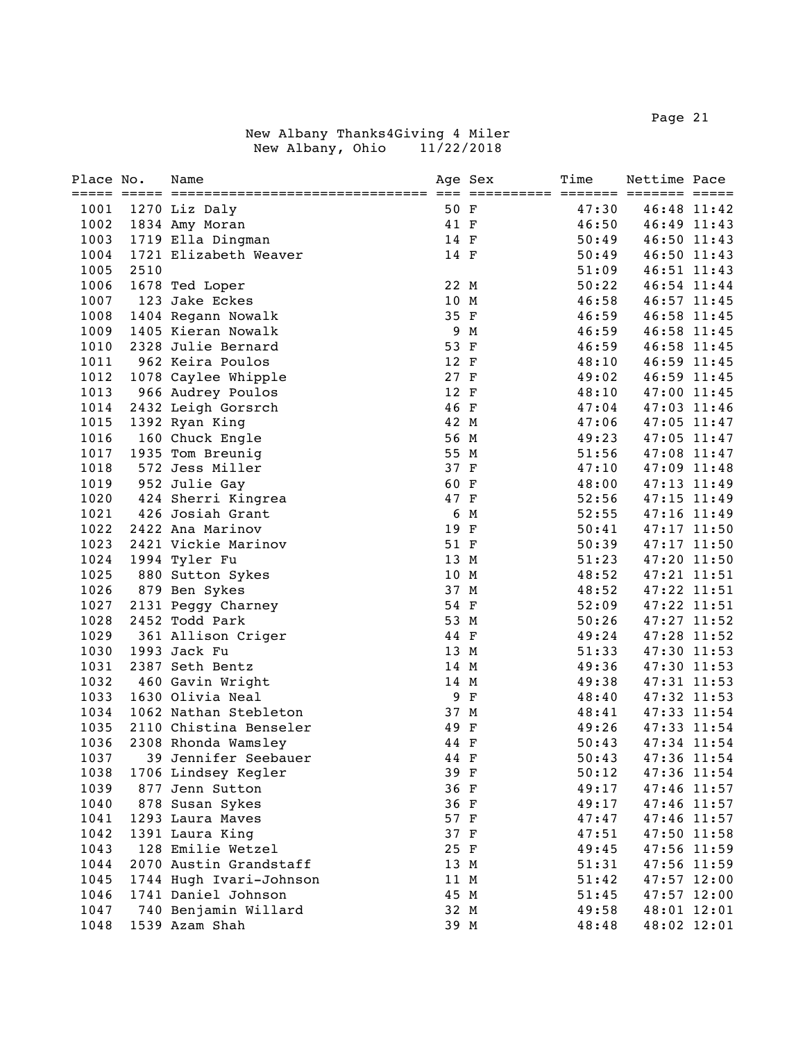New Albany Thanks4Giving 4 Miler
New Albany, Ohio 11/22/2018

| Place | No. | Name | Age | Sex | Time | Nettime | Pace |
|---|---|---|---|---|---|---|---|
| 1001 | 1270 | Liz Daly | 50 | F | 47:30 | 46:48 | 11:42 |
| 1002 | 1834 | Amy Moran | 41 | F | 46:50 | 46:49 | 11:43 |
| 1003 | 1719 | Ella Dingman | 14 | F | 50:49 | 46:50 | 11:43 |
| 1004 | 1721 | Elizabeth Weaver | 14 | F | 50:49 | 46:50 | 11:43 |
| 1005 | 2510 | | | | 51:09 | 46:51 | 11:43 |
| 1006 | 1678 | Ted Loper | 22 | M | 50:22 | 46:54 | 11:44 |
| 1007 | 123 | Jake Eckes | 10 | M | 46:58 | 46:57 | 11:45 |
| 1008 | 1404 | Regann Nowalk | 35 | F | 46:59 | 46:58 | 11:45 |
| 1009 | 1405 | Kieran Nowalk | 9 | M | 46:59 | 46:58 | 11:45 |
| 1010 | 2328 | Julie Bernard | 53 | F | 46:59 | 46:58 | 11:45 |
| 1011 | 962 | Keira Poulos | 12 | F | 48:10 | 46:59 | 11:45 |
| 1012 | 1078 | Caylee Whipple | 27 | F | 49:02 | 46:59 | 11:45 |
| 1013 | 966 | Audrey Poulos | 12 | F | 48:10 | 47:00 | 11:45 |
| 1014 | 2432 | Leigh Gorsrch | 46 | F | 47:04 | 47:03 | 11:46 |
| 1015 | 1392 | Ryan King | 42 | M | 47:06 | 47:05 | 11:47 |
| 1016 | 160 | Chuck Engle | 56 | M | 49:23 | 47:05 | 11:47 |
| 1017 | 1935 | Tom Breunig | 55 | M | 51:56 | 47:08 | 11:47 |
| 1018 | 572 | Jess Miller | 37 | F | 47:10 | 47:09 | 11:48 |
| 1019 | 952 | Julie Gay | 60 | F | 48:00 | 47:13 | 11:49 |
| 1020 | 424 | Sherri Kingrea | 47 | F | 52:56 | 47:15 | 11:49 |
| 1021 | 426 | Josiah Grant | 6 | M | 52:55 | 47:16 | 11:49 |
| 1022 | 2422 | Ana Marinov | 19 | F | 50:41 | 47:17 | 11:50 |
| 1023 | 2421 | Vickie Marinov | 51 | F | 50:39 | 47:17 | 11:50 |
| 1024 | 1994 | Tyler Fu | 13 | M | 51:23 | 47:20 | 11:50 |
| 1025 | 880 | Sutton Sykes | 10 | M | 48:52 | 47:21 | 11:51 |
| 1026 | 879 | Ben Sykes | 37 | M | 48:52 | 47:22 | 11:51 |
| 1027 | 2131 | Peggy Charney | 54 | F | 52:09 | 47:22 | 11:51 |
| 1028 | 2452 | Todd Park | 53 | M | 50:26 | 47:27 | 11:52 |
| 1029 | 361 | Allison Criger | 44 | F | 49:24 | 47:28 | 11:52 |
| 1030 | 1993 | Jack Fu | 13 | M | 51:33 | 47:30 | 11:53 |
| 1031 | 2387 | Seth Bentz | 14 | M | 49:36 | 47:30 | 11:53 |
| 1032 | 460 | Gavin Wright | 14 | M | 49:38 | 47:31 | 11:53 |
| 1033 | 1630 | Olivia Neal | 9 | F | 48:40 | 47:32 | 11:53 |
| 1034 | 1062 | Nathan Stebleton | 37 | M | 48:41 | 47:33 | 11:54 |
| 1035 | 2110 | Chistina Benseler | 49 | F | 49:26 | 47:33 | 11:54 |
| 1036 | 2308 | Rhonda Wamsley | 44 | F | 50:43 | 47:34 | 11:54 |
| 1037 | 39 | Jennifer Seebauer | 44 | F | 50:43 | 47:36 | 11:54 |
| 1038 | 1706 | Lindsey Kegler | 39 | F | 50:12 | 47:36 | 11:54 |
| 1039 | 877 | Jenn Sutton | 36 | F | 49:17 | 47:46 | 11:57 |
| 1040 | 878 | Susan Sykes | 36 | F | 49:17 | 47:46 | 11:57 |
| 1041 | 1293 | Laura Maves | 57 | F | 47:47 | 47:46 | 11:57 |
| 1042 | 1391 | Laura King | 37 | F | 47:51 | 47:50 | 11:58 |
| 1043 | 128 | Emilie Wetzel | 25 | F | 49:45 | 47:56 | 11:59 |
| 1044 | 2070 | Austin Grandstaff | 13 | M | 51:31 | 47:56 | 11:59 |
| 1045 | 1744 | Hugh Ivari-Johnson | 11 | M | 51:42 | 47:57 | 12:00 |
| 1046 | 1741 | Daniel Johnson | 45 | M | 51:45 | 47:57 | 12:00 |
| 1047 | 740 | Benjamin Willard | 32 | M | 49:58 | 48:01 | 12:01 |
| 1048 | 1539 | Azam Shah | 39 | M | 48:48 | 48:02 | 12:01 |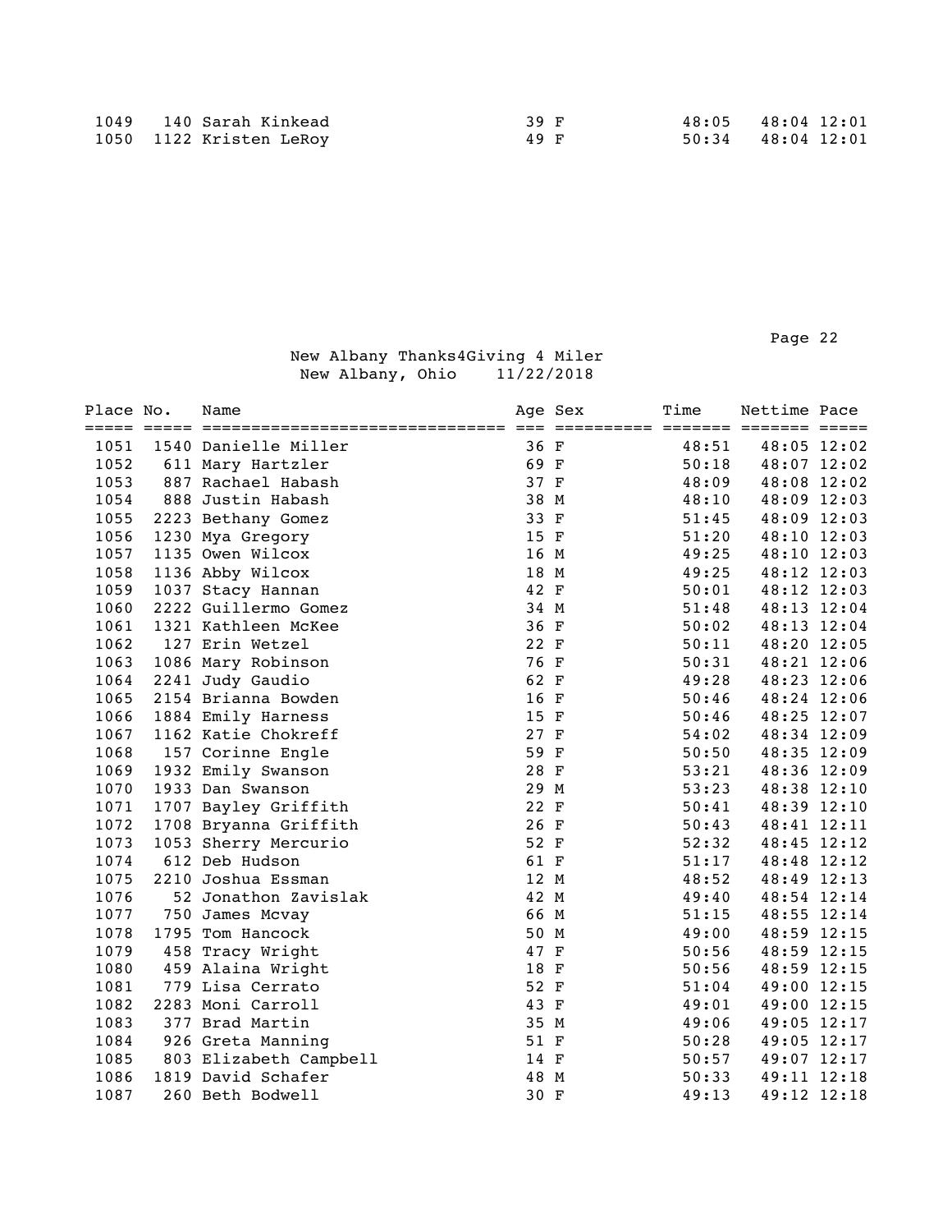| Place | No. | Name | Age | Sex | Time | Nettime | Pace |
|---|---|---|---|---|---|---|---|
| 1049 | 140 | Sarah Kinkead | 39 | F | 48:05 | 48:04 | 12:01 |
| 1050 | 1122 | Kristen LeRoy | 49 | F | 50:34 | 48:04 | 12:01 |

New Albany Thanks4Giving 4 Miler
New Albany, Ohio 11/22/2018

| Place | No. | Name | Age | Sex | Time | Nettime | Pace |
|---|---|---|---|---|---|---|---|
| 1051 | 1540 | Danielle Miller | 36 | F | 48:51 | 48:05 | 12:02 |
| 1052 | 611 | Mary Hartzler | 69 | F | 50:18 | 48:07 | 12:02 |
| 1053 | 887 | Rachael Habash | 37 | F | 48:09 | 48:08 | 12:02 |
| 1054 | 888 | Justin Habash | 38 | M | 48:10 | 48:09 | 12:03 |
| 1055 | 2223 | Bethany Gomez | 33 | F | 51:45 | 48:09 | 12:03 |
| 1056 | 1230 | Mya Gregory | 15 | F | 51:20 | 48:10 | 12:03 |
| 1057 | 1135 | Owen Wilcox | 16 | M | 49:25 | 48:10 | 12:03 |
| 1058 | 1136 | Abby Wilcox | 18 | M | 49:25 | 48:12 | 12:03 |
| 1059 | 1037 | Stacy Hannan | 42 | F | 50:01 | 48:12 | 12:03 |
| 1060 | 2222 | Guillermo Gomez | 34 | M | 51:48 | 48:13 | 12:04 |
| 1061 | 1321 | Kathleen McKee | 36 | F | 50:02 | 48:13 | 12:04 |
| 1062 | 127 | Erin Wetzel | 22 | F | 50:11 | 48:20 | 12:05 |
| 1063 | 1086 | Mary Robinson | 76 | F | 50:31 | 48:21 | 12:06 |
| 1064 | 2241 | Judy Gaudio | 62 | F | 49:28 | 48:23 | 12:06 |
| 1065 | 2154 | Brianna Bowden | 16 | F | 50:46 | 48:24 | 12:06 |
| 1066 | 1884 | Emily Harness | 15 | F | 50:46 | 48:25 | 12:07 |
| 1067 | 1162 | Katie Chokreff | 27 | F | 54:02 | 48:34 | 12:09 |
| 1068 | 157 | Corinne Engle | 59 | F | 50:50 | 48:35 | 12:09 |
| 1069 | 1932 | Emily Swanson | 28 | F | 53:21 | 48:36 | 12:09 |
| 1070 | 1933 | Dan Swanson | 29 | M | 53:23 | 48:38 | 12:10 |
| 1071 | 1707 | Bayley Griffith | 22 | F | 50:41 | 48:39 | 12:10 |
| 1072 | 1708 | Bryanna Griffith | 26 | F | 50:43 | 48:41 | 12:11 |
| 1073 | 1053 | Sherry Mercurio | 52 | F | 52:32 | 48:45 | 12:12 |
| 1074 | 612 | Deb Hudson | 61 | F | 51:17 | 48:48 | 12:12 |
| 1075 | 2210 | Joshua Essman | 12 | M | 48:52 | 48:49 | 12:13 |
| 1076 | 52 | Jonathon Zavislak | 42 | M | 49:40 | 48:54 | 12:14 |
| 1077 | 750 | James Mcvay | 66 | M | 51:15 | 48:55 | 12:14 |
| 1078 | 1795 | Tom Hancock | 50 | M | 49:00 | 48:59 | 12:15 |
| 1079 | 458 | Tracy Wright | 47 | F | 50:56 | 48:59 | 12:15 |
| 1080 | 459 | Alaina Wright | 18 | F | 50:56 | 48:59 | 12:15 |
| 1081 | 779 | Lisa Cerrato | 52 | F | 51:04 | 49:00 | 12:15 |
| 1082 | 2283 | Moni Carroll | 43 | F | 49:01 | 49:00 | 12:15 |
| 1083 | 377 | Brad Martin | 35 | M | 49:06 | 49:05 | 12:17 |
| 1084 | 926 | Greta Manning | 51 | F | 50:28 | 49:05 | 12:17 |
| 1085 | 803 | Elizabeth Campbell | 14 | F | 50:57 | 49:07 | 12:17 |
| 1086 | 1819 | David Schafer | 48 | M | 50:33 | 49:11 | 12:18 |
| 1087 | 260 | Beth Bodwell | 30 | F | 49:13 | 49:12 | 12:18 |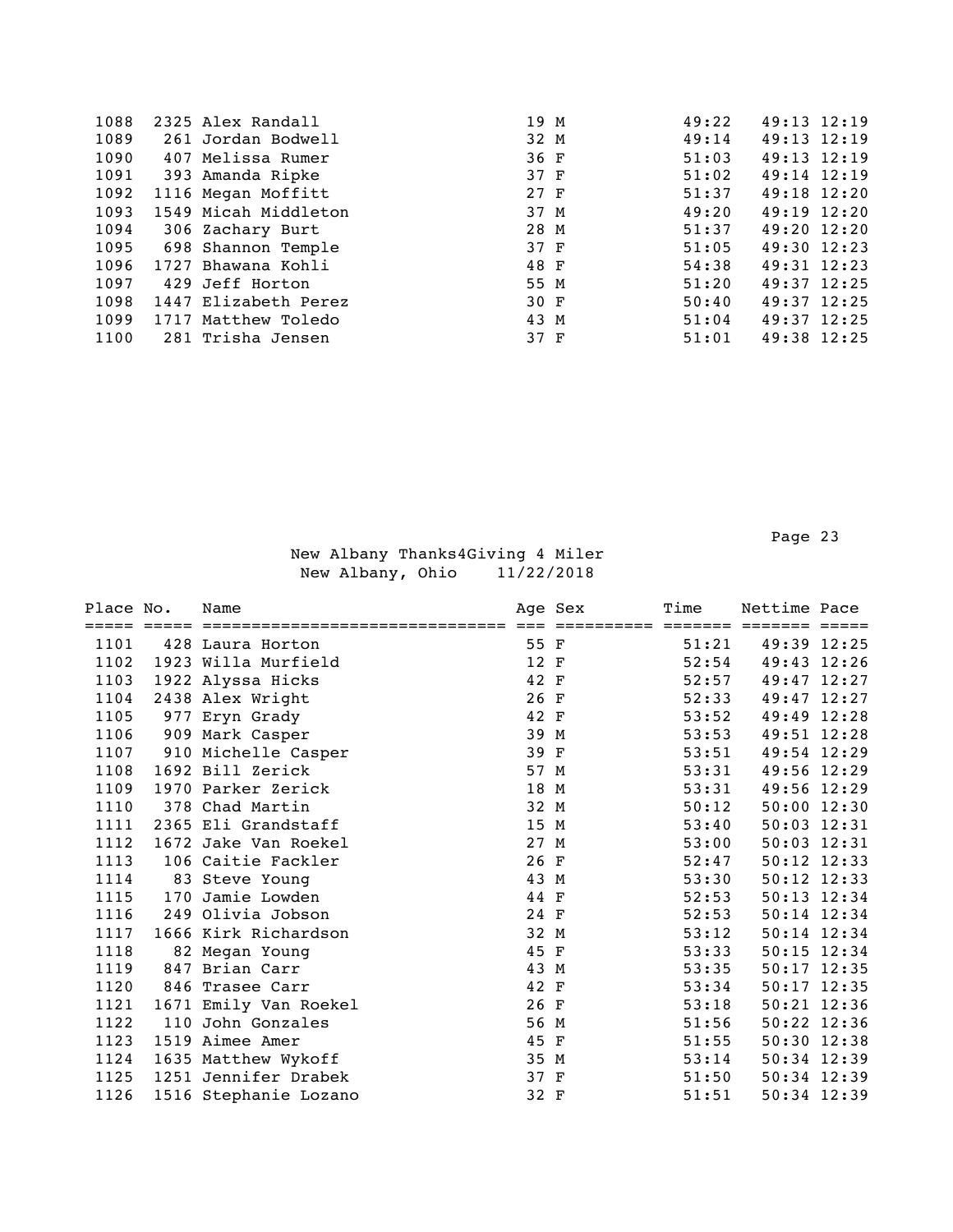| Place | No. | Name | Age | Sex | Time | Nettime | Pace |
|---|---|---|---|---|---|---|---|
| 1088 | 2325 | Alex Randall | 19 | M | 49:22 | 49:13 | 12:19 |
| 1089 | 261 | Jordan Bodwell | 32 | M | 49:14 | 49:13 | 12:19 |
| 1090 | 407 | Melissa Rumer | 36 | F | 51:03 | 49:13 | 12:19 |
| 1091 | 393 | Amanda Ripke | 37 | F | 51:02 | 49:14 | 12:19 |
| 1092 | 1116 | Megan Moffitt | 27 | F | 51:37 | 49:18 | 12:20 |
| 1093 | 1549 | Micah Middleton | 37 | M | 49:20 | 49:19 | 12:20 |
| 1094 | 306 | Zachary Burt | 28 | M | 51:37 | 49:20 | 12:20 |
| 1095 | 698 | Shannon Temple | 37 | F | 51:05 | 49:30 | 12:23 |
| 1096 | 1727 | Bhawana Kohli | 48 | F | 54:38 | 49:31 | 12:23 |
| 1097 | 429 | Jeff Horton | 55 | M | 51:20 | 49:37 | 12:25 |
| 1098 | 1447 | Elizabeth Perez | 30 | F | 50:40 | 49:37 | 12:25 |
| 1099 | 1717 | Matthew Toledo | 43 | M | 51:04 | 49:37 | 12:25 |
| 1100 | 281 | Trisha Jensen | 37 | F | 51:01 | 49:38 | 12:25 |

New Albany Thanks4Giving 4 Miler
New Albany, Ohio 11/22/2018

| Place | No. | Name | Age | Sex | Time | Nettime | Pace |
|---|---|---|---|---|---|---|---|
| 1101 | 428 | Laura Horton | 55 | F | 51:21 | 49:39 | 12:25 |
| 1102 | 1923 | Willa Murfield | 12 | F | 52:54 | 49:43 | 12:26 |
| 1103 | 1922 | Alyssa Hicks | 42 | F | 52:57 | 49:47 | 12:27 |
| 1104 | 2438 | Alex Wright | 26 | F | 52:33 | 49:47 | 12:27 |
| 1105 | 977 | Eryn Grady | 42 | F | 53:52 | 49:49 | 12:28 |
| 1106 | 909 | Mark Casper | 39 | M | 53:53 | 49:51 | 12:28 |
| 1107 | 910 | Michelle Casper | 39 | F | 53:51 | 49:54 | 12:29 |
| 1108 | 1692 | Bill Zerick | 57 | M | 53:31 | 49:56 | 12:29 |
| 1109 | 1970 | Parker Zerick | 18 | M | 53:31 | 49:56 | 12:29 |
| 1110 | 378 | Chad Martin | 32 | M | 50:12 | 50:00 | 12:30 |
| 1111 | 2365 | Eli Grandstaff | 15 | M | 53:40 | 50:03 | 12:31 |
| 1112 | 1672 | Jake Van Roekel | 27 | M | 53:00 | 50:03 | 12:31 |
| 1113 | 106 | Caitie Fackler | 26 | F | 52:47 | 50:12 | 12:33 |
| 1114 | 83 | Steve Young | 43 | M | 53:30 | 50:12 | 12:33 |
| 1115 | 170 | Jamie Lowden | 44 | F | 52:53 | 50:13 | 12:34 |
| 1116 | 249 | Olivia Jobson | 24 | F | 52:53 | 50:14 | 12:34 |
| 1117 | 1666 | Kirk Richardson | 32 | M | 53:12 | 50:14 | 12:34 |
| 1118 | 82 | Megan Young | 45 | F | 53:33 | 50:15 | 12:34 |
| 1119 | 847 | Brian Carr | 43 | M | 53:35 | 50:17 | 12:35 |
| 1120 | 846 | Trasee Carr | 42 | F | 53:34 | 50:17 | 12:35 |
| 1121 | 1671 | Emily Van Roekel | 26 | F | 53:18 | 50:21 | 12:36 |
| 1122 | 110 | John Gonzales | 56 | M | 51:56 | 50:22 | 12:36 |
| 1123 | 1519 | Aimee Amer | 45 | F | 51:55 | 50:30 | 12:38 |
| 1124 | 1635 | Matthew Wykoff | 35 | M | 53:14 | 50:34 | 12:39 |
| 1125 | 1251 | Jennifer Drabek | 37 | F | 51:50 | 50:34 | 12:39 |
| 1126 | 1516 | Stephanie Lozano | 32 | F | 51:51 | 50:34 | 12:39 |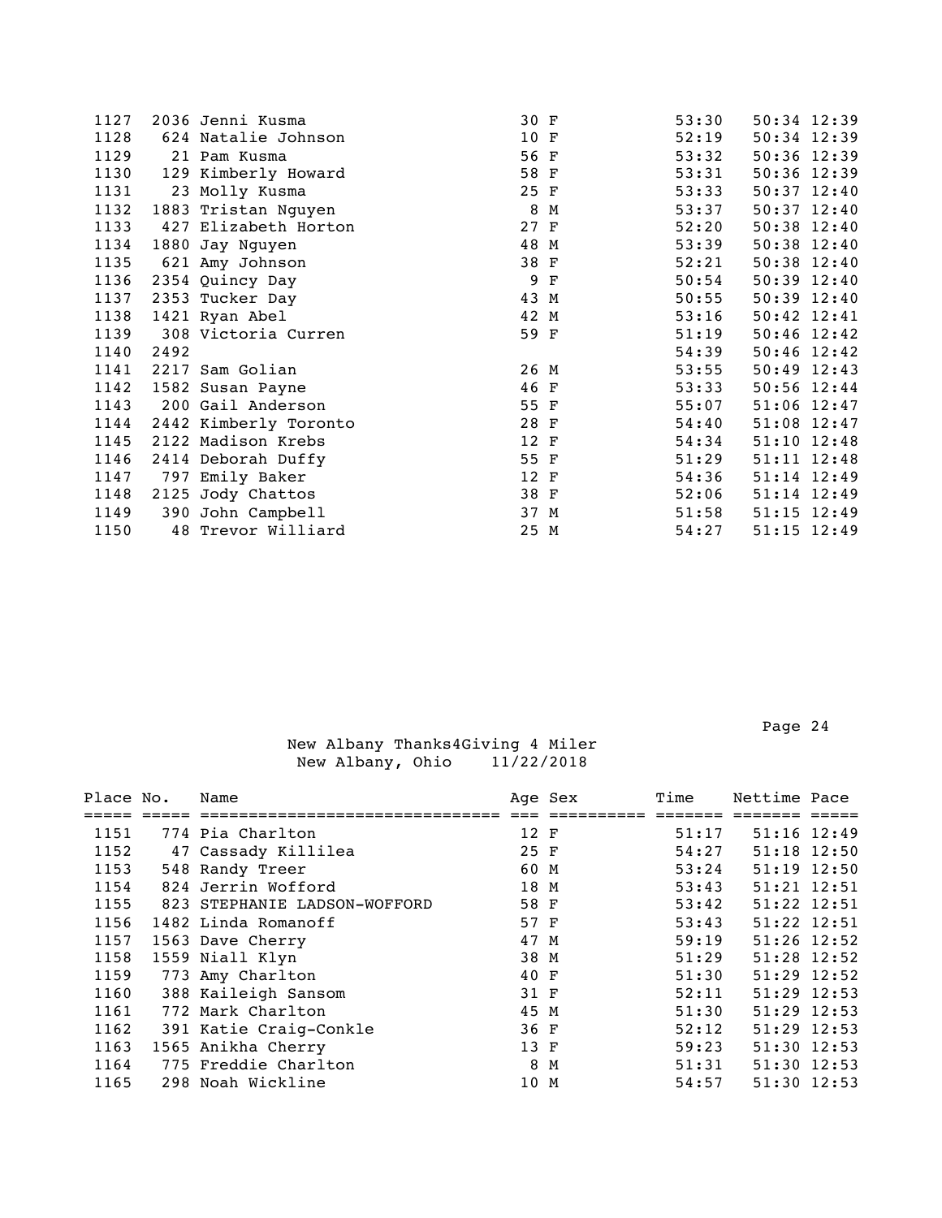| Place | No. | Name | Age | Sex | Time | Nettime | Pace |
|---|---|---|---|---|---|---|---|
| 1127 | 2036 | Jenni Kusma | 30 | F | 53:30 | 50:34 | 12:39 |
| 1128 | 624 | Natalie Johnson | 10 | F | 52:19 | 50:34 | 12:39 |
| 1129 | 21 | Pam Kusma | 56 | F | 53:32 | 50:36 | 12:39 |
| 1130 | 129 | Kimberly Howard | 58 | F | 53:31 | 50:36 | 12:39 |
| 1131 | 23 | Molly Kusma | 25 | F | 53:33 | 50:37 | 12:40 |
| 1132 | 1883 | Tristan Nguyen | 8 | M | 53:37 | 50:37 | 12:40 |
| 1133 | 427 | Elizabeth Horton | 27 | F | 52:20 | 50:38 | 12:40 |
| 1134 | 1880 | Jay Nguyen | 48 | M | 53:39 | 50:38 | 12:40 |
| 1135 | 621 | Amy Johnson | 38 | F | 52:21 | 50:38 | 12:40 |
| 1136 | 2354 | Quincy Day | 9 | F | 50:54 | 50:39 | 12:40 |
| 1137 | 2353 | Tucker Day | 43 | M | 50:55 | 50:39 | 12:40 |
| 1138 | 1421 | Ryan Abel | 42 | M | 53:16 | 50:42 | 12:41 |
| 1139 | 308 | Victoria Curren | 59 | F | 51:19 | 50:46 | 12:42 |
| 1140 | 2492 | | | | 54:39 | 50:46 | 12:42 |
| 1141 | 2217 | Sam Golian | 26 | M | 53:55 | 50:49 | 12:43 |
| 1142 | 1582 | Susan Payne | 46 | F | 53:33 | 50:56 | 12:44 |
| 1143 | 200 | Gail Anderson | 55 | F | 55:07 | 51:06 | 12:47 |
| 1144 | 2442 | Kimberly Toronto | 28 | F | 54:40 | 51:08 | 12:47 |
| 1145 | 2122 | Madison Krebs | 12 | F | 54:34 | 51:10 | 12:48 |
| 1146 | 2414 | Deborah Duffy | 55 | F | 51:29 | 51:11 | 12:48 |
| 1147 | 797 | Emily Baker | 12 | F | 54:36 | 51:14 | 12:49 |
| 1148 | 2125 | Jody Chattos | 38 | F | 52:06 | 51:14 | 12:49 |
| 1149 | 390 | John Campbell | 37 | M | 51:58 | 51:15 | 12:49 |
| 1150 | 48 | Trevor Williard | 25 | M | 54:27 | 51:15 | 12:49 |

New Albany Thanks4Giving 4 Miler
New Albany, Ohio 11/22/2018

| Place | No. | Name | Age | Sex | Time | Nettime | Pace |
|---|---|---|---|---|---|---|---|
| 1151 | 774 | Pia Charlton | 12 | F | 51:17 | 51:16 | 12:49 |
| 1152 | 47 | Cassady Killilea | 25 | F | 54:27 | 51:18 | 12:50 |
| 1153 | 548 | Randy Treer | 60 | M | 53:24 | 51:19 | 12:50 |
| 1154 | 824 | Jerrin Wofford | 18 | M | 53:43 | 51:21 | 12:51 |
| 1155 | 823 | STEPHANIE LADSON-WOFFORD | 58 | F | 53:42 | 51:22 | 12:51 |
| 1156 | 1482 | Linda Romanoff | 57 | F | 53:43 | 51:22 | 12:51 |
| 1157 | 1563 | Dave Cherry | 47 | M | 59:19 | 51:26 | 12:52 |
| 1158 | 1559 | Niall Klyn | 38 | M | 51:29 | 51:28 | 12:52 |
| 1159 | 773 | Amy Charlton | 40 | F | 51:30 | 51:29 | 12:52 |
| 1160 | 388 | Kaileigh Sansom | 31 | F | 52:11 | 51:29 | 12:53 |
| 1161 | 772 | Mark Charlton | 45 | M | 51:30 | 51:29 | 12:53 |
| 1162 | 391 | Katie Craig-Conkle | 36 | F | 52:12 | 51:29 | 12:53 |
| 1163 | 1565 | Anikha Cherry | 13 | F | 59:23 | 51:30 | 12:53 |
| 1164 | 775 | Freddie Charlton | 8 | M | 51:31 | 51:30 | 12:53 |
| 1165 | 298 | Noah Wickline | 10 | M | 54:57 | 51:30 | 12:53 |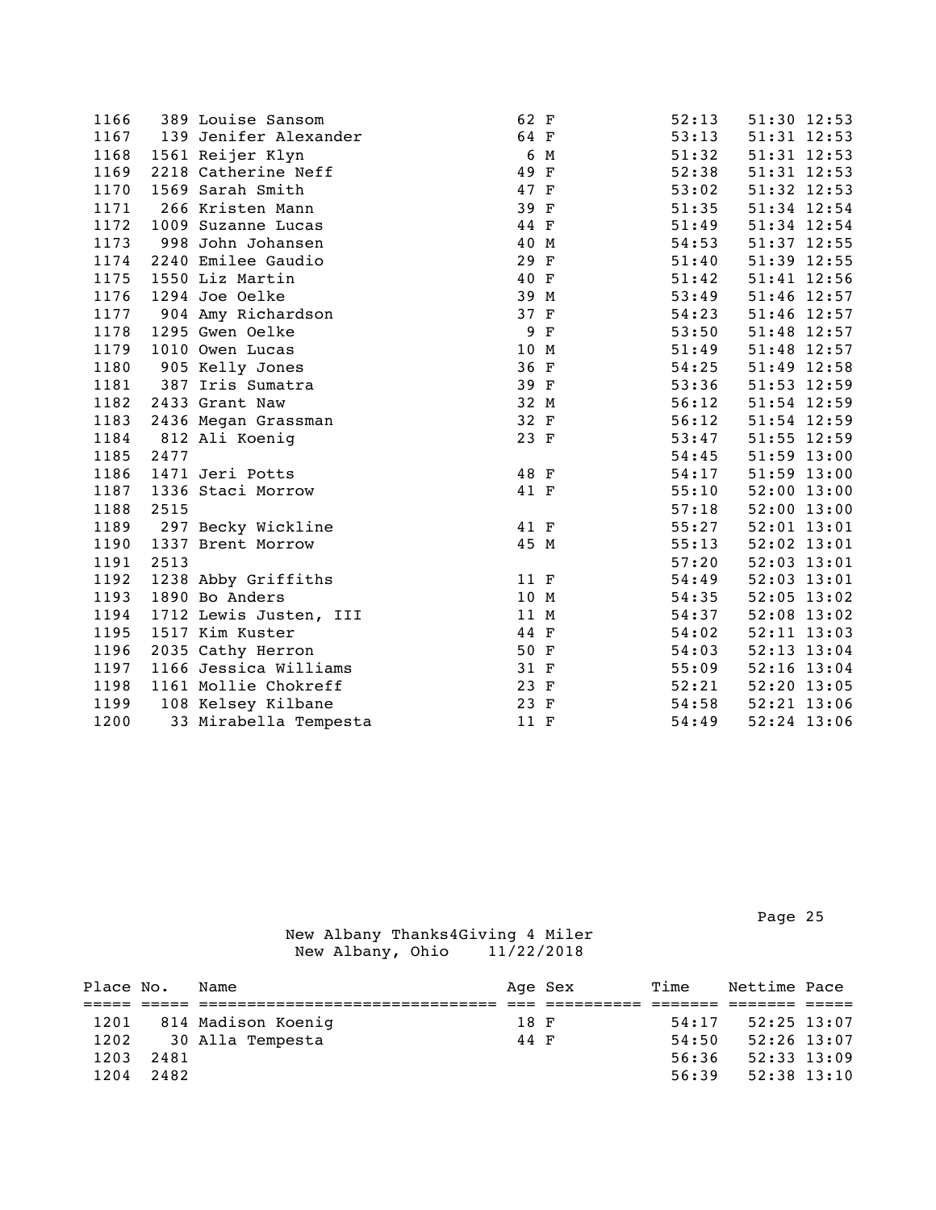| Place | No. | Name | Age | Sex | Time | Nettime | Pace |
|---|---|---|---|---|---|---|---|
| 1166 | 389 | Louise Sansom | 62 | F | 52:13 | 51:30 | 12:53 |
| 1167 | 139 | Jenifer Alexander | 64 | F | 53:13 | 51:31 | 12:53 |
| 1168 | 1561 | Reijer Klyn | 6 | M | 51:32 | 51:31 | 12:53 |
| 1169 | 2218 | Catherine Neff | 49 | F | 52:38 | 51:31 | 12:53 |
| 1170 | 1569 | Sarah Smith | 47 | F | 53:02 | 51:32 | 12:53 |
| 1171 | 266 | Kristen Mann | 39 | F | 51:35 | 51:34 | 12:54 |
| 1172 | 1009 | Suzanne Lucas | 44 | F | 51:49 | 51:34 | 12:54 |
| 1173 | 998 | John Johansen | 40 | M | 54:53 | 51:37 | 12:55 |
| 1174 | 2240 | Emilee Gaudio | 29 | F | 51:40 | 51:39 | 12:55 |
| 1175 | 1550 | Liz Martin | 40 | F | 51:42 | 51:41 | 12:56 |
| 1176 | 1294 | Joe Oelke | 39 | M | 53:49 | 51:46 | 12:57 |
| 1177 | 904 | Amy Richardson | 37 | F | 54:23 | 51:46 | 12:57 |
| 1178 | 1295 | Gwen Oelke | 9 | F | 53:50 | 51:48 | 12:57 |
| 1179 | 1010 | Owen Lucas | 10 | M | 51:49 | 51:48 | 12:57 |
| 1180 | 905 | Kelly Jones | 36 | F | 54:25 | 51:49 | 12:58 |
| 1181 | 387 | Iris Sumatra | 39 | F | 53:36 | 51:53 | 12:59 |
| 1182 | 2433 | Grant Naw | 32 | M | 56:12 | 51:54 | 12:59 |
| 1183 | 2436 | Megan Grassman | 32 | F | 56:12 | 51:54 | 12:59 |
| 1184 | 812 | Ali Koenig | 23 | F | 53:47 | 51:55 | 12:59 |
| 1185 | 2477 | | | | 54:45 | 51:59 | 13:00 |
| 1186 | 1471 | Jeri Potts | 48 | F | 54:17 | 51:59 | 13:00 |
| 1187 | 1336 | Staci Morrow | 41 | F | 55:10 | 52:00 | 13:00 |
| 1188 | 2515 | | | | 57:18 | 52:00 | 13:00 |
| 1189 | 297 | Becky Wickline | 41 | F | 55:27 | 52:01 | 13:01 |
| 1190 | 1337 | Brent Morrow | 45 | M | 55:13 | 52:02 | 13:01 |
| 1191 | 2513 | | | | 57:20 | 52:03 | 13:01 |
| 1192 | 1238 | Abby Griffiths | 11 | F | 54:49 | 52:03 | 13:01 |
| 1193 | 1890 | Bo Anders | 10 | M | 54:35 | 52:05 | 13:02 |
| 1194 | 1712 | Lewis Justen, III | 11 | M | 54:37 | 52:08 | 13:02 |
| 1195 | 1517 | Kim Kuster | 44 | F | 54:02 | 52:11 | 13:03 |
| 1196 | 2035 | Cathy Herron | 50 | F | 54:03 | 52:13 | 13:04 |
| 1197 | 1166 | Jessica Williams | 31 | F | 55:09 | 52:16 | 13:04 |
| 1198 | 1161 | Mollie Chokreff | 23 | F | 52:21 | 52:20 | 13:05 |
| 1199 | 108 | Kelsey Kilbane | 23 | F | 54:58 | 52:21 | 13:06 |
| 1200 | 33 | Mirabella Tempesta | 11 | F | 54:49 | 52:24 | 13:06 |

New Albany Thanks4Giving 4 Miler
New Albany, Ohio 11/22/2018

| Place | No. | Name | Age | Sex | Time | Nettime | Pace |
|---|---|---|---|---|---|---|---|
| 1201 | 814 | Madison Koenig | 18 | F | 54:17 | 52:25 | 13:07 |
| 1202 | 30 | Alla Tempesta | 44 | F | 54:50 | 52:26 | 13:07 |
| 1203 | 2481 | | | | 56:36 | 52:33 | 13:09 |
| 1204 | 2482 | | | | 56:39 | 52:38 | 13:10 |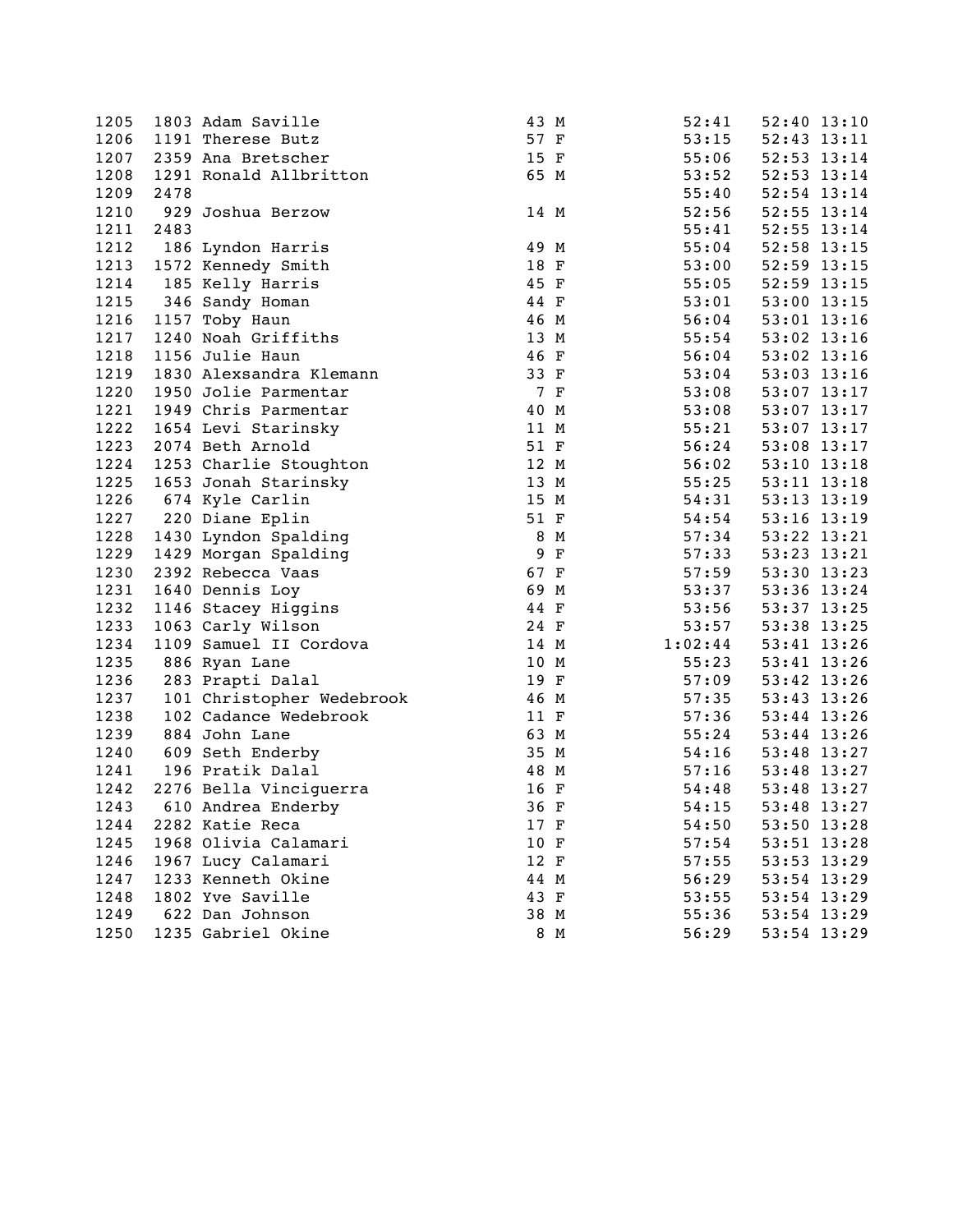| Place | Bib | Name | Age | Sex | Gun Time | Chip Time | Pace |
|---|---|---|---|---|---|---|---|
| 1205 | 1803 | Adam Saville | 43 | M | 52:41 | 52:40 | 13:10 |
| 1206 | 1191 | Therese Butz | 57 | F | 53:15 | 52:43 | 13:11 |
| 1207 | 2359 | Ana Bretscher | 15 | F | 55:06 | 52:53 | 13:14 |
| 1208 | 1291 | Ronald Allbritton | 65 | M | 53:52 | 52:53 | 13:14 |
| 1209 | 2478 | | | | 55:40 | 52:54 | 13:14 |
| 1210 | 929 | Joshua Berzow | 14 | M | 52:56 | 52:55 | 13:14 |
| 1211 | 2483 | | | | 55:41 | 52:55 | 13:14 |
| 1212 | 186 | Lyndon Harris | 49 | M | 55:04 | 52:58 | 13:15 |
| 1213 | 1572 | Kennedy Smith | 18 | F | 53:00 | 52:59 | 13:15 |
| 1214 | 185 | Kelly Harris | 45 | F | 55:05 | 52:59 | 13:15 |
| 1215 | 346 | Sandy Homan | 44 | F | 53:01 | 53:00 | 13:15 |
| 1216 | 1157 | Toby Haun | 46 | M | 56:04 | 53:01 | 13:16 |
| 1217 | 1240 | Noah Griffiths | 13 | M | 55:54 | 53:02 | 13:16 |
| 1218 | 1156 | Julie Haun | 46 | F | 56:04 | 53:02 | 13:16 |
| 1219 | 1830 | Alexsandra Klemann | 33 | F | 53:04 | 53:03 | 13:16 |
| 1220 | 1950 | Jolie Parmentar | 7 | F | 53:08 | 53:07 | 13:17 |
| 1221 | 1949 | Chris Parmentar | 40 | M | 53:08 | 53:07 | 13:17 |
| 1222 | 1654 | Levi Starinsky | 11 | M | 55:21 | 53:07 | 13:17 |
| 1223 | 2074 | Beth Arnold | 51 | F | 56:24 | 53:08 | 13:17 |
| 1224 | 1253 | Charlie Stoughton | 12 | M | 56:02 | 53:10 | 13:18 |
| 1225 | 1653 | Jonah Starinsky | 13 | M | 55:25 | 53:11 | 13:18 |
| 1226 | 674 | Kyle Carlin | 15 | M | 54:31 | 53:13 | 13:19 |
| 1227 | 220 | Diane Eplin | 51 | F | 54:54 | 53:16 | 13:19 |
| 1228 | 1430 | Lyndon Spalding | 8 | M | 57:34 | 53:22 | 13:21 |
| 1229 | 1429 | Morgan Spalding | 9 | F | 57:33 | 53:23 | 13:21 |
| 1230 | 2392 | Rebecca Vaas | 67 | F | 57:59 | 53:30 | 13:23 |
| 1231 | 1640 | Dennis Loy | 69 | M | 53:37 | 53:36 | 13:24 |
| 1232 | 1146 | Stacey Higgins | 44 | F | 53:56 | 53:37 | 13:25 |
| 1233 | 1063 | Carly Wilson | 24 | F | 53:57 | 53:38 | 13:25 |
| 1234 | 1109 | Samuel II Cordova | 14 | M | 1:02:44 | 53:41 | 13:26 |
| 1235 | 886 | Ryan Lane | 10 | M | 55:23 | 53:41 | 13:26 |
| 1236 | 283 | Prapti Dalal | 19 | F | 57:09 | 53:42 | 13:26 |
| 1237 | 101 | Christopher Wedebrook | 46 | M | 57:35 | 53:43 | 13:26 |
| 1238 | 102 | Cadance Wedebrook | 11 | F | 57:36 | 53:44 | 13:26 |
| 1239 | 884 | John Lane | 63 | M | 55:24 | 53:44 | 13:26 |
| 1240 | 609 | Seth Enderby | 35 | M | 54:16 | 53:48 | 13:27 |
| 1241 | 196 | Pratik Dalal | 48 | M | 57:16 | 53:48 | 13:27 |
| 1242 | 2276 | Bella Vinciguerra | 16 | F | 54:48 | 53:48 | 13:27 |
| 1243 | 610 | Andrea Enderby | 36 | F | 54:15 | 53:48 | 13:27 |
| 1244 | 2282 | Katie Reca | 17 | F | 54:50 | 53:50 | 13:28 |
| 1245 | 1968 | Olivia Calamari | 10 | F | 57:54 | 53:51 | 13:28 |
| 1246 | 1967 | Lucy Calamari | 12 | F | 57:55 | 53:53 | 13:29 |
| 1247 | 1233 | Kenneth Okine | 44 | M | 56:29 | 53:54 | 13:29 |
| 1248 | 1802 | Yve Saville | 43 | F | 53:55 | 53:54 | 13:29 |
| 1249 | 622 | Dan Johnson | 38 | M | 55:36 | 53:54 | 13:29 |
| 1250 | 1235 | Gabriel Okine | 8 | M | 56:29 | 53:54 | 13:29 |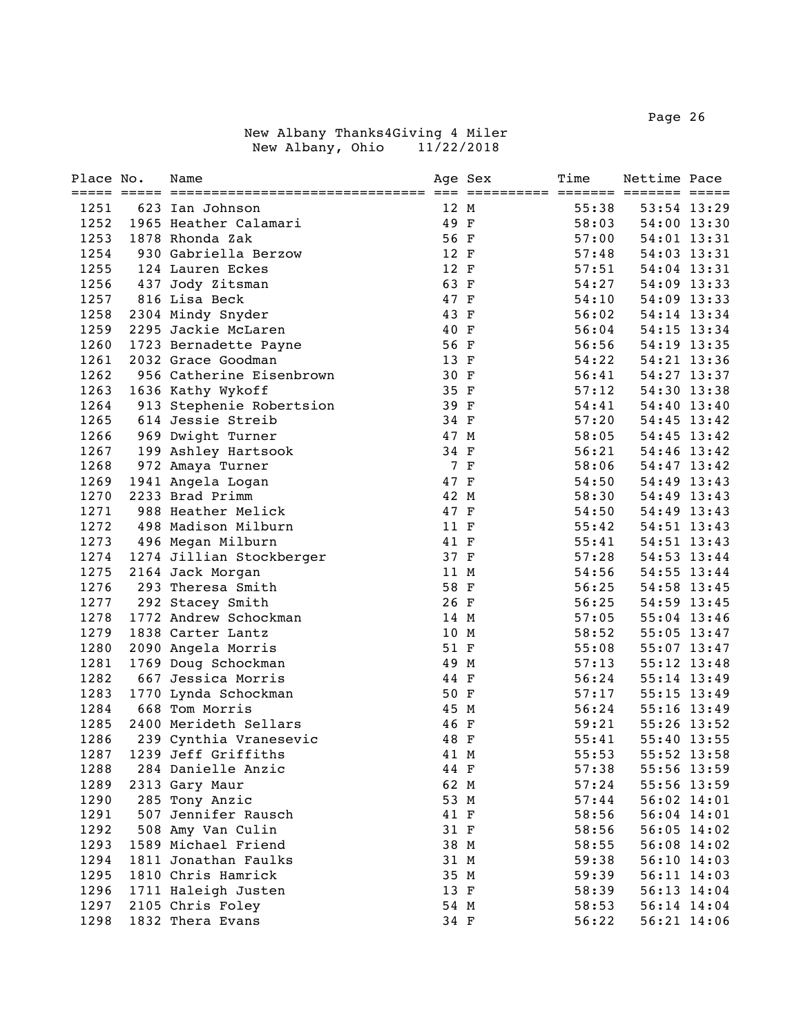New Albany Thanks4Giving 4 Miler
New Albany, Ohio 11/22/2018

| Place | No. | Name | Age | Sex | Time | Nettime | Pace |
|---|---|---|---|---|---|---|---|
| 1251 | 623 | Ian Johnson | 12 | M | 55:38 | 53:54 | 13:29 |
| 1252 | 1965 | Heather Calamari | 49 | F | 58:03 | 54:00 | 13:30 |
| 1253 | 1878 | Rhonda Zak | 56 | F | 57:00 | 54:01 | 13:31 |
| 1254 | 930 | Gabriella Berzow | 12 | F | 57:48 | 54:03 | 13:31 |
| 1255 | 124 | Lauren Eckes | 12 | F | 57:51 | 54:04 | 13:31 |
| 1256 | 437 | Jody Zitsman | 63 | F | 54:27 | 54:09 | 13:33 |
| 1257 | 816 | Lisa Beck | 47 | F | 54:10 | 54:09 | 13:33 |
| 1258 | 2304 | Mindy Snyder | 43 | F | 56:02 | 54:14 | 13:34 |
| 1259 | 2295 | Jackie McLaren | 40 | F | 56:04 | 54:15 | 13:34 |
| 1260 | 1723 | Bernadette Payne | 56 | F | 56:56 | 54:19 | 13:35 |
| 1261 | 2032 | Grace Goodman | 13 | F | 54:22 | 54:21 | 13:36 |
| 1262 | 956 | Catherine Eisenbrown | 30 | F | 56:41 | 54:27 | 13:37 |
| 1263 | 1636 | Kathy Wykoff | 35 | F | 57:12 | 54:30 | 13:38 |
| 1264 | 913 | Stephenie Robertsion | 39 | F | 54:41 | 54:40 | 13:40 |
| 1265 | 614 | Jessie Streib | 34 | F | 57:20 | 54:45 | 13:42 |
| 1266 | 969 | Dwight Turner | 47 | M | 58:05 | 54:45 | 13:42 |
| 1267 | 199 | Ashley Hartsook | 34 | F | 56:21 | 54:46 | 13:42 |
| 1268 | 972 | Amaya Turner | 7 | F | 58:06 | 54:47 | 13:42 |
| 1269 | 1941 | Angela Logan | 47 | F | 54:50 | 54:49 | 13:43 |
| 1270 | 2233 | Brad Primm | 42 | M | 58:30 | 54:49 | 13:43 |
| 1271 | 988 | Heather Melick | 47 | F | 54:50 | 54:49 | 13:43 |
| 1272 | 498 | Madison Milburn | 11 | F | 55:42 | 54:51 | 13:43 |
| 1273 | 496 | Megan Milburn | 41 | F | 55:41 | 54:51 | 13:43 |
| 1274 | 1274 | Jillian Stockberger | 37 | F | 57:28 | 54:53 | 13:44 |
| 1275 | 2164 | Jack Morgan | 11 | M | 54:56 | 54:55 | 13:44 |
| 1276 | 293 | Theresa Smith | 58 | F | 56:25 | 54:58 | 13:45 |
| 1277 | 292 | Stacey Smith | 26 | F | 56:25 | 54:59 | 13:45 |
| 1278 | 1772 | Andrew Schockman | 14 | M | 57:05 | 55:04 | 13:46 |
| 1279 | 1838 | Carter Lantz | 10 | M | 58:52 | 55:05 | 13:47 |
| 1280 | 2090 | Angela Morris | 51 | F | 55:08 | 55:07 | 13:47 |
| 1281 | 1769 | Doug Schockman | 49 | M | 57:13 | 55:12 | 13:48 |
| 1282 | 667 | Jessica Morris | 44 | F | 56:24 | 55:14 | 13:49 |
| 1283 | 1770 | Lynda Schockman | 50 | F | 57:17 | 55:15 | 13:49 |
| 1284 | 668 | Tom Morris | 45 | M | 56:24 | 55:16 | 13:49 |
| 1285 | 2400 | Merideth Sellars | 46 | F | 59:21 | 55:26 | 13:52 |
| 1286 | 239 | Cynthia Vranesevic | 48 | F | 55:41 | 55:40 | 13:55 |
| 1287 | 1239 | Jeff Griffiths | 41 | M | 55:53 | 55:52 | 13:58 |
| 1288 | 284 | Danielle Anzic | 44 | F | 57:38 | 55:56 | 13:59 |
| 1289 | 2313 | Gary Maur | 62 | M | 57:24 | 55:56 | 13:59 |
| 1290 | 285 | Tony Anzic | 53 | M | 57:44 | 56:02 | 14:01 |
| 1291 | 507 | Jennifer Rausch | 41 | F | 58:56 | 56:04 | 14:01 |
| 1292 | 508 | Amy Van Culin | 31 | F | 58:56 | 56:05 | 14:02 |
| 1293 | 1589 | Michael Friend | 38 | M | 58:55 | 56:08 | 14:02 |
| 1294 | 1811 | Jonathan Faulks | 31 | M | 59:38 | 56:10 | 14:03 |
| 1295 | 1810 | Chris Hamrick | 35 | M | 59:39 | 56:11 | 14:03 |
| 1296 | 1711 | Haleigh Justen | 13 | F | 58:39 | 56:13 | 14:04 |
| 1297 | 2105 | Chris Foley | 54 | M | 58:53 | 56:14 | 14:04 |
| 1298 | 1832 | Thera Evans | 34 | F | 56:22 | 56:21 | 14:06 |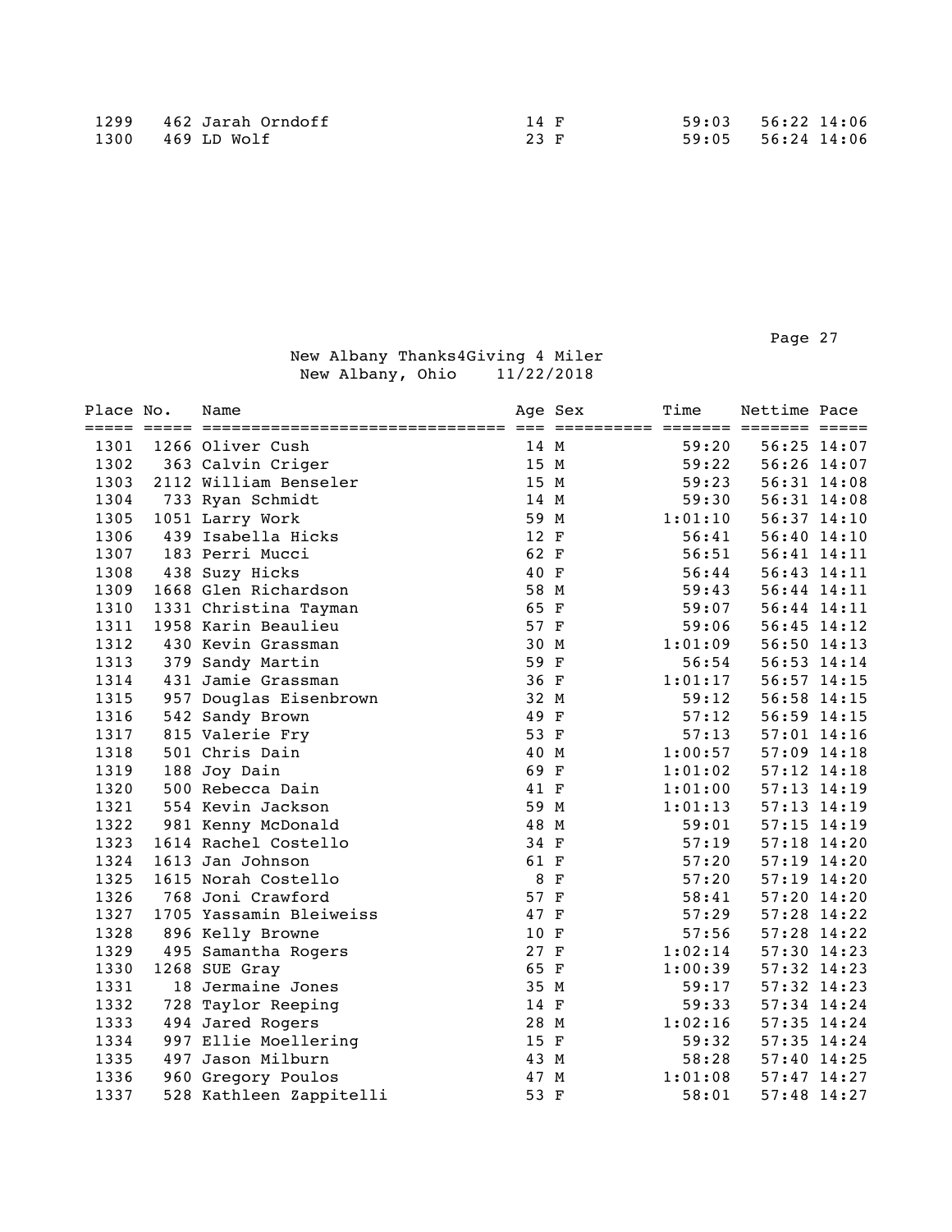| Place | No. | Name | Age | Sex | Time | Nettime | Pace |
|---|---|---|---|---|---|---|---|
| 1299 | 462 | Jarah Orndoff | 14 | F | 59:03 | 56:22 | 14:06 |
| 1300 | 469 | LD Wolf | 23 | F | 59:05 | 56:24 | 14:06 |

New Albany Thanks4Giving 4 Miler
New Albany, Ohio 11/22/2018

| Place | No. | Name | Age | Sex | Time | Nettime | Pace |
|---|---|---|---|---|---|---|---|
| 1301 | 1266 | Oliver Cush | 14 | M | 59:20 | 56:25 | 14:07 |
| 1302 | 363 | Calvin Criger | 15 | M | 59:22 | 56:26 | 14:07 |
| 1303 | 2112 | William Benseler | 15 | M | 59:23 | 56:31 | 14:08 |
| 1304 | 733 | Ryan Schmidt | 14 | M | 59:30 | 56:31 | 14:08 |
| 1305 | 1051 | Larry Work | 59 | M | 1:01:10 | 56:37 | 14:10 |
| 1306 | 439 | Isabella Hicks | 12 | F | 56:41 | 56:40 | 14:10 |
| 1307 | 183 | Perri Mucci | 62 | F | 56:51 | 56:41 | 14:11 |
| 1308 | 438 | Suzy Hicks | 40 | F | 56:44 | 56:43 | 14:11 |
| 1309 | 1668 | Glen Richardson | 58 | M | 59:43 | 56:44 | 14:11 |
| 1310 | 1331 | Christina Tayman | 65 | F | 59:07 | 56:44 | 14:11 |
| 1311 | 1958 | Karin Beaulieu | 57 | F | 59:06 | 56:45 | 14:12 |
| 1312 | 430 | Kevin Grassman | 30 | M | 1:01:09 | 56:50 | 14:13 |
| 1313 | 379 | Sandy Martin | 59 | F | 56:54 | 56:53 | 14:14 |
| 1314 | 431 | Jamie Grassman | 36 | F | 1:01:17 | 56:57 | 14:15 |
| 1315 | 957 | Douglas Eisenbrown | 32 | M | 59:12 | 56:58 | 14:15 |
| 1316 | 542 | Sandy Brown | 49 | F | 57:12 | 56:59 | 14:15 |
| 1317 | 815 | Valerie Fry | 53 | F | 57:13 | 57:01 | 14:16 |
| 1318 | 501 | Chris Dain | 40 | M | 1:00:57 | 57:09 | 14:18 |
| 1319 | 188 | Joy Dain | 69 | F | 1:01:02 | 57:12 | 14:18 |
| 1320 | 500 | Rebecca Dain | 41 | F | 1:01:00 | 57:13 | 14:19 |
| 1321 | 554 | Kevin Jackson | 59 | M | 1:01:13 | 57:13 | 14:19 |
| 1322 | 981 | Kenny McDonald | 48 | M | 59:01 | 57:15 | 14:19 |
| 1323 | 1614 | Rachel Costello | 34 | F | 57:19 | 57:18 | 14:20 |
| 1324 | 1613 | Jan Johnson | 61 | F | 57:20 | 57:19 | 14:20 |
| 1325 | 1615 | Norah Costello | 8 | F | 57:20 | 57:19 | 14:20 |
| 1326 | 768 | Joni Crawford | 57 | F | 58:41 | 57:20 | 14:20 |
| 1327 | 1705 | Yassamin Bleiweiss | 47 | F | 57:29 | 57:28 | 14:22 |
| 1328 | 896 | Kelly Browne | 10 | F | 57:56 | 57:28 | 14:22 |
| 1329 | 495 | Samantha Rogers | 27 | F | 1:02:14 | 57:30 | 14:23 |
| 1330 | 1268 | SUE Gray | 65 | F | 1:00:39 | 57:32 | 14:23 |
| 1331 | 18 | Jermaine Jones | 35 | M | 59:17 | 57:32 | 14:23 |
| 1332 | 728 | Taylor Reeping | 14 | F | 59:33 | 57:34 | 14:24 |
| 1333 | 494 | Jared Rogers | 28 | M | 1:02:16 | 57:35 | 14:24 |
| 1334 | 997 | Ellie Moellering | 15 | F | 59:32 | 57:35 | 14:24 |
| 1335 | 497 | Jason Milburn | 43 | M | 58:28 | 57:40 | 14:25 |
| 1336 | 960 | Gregory Poulos | 47 | M | 1:01:08 | 57:47 | 14:27 |
| 1337 | 528 | Kathleen Zappitelli | 53 | F | 58:01 | 57:48 | 14:27 |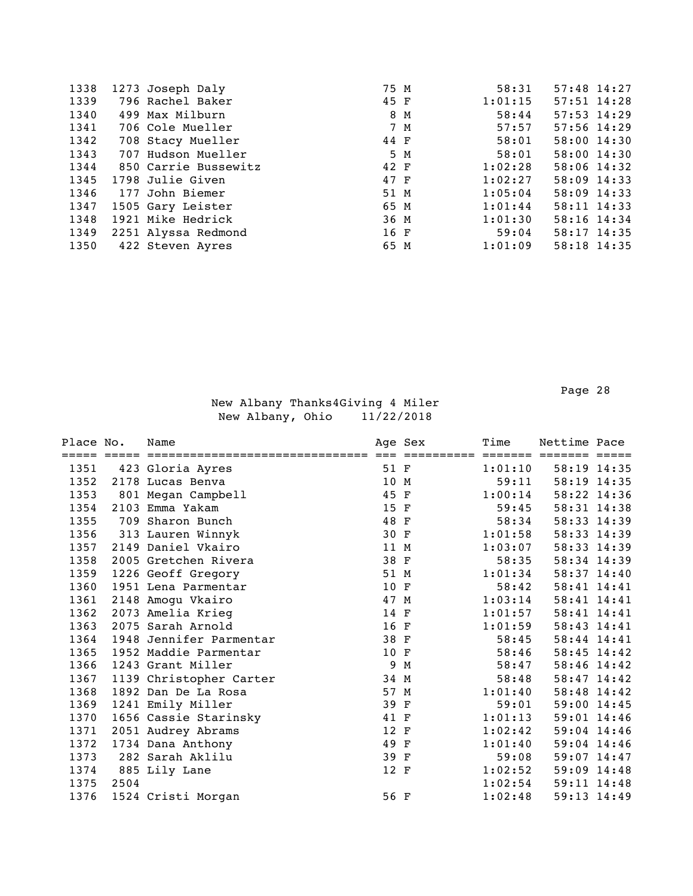| Place | No. | Name | Age | Sex | Time | Nettime | Pace |
|---|---|---|---|---|---|---|---|
| 1338 | 1273 | Joseph Daly | 75 | M | 58:31 | 57:48 | 14:27 |
| 1339 | 796 | Rachel Baker | 45 | F | 1:01:15 | 57:51 | 14:28 |
| 1340 | 499 | Max Milburn | 8 | M | 58:44 | 57:53 | 14:29 |
| 1341 | 706 | Cole Mueller | 7 | M | 57:57 | 57:56 | 14:29 |
| 1342 | 708 | Stacy Mueller | 44 | F | 58:01 | 58:00 | 14:30 |
| 1343 | 707 | Hudson Mueller | 5 | M | 58:01 | 58:00 | 14:30 |
| 1344 | 850 | Carrie Bussewitz | 42 | F | 1:02:28 | 58:06 | 14:32 |
| 1345 | 1798 | Julie Given | 47 | F | 1:02:27 | 58:09 | 14:33 |
| 1346 | 177 | John Biemer | 51 | M | 1:05:04 | 58:09 | 14:33 |
| 1347 | 1505 | Gary Leister | 65 | M | 1:01:44 | 58:11 | 14:33 |
| 1348 | 1921 | Mike Hedrick | 36 | M | 1:01:30 | 58:16 | 14:34 |
| 1349 | 2251 | Alyssa Redmond | 16 | F | 59:04 | 58:17 | 14:35 |
| 1350 | 422 | Steven Ayres | 65 | M | 1:01:09 | 58:18 | 14:35 |

New Albany Thanks4Giving 4 Miler
New Albany, Ohio 11/22/2018

| Place | No. | Name | Age | Sex | Time | Nettime | Pace |
|---|---|---|---|---|---|---|---|
| 1351 | 423 | Gloria Ayres | 51 | F | 1:01:10 | 58:19 | 14:35 |
| 1352 | 2178 | Lucas Benva | 10 | M | 59:11 | 58:19 | 14:35 |
| 1353 | 801 | Megan Campbell | 45 | F | 1:00:14 | 58:22 | 14:36 |
| 1354 | 2103 | Emma Yakam | 15 | F | 59:45 | 58:31 | 14:38 |
| 1355 | 709 | Sharon Bunch | 48 | F | 58:34 | 58:33 | 14:39 |
| 1356 | 313 | Lauren Winnyk | 30 | F | 1:01:58 | 58:33 | 14:39 |
| 1357 | 2149 | Daniel Vkairo | 11 | M | 1:03:07 | 58:33 | 14:39 |
| 1358 | 2005 | Gretchen Rivera | 38 | F | 58:35 | 58:34 | 14:39 |
| 1359 | 1226 | Geoff Gregory | 51 | M | 1:01:34 | 58:37 | 14:40 |
| 1360 | 1951 | Lena Parmentar | 10 | F | 58:42 | 58:41 | 14:41 |
| 1361 | 2148 | Amogu Vkairo | 47 | M | 1:03:14 | 58:41 | 14:41 |
| 1362 | 2073 | Amelia Krieg | 14 | F | 1:01:57 | 58:41 | 14:41 |
| 1363 | 2075 | Sarah Arnold | 16 | F | 1:01:59 | 58:43 | 14:41 |
| 1364 | 1948 | Jennifer Parmentar | 38 | F | 58:45 | 58:44 | 14:41 |
| 1365 | 1952 | Maddie Parmentar | 10 | F | 58:46 | 58:45 | 14:42 |
| 1366 | 1243 | Grant Miller | 9 | M | 58:47 | 58:46 | 14:42 |
| 1367 | 1139 | Christopher Carter | 34 | M | 58:48 | 58:47 | 14:42 |
| 1368 | 1892 | Dan De La Rosa | 57 | M | 1:01:40 | 58:48 | 14:42 |
| 1369 | 1241 | Emily Miller | 39 | F | 59:01 | 59:00 | 14:45 |
| 1370 | 1656 | Cassie Starinsky | 41 | F | 1:01:13 | 59:01 | 14:46 |
| 1371 | 2051 | Audrey Abrams | 12 | F | 1:02:42 | 59:04 | 14:46 |
| 1372 | 1734 | Dana Anthony | 49 | F | 1:01:40 | 59:04 | 14:46 |
| 1373 | 282 | Sarah Aklilu | 39 | F | 59:08 | 59:07 | 14:47 |
| 1374 | 885 | Lily Lane | 12 | F | 1:02:52 | 59:09 | 14:48 |
| 1375 | 2504 | | | | 1:02:54 | 59:11 | 14:48 |
| 1376 | 1524 | Cristi Morgan | 56 | F | 1:02:48 | 59:13 | 14:49 |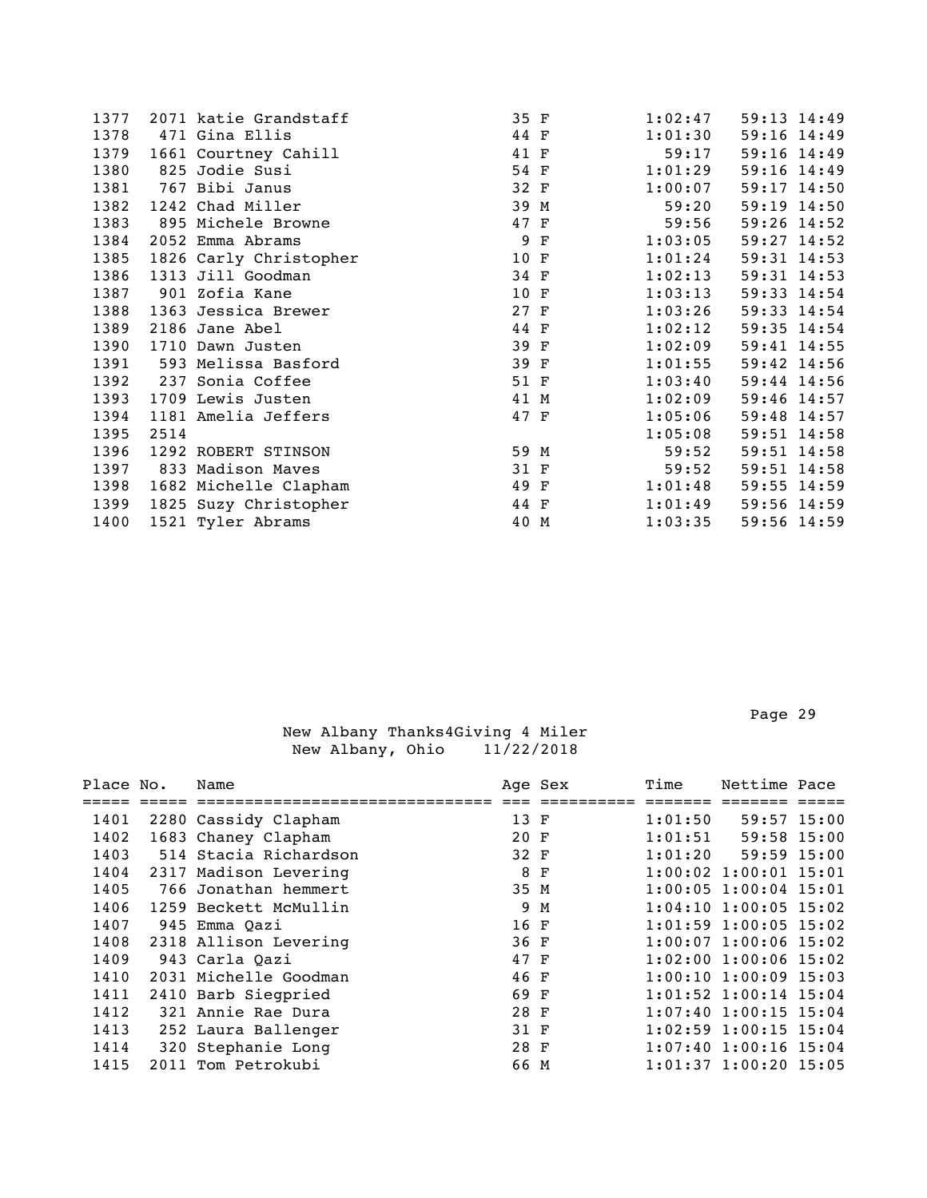| Place | No. | Name | Age | Sex | Time | Nettime | Pace |
|---|---|---|---|---|---|---|---|
| 1377 | 2071 | katie Grandstaff | 35 | F | 1:02:47 | 59:13 | 14:49 |
| 1378 | 471 | Gina Ellis | 44 | F | 1:01:30 | 59:16 | 14:49 |
| 1379 | 1661 | Courtney Cahill | 41 | F | 59:17 | 59:16 | 14:49 |
| 1380 | 825 | Jodie Susi | 54 | F | 1:01:29 | 59:16 | 14:49 |
| 1381 | 767 | Bibi Janus | 32 | F | 1:00:07 | 59:17 | 14:50 |
| 1382 | 1242 | Chad Miller | 39 | M | 59:20 | 59:19 | 14:50 |
| 1383 | 895 | Michele Browne | 47 | F | 59:56 | 59:26 | 14:52 |
| 1384 | 2052 | Emma Abrams | 9 | F | 1:03:05 | 59:27 | 14:52 |
| 1385 | 1826 | Carly Christopher | 10 | F | 1:01:24 | 59:31 | 14:53 |
| 1386 | 1313 | Jill Goodman | 34 | F | 1:02:13 | 59:31 | 14:53 |
| 1387 | 901 | Zofia Kane | 10 | F | 1:03:13 | 59:33 | 14:54 |
| 1388 | 1363 | Jessica Brewer | 27 | F | 1:03:26 | 59:33 | 14:54 |
| 1389 | 2186 | Jane Abel | 44 | F | 1:02:12 | 59:35 | 14:54 |
| 1390 | 1710 | Dawn Justen | 39 | F | 1:02:09 | 59:41 | 14:55 |
| 1391 | 593 | Melissa Basford | 39 | F | 1:01:55 | 59:42 | 14:56 |
| 1392 | 237 | Sonia Coffee | 51 | F | 1:03:40 | 59:44 | 14:56 |
| 1393 | 1709 | Lewis Justen | 41 | M | 1:02:09 | 59:46 | 14:57 |
| 1394 | 1181 | Amelia Jeffers | 47 | F | 1:05:06 | 59:48 | 14:57 |
| 1395 | 2514 | | | | 1:05:08 | 59:51 | 14:58 |
| 1396 | 1292 | ROBERT STINSON | 59 | M | 59:52 | 59:51 | 14:58 |
| 1397 | 833 | Madison Maves | 31 | F | 59:52 | 59:51 | 14:58 |
| 1398 | 1682 | Michelle Clapham | 49 | F | 1:01:48 | 59:55 | 14:59 |
| 1399 | 1825 | Suzy Christopher | 44 | F | 1:01:49 | 59:56 | 14:59 |
| 1400 | 1521 | Tyler Abrams | 40 | M | 1:03:35 | 59:56 | 14:59 |

New Albany Thanks4Giving 4 Miler
New Albany, Ohio 11/22/2018

| Place | No. | Name | Age | Sex | Time | Nettime | Pace |
|---|---|---|---|---|---|---|---|
| 1401 | 2280 | Cassidy Clapham | 13 | F | 1:01:50 | 59:57 | 15:00 |
| 1402 | 1683 | Chaney Clapham | 20 | F | 1:01:51 | 59:58 | 15:00 |
| 1403 | 514 | Stacia Richardson | 32 | F | 1:01:20 | 59:59 | 15:00 |
| 1404 | 2317 | Madison Levering | 8 | F | 1:00:02 | 1:00:01 | 15:01 |
| 1405 | 766 | Jonathan hemmert | 35 | M | 1:00:05 | 1:00:04 | 15:01 |
| 1406 | 1259 | Beckett McMullin | 9 | M | 1:04:10 | 1:00:05 | 15:02 |
| 1407 | 945 | Emma Qazi | 16 | F | 1:01:59 | 1:00:05 | 15:02 |
| 1408 | 2318 | Allison Levering | 36 | F | 1:00:07 | 1:00:06 | 15:02 |
| 1409 | 943 | Carla Qazi | 47 | F | 1:02:00 | 1:00:06 | 15:02 |
| 1410 | 2031 | Michelle Goodman | 46 | F | 1:00:10 | 1:00:09 | 15:03 |
| 1411 | 2410 | Barb Siegpried | 69 | F | 1:01:52 | 1:00:14 | 15:04 |
| 1412 | 321 | Annie Rae Dura | 28 | F | 1:07:40 | 1:00:15 | 15:04 |
| 1413 | 252 | Laura Ballenger | 31 | F | 1:02:59 | 1:00:15 | 15:04 |
| 1414 | 320 | Stephanie Long | 28 | F | 1:07:40 | 1:00:16 | 15:04 |
| 1415 | 2011 | Tom Petrokubi | 66 | M | 1:01:37 | 1:00:20 | 15:05 |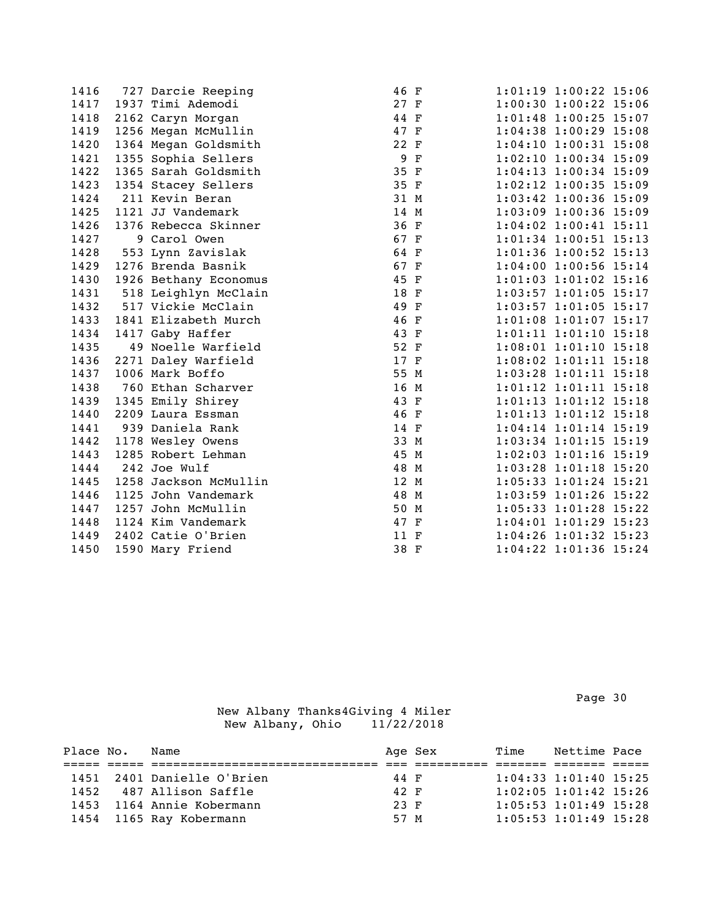| Place | No. | Name | Age | Sex | Time | Nettime | Pace |
|---|---|---|---|---|---|---|---|
| 1416 | 727 | Darcie Reeping | 46 | F | 1:01:19 | 1:00:22 | 15:06 |
| 1417 | 1937 | Timi Ademodi | 27 | F | 1:00:30 | 1:00:22 | 15:06 |
| 1418 | 2162 | Caryn Morgan | 44 | F | 1:01:48 | 1:00:25 | 15:07 |
| 1419 | 1256 | Megan McMullin | 47 | F | 1:04:38 | 1:00:29 | 15:08 |
| 1420 | 1364 | Megan Goldsmith | 22 | F | 1:04:10 | 1:00:31 | 15:08 |
| 1421 | 1355 | Sophia Sellers | 9 | F | 1:02:10 | 1:00:34 | 15:09 |
| 1422 | 1365 | Sarah Goldsmith | 35 | F | 1:04:13 | 1:00:34 | 15:09 |
| 1423 | 1354 | Stacey Sellers | 35 | F | 1:02:12 | 1:00:35 | 15:09 |
| 1424 | 211 | Kevin Beran | 31 | M | 1:03:42 | 1:00:36 | 15:09 |
| 1425 | 1121 | JJ Vandemark | 14 | M | 1:03:09 | 1:00:36 | 15:09 |
| 1426 | 1376 | Rebecca Skinner | 36 | F | 1:04:02 | 1:00:41 | 15:11 |
| 1427 | 9 | Carol Owen | 67 | F | 1:01:34 | 1:00:51 | 15:13 |
| 1428 | 553 | Lynn Zavislak | 64 | F | 1:01:36 | 1:00:52 | 15:13 |
| 1429 | 1276 | Brenda Basnik | 67 | F | 1:04:00 | 1:00:56 | 15:14 |
| 1430 | 1926 | Bethany Economus | 45 | F | 1:01:03 | 1:01:02 | 15:16 |
| 1431 | 518 | Leighlyn McClain | 18 | F | 1:03:57 | 1:01:05 | 15:17 |
| 1432 | 517 | Vickie McClain | 49 | F | 1:03:57 | 1:01:05 | 15:17 |
| 1433 | 1841 | Elizabeth Murch | 46 | F | 1:01:08 | 1:01:07 | 15:17 |
| 1434 | 1417 | Gaby Haffer | 43 | F | 1:01:11 | 1:01:10 | 15:18 |
| 1435 | 49 | Noelle Warfield | 52 | F | 1:08:01 | 1:01:10 | 15:18 |
| 1436 | 2271 | Daley Warfield | 17 | F | 1:08:02 | 1:01:11 | 15:18 |
| 1437 | 1006 | Mark Boffo | 55 | M | 1:03:28 | 1:01:11 | 15:18 |
| 1438 | 760 | Ethan Scharver | 16 | M | 1:01:12 | 1:01:11 | 15:18 |
| 1439 | 1345 | Emily Shirey | 43 | F | 1:01:13 | 1:01:12 | 15:18 |
| 1440 | 2209 | Laura Essman | 46 | F | 1:01:13 | 1:01:12 | 15:18 |
| 1441 | 939 | Daniela Rank | 14 | F | 1:04:14 | 1:01:14 | 15:19 |
| 1442 | 1178 | Wesley Owens | 33 | M | 1:03:34 | 1:01:15 | 15:19 |
| 1443 | 1285 | Robert Lehman | 45 | M | 1:02:03 | 1:01:16 | 15:19 |
| 1444 | 242 | Joe Wulf | 48 | M | 1:03:28 | 1:01:18 | 15:20 |
| 1445 | 1258 | Jackson McMullin | 12 | M | 1:05:33 | 1:01:24 | 15:21 |
| 1446 | 1125 | John Vandemark | 48 | M | 1:03:59 | 1:01:26 | 15:22 |
| 1447 | 1257 | John McMullin | 50 | M | 1:05:33 | 1:01:28 | 15:22 |
| 1448 | 1124 | Kim Vandemark | 47 | F | 1:04:01 | 1:01:29 | 15:23 |
| 1449 | 2402 | Catie O'Brien | 11 | F | 1:04:26 | 1:01:32 | 15:23 |
| 1450 | 1590 | Mary Friend | 38 | F | 1:04:22 | 1:01:36 | 15:24 |

New Albany Thanks4Giving 4 Miler
New Albany, Ohio 11/22/2018

| Place | No. | Name | Age | Sex | Time | Nettime | Pace |
|---|---|---|---|---|---|---|---|
| 1451 | 2401 | Danielle O'Brien | 44 | F | 1:04:33 | 1:01:40 | 15:25 |
| 1452 | 487 | Allison Saffle | 42 | F | 1:02:05 | 1:01:42 | 15:26 |
| 1453 | 1164 | Annie Kobermann | 23 | F | 1:05:53 | 1:01:49 | 15:28 |
| 1454 | 1165 | Ray Kobermann | 57 | M | 1:05:53 | 1:01:49 | 15:28 |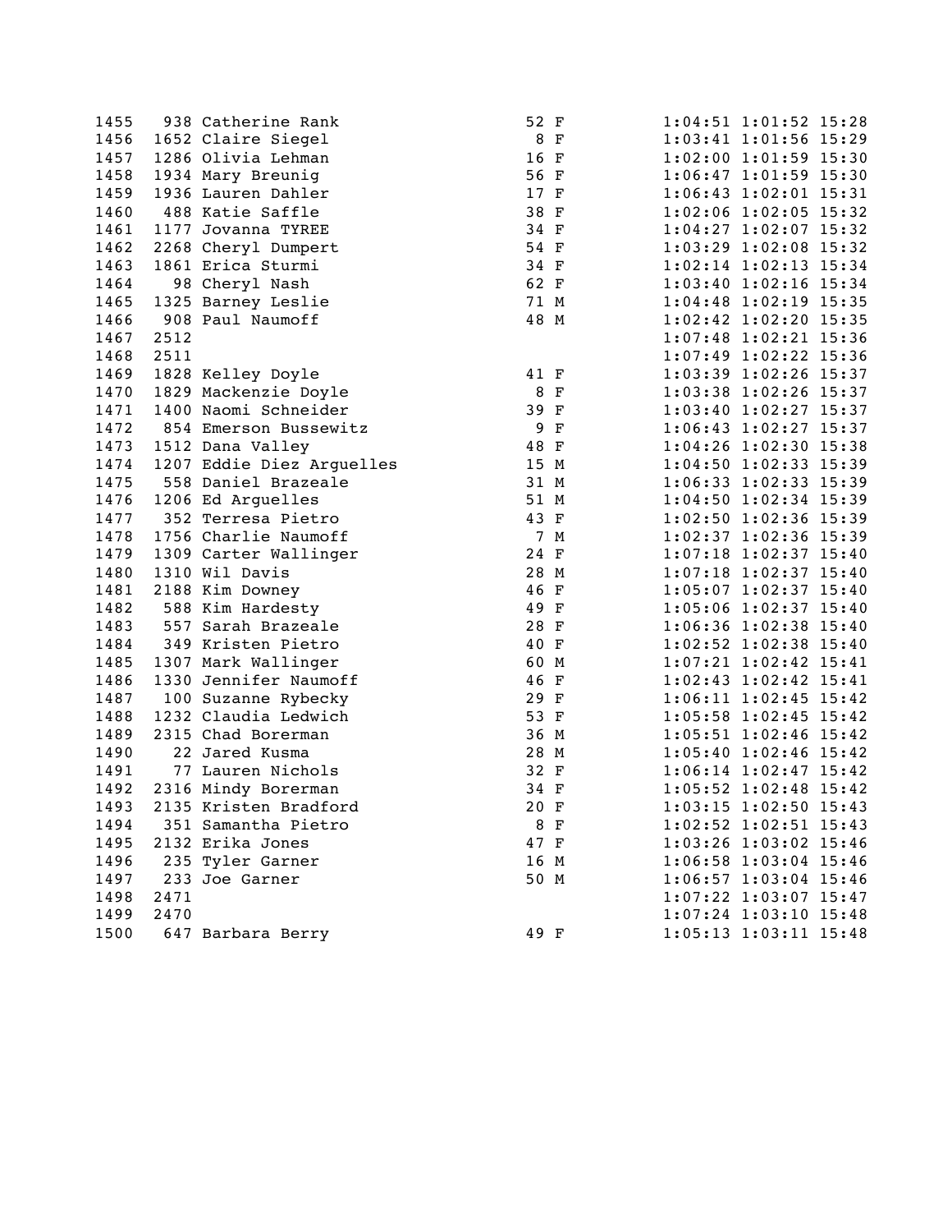| | | | | | | | |
|---|---|---|---|---|---|---|---|
| 1455 | 938 | Catherine Rank | 52 | F | 1:04:51 | 1:01:52 | 15:28 |
| 1456 | 1652 | Claire Siegel | 8 | F | 1:03:41 | 1:01:56 | 15:29 |
| 1457 | 1286 | Olivia Lehman | 16 | F | 1:02:00 | 1:01:59 | 15:30 |
| 1458 | 1934 | Mary Breunig | 56 | F | 1:06:47 | 1:01:59 | 15:30 |
| 1459 | 1936 | Lauren Dahler | 17 | F | 1:06:43 | 1:02:01 | 15:31 |
| 1460 | 488 | Katie Saffle | 38 | F | 1:02:06 | 1:02:05 | 15:32 |
| 1461 | 1177 | Jovanna TYREE | 34 | F | 1:04:27 | 1:02:07 | 15:32 |
| 1462 | 2268 | Cheryl Dumpert | 54 | F | 1:03:29 | 1:02:08 | 15:32 |
| 1463 | 1861 | Erica Sturmi | 34 | F | 1:02:14 | 1:02:13 | 15:34 |
| 1464 | 98 | Cheryl Nash | 62 | F | 1:03:40 | 1:02:16 | 15:34 |
| 1465 | 1325 | Barney Leslie | 71 | M | 1:04:48 | 1:02:19 | 15:35 |
| 1466 | 908 | Paul Naumoff | 48 | M | 1:02:42 | 1:02:20 | 15:35 |
| 1467 | 2512 | | | | 1:07:48 | 1:02:21 | 15:36 |
| 1468 | 2511 | | | | 1:07:49 | 1:02:22 | 15:36 |
| 1469 | 1828 | Kelley Doyle | 41 | F | 1:03:39 | 1:02:26 | 15:37 |
| 1470 | 1829 | Mackenzie Doyle | 8 | F | 1:03:38 | 1:02:26 | 15:37 |
| 1471 | 1400 | Naomi Schneider | 39 | F | 1:03:40 | 1:02:27 | 15:37 |
| 1472 | 854 | Emerson Bussewitz | 9 | F | 1:06:43 | 1:02:27 | 15:37 |
| 1473 | 1512 | Dana Valley | 48 | F | 1:04:26 | 1:02:30 | 15:38 |
| 1474 | 1207 | Eddie Diez Arguelles | 15 | M | 1:04:50 | 1:02:33 | 15:39 |
| 1475 | 558 | Daniel Brazeale | 31 | M | 1:06:33 | 1:02:33 | 15:39 |
| 1476 | 1206 | Ed Arguelles | 51 | M | 1:04:50 | 1:02:34 | 15:39 |
| 1477 | 352 | Terresa Pietro | 43 | F | 1:02:50 | 1:02:36 | 15:39 |
| 1478 | 1756 | Charlie Naumoff | 7 | M | 1:02:37 | 1:02:36 | 15:39 |
| 1479 | 1309 | Carter Wallinger | 24 | F | 1:07:18 | 1:02:37 | 15:40 |
| 1480 | 1310 | Wil Davis | 28 | M | 1:07:18 | 1:02:37 | 15:40 |
| 1481 | 2188 | Kim Downey | 46 | F | 1:05:07 | 1:02:37 | 15:40 |
| 1482 | 588 | Kim Hardesty | 49 | F | 1:05:06 | 1:02:37 | 15:40 |
| 1483 | 557 | Sarah Brazeale | 28 | F | 1:06:36 | 1:02:38 | 15:40 |
| 1484 | 349 | Kristen Pietro | 40 | F | 1:02:52 | 1:02:38 | 15:40 |
| 1485 | 1307 | Mark Wallinger | 60 | M | 1:07:21 | 1:02:42 | 15:41 |
| 1486 | 1330 | Jennifer Naumoff | 46 | F | 1:02:43 | 1:02:42 | 15:41 |
| 1487 | 100 | Suzanne Rybecky | 29 | F | 1:06:11 | 1:02:45 | 15:42 |
| 1488 | 1232 | Claudia Ledwich | 53 | F | 1:05:58 | 1:02:45 | 15:42 |
| 1489 | 2315 | Chad Borerman | 36 | M | 1:05:51 | 1:02:46 | 15:42 |
| 1490 | 22 | Jared Kusma | 28 | M | 1:05:40 | 1:02:46 | 15:42 |
| 1491 | 77 | Lauren Nichols | 32 | F | 1:06:14 | 1:02:47 | 15:42 |
| 1492 | 2316 | Mindy Borerman | 34 | F | 1:05:52 | 1:02:48 | 15:42 |
| 1493 | 2135 | Kristen Bradford | 20 | F | 1:03:15 | 1:02:50 | 15:43 |
| 1494 | 351 | Samantha Pietro | 8 | F | 1:02:52 | 1:02:51 | 15:43 |
| 1495 | 2132 | Erika Jones | 47 | F | 1:03:26 | 1:03:02 | 15:46 |
| 1496 | 235 | Tyler Garner | 16 | M | 1:06:58 | 1:03:04 | 15:46 |
| 1497 | 233 | Joe Garner | 50 | M | 1:06:57 | 1:03:04 | 15:46 |
| 1498 | 2471 | | | | 1:07:22 | 1:03:07 | 15:47 |
| 1499 | 2470 | | | | 1:07:24 | 1:03:10 | 15:48 |
| 1500 | 647 | Barbara Berry | 49 | F | 1:05:13 | 1:03:11 | 15:48 |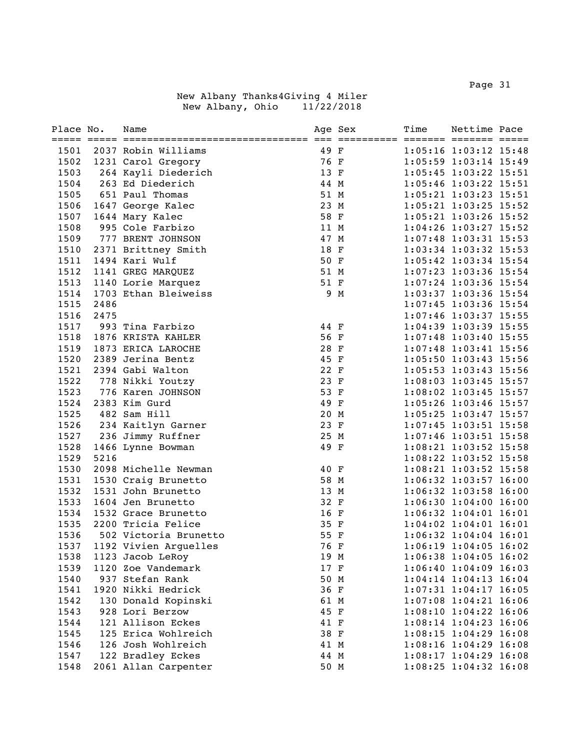## New Albany Thanks4Giving 4 Miler

New Albany, Ohio 11/22/2018

| Place | No. | Name | Age | Sex | Time | Nettime | Pace |
|---|---|---|---|---|---|---|---|
| 1501 | 2037 | Robin Williams | 49 | F | 1:05:16 | 1:03:12 | 15:48 |
| 1502 | 1231 | Carol Gregory | 76 | F | 1:05:59 | 1:03:14 | 15:49 |
| 1503 | 264 | Kayli Diederich | 13 | F | 1:05:45 | 1:03:22 | 15:51 |
| 1504 | 263 | Ed Diederich | 44 | M | 1:05:46 | 1:03:22 | 15:51 |
| 1505 | 651 | Paul Thomas | 51 | M | 1:05:21 | 1:03:23 | 15:51 |
| 1506 | 1647 | George Kalec | 23 | M | 1:05:21 | 1:03:25 | 15:52 |
| 1507 | 1644 | Mary Kalec | 58 | F | 1:05:21 | 1:03:26 | 15:52 |
| 1508 | 995 | Cole Farbizo | 11 | M | 1:04:26 | 1:03:27 | 15:52 |
| 1509 | 777 | BRENT JOHNSON | 47 | M | 1:07:48 | 1:03:31 | 15:53 |
| 1510 | 2371 | Brittney Smith | 18 | F | 1:03:34 | 1:03:32 | 15:53 |
| 1511 | 1494 | Kari Wulf | 50 | F | 1:05:42 | 1:03:34 | 15:54 |
| 1512 | 1141 | GREG MARQUEZ | 51 | M | 1:07:23 | 1:03:36 | 15:54 |
| 1513 | 1140 | Lorie Marquez | 51 | F | 1:07:24 | 1:03:36 | 15:54 |
| 1514 | 1703 | Ethan Bleiweiss | 9 | M | 1:03:37 | 1:03:36 | 15:54 |
| 1515 | 2486 | | | | 1:07:45 | 1:03:36 | 15:54 |
| 1516 | 2475 | | | | 1:07:46 | 1:03:37 | 15:55 |
| 1517 | 993 | Tina Farbizo | 44 | F | 1:04:39 | 1:03:39 | 15:55 |
| 1518 | 1876 | KRISTA KAHLER | 56 | F | 1:07:48 | 1:03:40 | 15:55 |
| 1519 | 1873 | ERICA LAROCHE | 28 | F | 1:07:48 | 1:03:41 | 15:56 |
| 1520 | 2389 | Jerina Bentz | 45 | F | 1:05:50 | 1:03:43 | 15:56 |
| 1521 | 2394 | Gabi Walton | 22 | F | 1:05:53 | 1:03:43 | 15:56 |
| 1522 | 778 | Nikki Youtzy | 23 | F | 1:08:03 | 1:03:45 | 15:57 |
| 1523 | 776 | Karen JOHNSON | 53 | F | 1:08:02 | 1:03:45 | 15:57 |
| 1524 | 2383 | Kim Gurd | 49 | F | 1:05:26 | 1:03:46 | 15:57 |
| 1525 | 482 | Sam Hill | 20 | M | 1:05:25 | 1:03:47 | 15:57 |
| 1526 | 234 | Kaitlyn Garner | 23 | F | 1:07:45 | 1:03:51 | 15:58 |
| 1527 | 236 | Jimmy Ruffner | 25 | M | 1:07:46 | 1:03:51 | 15:58 |
| 1528 | 1466 | Lynne Bowman | 49 | F | 1:08:21 | 1:03:52 | 15:58 |
| 1529 | 5216 | | | | 1:08:22 | 1:03:52 | 15:58 |
| 1530 | 2098 | Michelle Newman | 40 | F | 1:08:21 | 1:03:52 | 15:58 |
| 1531 | 1530 | Craig Brunetto | 58 | M | 1:06:32 | 1:03:57 | 16:00 |
| 1532 | 1531 | John Brunetto | 13 | M | 1:06:32 | 1:03:58 | 16:00 |
| 1533 | 1604 | Jen Brunetto | 32 | F | 1:06:30 | 1:04:00 | 16:00 |
| 1534 | 1532 | Grace Brunetto | 16 | F | 1:06:32 | 1:04:01 | 16:01 |
| 1535 | 2200 | Tricia Felice | 35 | F | 1:04:02 | 1:04:01 | 16:01 |
| 1536 | 502 | Victoria Brunetto | 55 | F | 1:06:32 | 1:04:04 | 16:01 |
| 1537 | 1192 | Vivien Arguelles | 76 | F | 1:06:19 | 1:04:05 | 16:02 |
| 1538 | 1123 | Jacob LeRoy | 19 | M | 1:06:38 | 1:04:05 | 16:02 |
| 1539 | 1120 | Zoe Vandemark | 17 | F | 1:06:40 | 1:04:09 | 16:03 |
| 1540 | 937 | Stefan Rank | 50 | M | 1:04:14 | 1:04:13 | 16:04 |
| 1541 | 1920 | Nikki Hedrick | 36 | F | 1:07:31 | 1:04:17 | 16:05 |
| 1542 | 130 | Donald Kopinski | 61 | M | 1:07:08 | 1:04:21 | 16:06 |
| 1543 | 928 | Lori Berzow | 45 | F | 1:08:10 | 1:04:22 | 16:06 |
| 1544 | 121 | Allison Eckes | 41 | F | 1:08:14 | 1:04:23 | 16:06 |
| 1545 | 125 | Erica Wohlreich | 38 | F | 1:08:15 | 1:04:29 | 16:08 |
| 1546 | 126 | Josh Wohlreich | 41 | M | 1:08:16 | 1:04:29 | 16:08 |
| 1547 | 122 | Bradley Eckes | 44 | M | 1:08:17 | 1:04:29 | 16:08 |
| 1548 | 2061 | Allan Carpenter | 50 | M | 1:08:25 | 1:04:32 | 16:08 |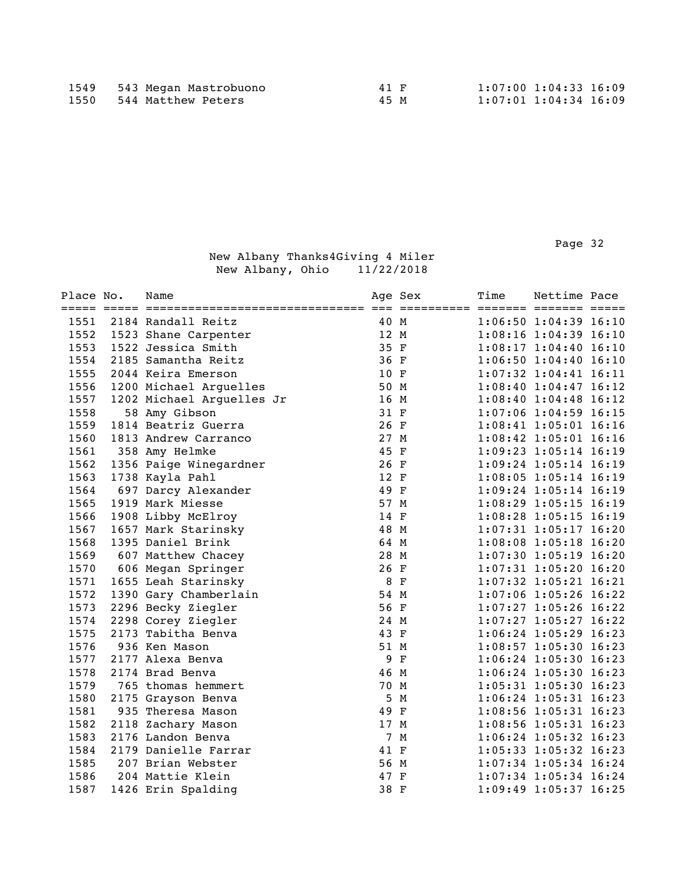| Place | No. | Name | Age | Sex | Time | Nettime | Pace |
|---|---|---|---|---|---|---|---|
| 1549 | 543 | Megan Mastrobuono | 41 | F | 1:07:00 | 1:04:33 | 16:09 |
| 1550 | 544 | Matthew Peters | 45 | M | 1:07:01 | 1:04:34 | 16:09 |

New Albany Thanks4Giving 4 Miler
New Albany, Ohio 11/22/2018

| Place | No. | Name | Age | Sex | Time | Nettime | Pace |
|---|---|---|---|---|---|---|---|
| 1551 | 2184 | Randall Reitz | 40 | M | 1:06:50 | 1:04:39 | 16:10 |
| 1552 | 1523 | Shane Carpenter | 12 | M | 1:08:16 | 1:04:39 | 16:10 |
| 1553 | 1522 | Jessica Smith | 35 | F | 1:08:17 | 1:04:40 | 16:10 |
| 1554 | 2185 | Samantha Reitz | 36 | F | 1:06:50 | 1:04:40 | 16:10 |
| 1555 | 2044 | Keira Emerson | 10 | F | 1:07:32 | 1:04:41 | 16:11 |
| 1556 | 1200 | Michael Arguelles | 50 | M | 1:08:40 | 1:04:47 | 16:12 |
| 1557 | 1202 | Michael Arguelles Jr | 16 | M | 1:08:40 | 1:04:48 | 16:12 |
| 1558 | 58 | Amy Gibson | 31 | F | 1:07:06 | 1:04:59 | 16:15 |
| 1559 | 1814 | Beatriz Guerra | 26 | F | 1:08:41 | 1:05:01 | 16:16 |
| 1560 | 1813 | Andrew Carranco | 27 | M | 1:08:42 | 1:05:01 | 16:16 |
| 1561 | 358 | Amy Helmke | 45 | F | 1:09:23 | 1:05:14 | 16:19 |
| 1562 | 1356 | Paige Winegardner | 26 | F | 1:09:24 | 1:05:14 | 16:19 |
| 1563 | 1738 | Kayla Pahl | 12 | F | 1:08:05 | 1:05:14 | 16:19 |
| 1564 | 697 | Darcy Alexander | 49 | F | 1:09:24 | 1:05:14 | 16:19 |
| 1565 | 1919 | Mark Miesse | 57 | M | 1:08:29 | 1:05:15 | 16:19 |
| 1566 | 1908 | Libby McElroy | 14 | F | 1:08:28 | 1:05:15 | 16:19 |
| 1567 | 1657 | Mark Starinsky | 48 | M | 1:07:31 | 1:05:17 | 16:20 |
| 1568 | 1395 | Daniel Brink | 64 | M | 1:08:08 | 1:05:18 | 16:20 |
| 1569 | 607 | Matthew Chacey | 28 | M | 1:07:30 | 1:05:19 | 16:20 |
| 1570 | 606 | Megan Springer | 26 | F | 1:07:31 | 1:05:20 | 16:20 |
| 1571 | 1655 | Leah Starinsky | 8 | F | 1:07:32 | 1:05:21 | 16:21 |
| 1572 | 1390 | Gary Chamberlain | 54 | M | 1:07:06 | 1:05:26 | 16:22 |
| 1573 | 2296 | Becky Ziegler | 56 | F | 1:07:27 | 1:05:26 | 16:22 |
| 1574 | 2298 | Corey Ziegler | 24 | M | 1:07:27 | 1:05:27 | 16:22 |
| 1575 | 2173 | Tabitha Benva | 43 | F | 1:06:24 | 1:05:29 | 16:23 |
| 1576 | 936 | Ken Mason | 51 | M | 1:08:57 | 1:05:30 | 16:23 |
| 1577 | 2177 | Alexa Benva | 9 | F | 1:06:24 | 1:05:30 | 16:23 |
| 1578 | 2174 | Brad Benva | 46 | M | 1:06:24 | 1:05:30 | 16:23 |
| 1579 | 765 | thomas hemmert | 70 | M | 1:05:31 | 1:05:30 | 16:23 |
| 1580 | 2175 | Grayson Benva | 5 | M | 1:06:24 | 1:05:31 | 16:23 |
| 1581 | 935 | Theresa Mason | 49 | F | 1:08:56 | 1:05:31 | 16:23 |
| 1582 | 2118 | Zachary Mason | 17 | M | 1:08:56 | 1:05:31 | 16:23 |
| 1583 | 2176 | Landon Benva | 7 | M | 1:06:24 | 1:05:32 | 16:23 |
| 1584 | 2179 | Danielle Farrar | 41 | F | 1:05:33 | 1:05:32 | 16:23 |
| 1585 | 207 | Brian Webster | 56 | M | 1:07:34 | 1:05:34 | 16:24 |
| 1586 | 204 | Mattie Klein | 47 | F | 1:07:34 | 1:05:34 | 16:24 |
| 1587 | 1426 | Erin Spalding | 38 | F | 1:09:49 | 1:05:37 | 16:25 |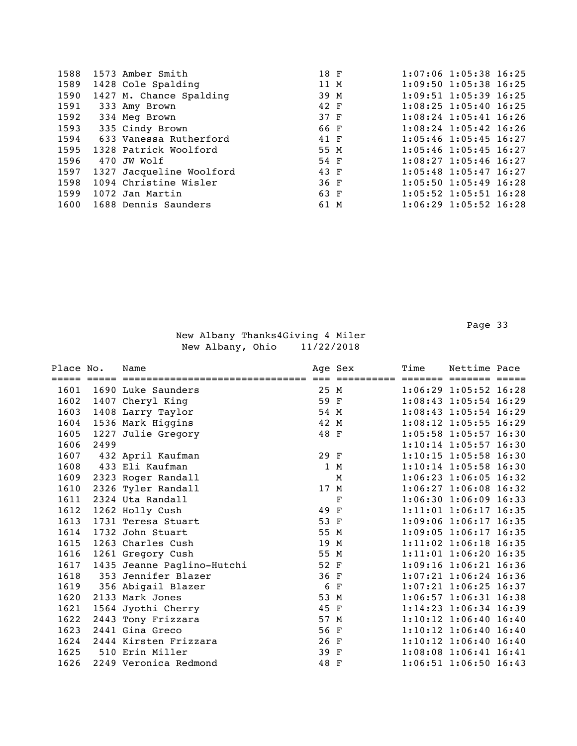| Place | No. | Name | Age | Sex | Time | Nettime | Pace |
|---|---|---|---|---|---|---|---|
| 1588 | 1573 | Amber Smith | 18 | F | 1:07:06 | 1:05:38 | 16:25 |
| 1589 | 1428 | Cole Spalding | 11 | M | 1:09:50 | 1:05:38 | 16:25 |
| 1590 | 1427 | M. Chance Spalding | 39 | M | 1:09:51 | 1:05:39 | 16:25 |
| 1591 | 333 | Amy Brown | 42 | F | 1:08:25 | 1:05:40 | 16:25 |
| 1592 | 334 | Meg Brown | 37 | F | 1:08:24 | 1:05:41 | 16:26 |
| 1593 | 335 | Cindy Brown | 66 | F | 1:08:24 | 1:05:42 | 16:26 |
| 1594 | 633 | Vanessa Rutherford | 41 | F | 1:05:46 | 1:05:45 | 16:27 |
| 1595 | 1328 | Patrick Woolford | 55 | M | 1:05:46 | 1:05:45 | 16:27 |
| 1596 | 470 | JW Wolf | 54 | F | 1:08:27 | 1:05:46 | 16:27 |
| 1597 | 1327 | Jacqueline Woolford | 43 | F | 1:05:48 | 1:05:47 | 16:27 |
| 1598 | 1094 | Christine Wisler | 36 | F | 1:05:50 | 1:05:49 | 16:28 |
| 1599 | 1072 | Jan Martin | 63 | F | 1:05:52 | 1:05:51 | 16:28 |
| 1600 | 1688 | Dennis Saunders | 61 | M | 1:06:29 | 1:05:52 | 16:28 |

New Albany Thanks4Giving 4 Miler
New Albany, Ohio 11/22/2018

| Place | No. | Name | Age | Sex | Time | Nettime | Pace |
|---|---|---|---|---|---|---|---|
| 1601 | 1690 | Luke Saunders | 25 | M | 1:06:29 | 1:05:52 | 16:28 |
| 1602 | 1407 | Cheryl King | 59 | F | 1:08:43 | 1:05:54 | 16:29 |
| 1603 | 1408 | Larry Taylor | 54 | M | 1:08:43 | 1:05:54 | 16:29 |
| 1604 | 1536 | Mark Higgins | 42 | M | 1:08:12 | 1:05:55 | 16:29 |
| 1605 | 1227 | Julie Gregory | 48 | F | 1:05:58 | 1:05:57 | 16:30 |
| 1606 | 2499 | | | | 1:10:14 | 1:05:57 | 16:30 |
| 1607 | 432 | April Kaufman | 29 | F | 1:10:15 | 1:05:58 | 16:30 |
| 1608 | 433 | Eli Kaufman | 1 | M | 1:10:14 | 1:05:58 | 16:30 |
| 1609 | 2323 | Roger Randall | | M | 1:06:23 | 1:06:05 | 16:32 |
| 1610 | 2326 | Tyler Randall | 17 | M | 1:06:27 | 1:06:08 | 16:32 |
| 1611 | 2324 | Uta Randall | | F | 1:06:30 | 1:06:09 | 16:33 |
| 1612 | 1262 | Holly Cush | 49 | F | 1:11:01 | 1:06:17 | 16:35 |
| 1613 | 1731 | Teresa Stuart | 53 | F | 1:09:06 | 1:06:17 | 16:35 |
| 1614 | 1732 | John Stuart | 55 | M | 1:09:05 | 1:06:17 | 16:35 |
| 1615 | 1263 | Charles Cush | 19 | M | 1:11:02 | 1:06:18 | 16:35 |
| 1616 | 1261 | Gregory Cush | 55 | M | 1:11:01 | 1:06:20 | 16:35 |
| 1617 | 1435 | Jeanne Paglino-Hutchi | 52 | F | 1:09:16 | 1:06:21 | 16:36 |
| 1618 | 353 | Jennifer Blazer | 36 | F | 1:07:21 | 1:06:24 | 16:36 |
| 1619 | 356 | Abigail Blazer | 6 | F | 1:07:21 | 1:06:25 | 16:37 |
| 1620 | 2133 | Mark Jones | 53 | M | 1:06:57 | 1:06:31 | 16:38 |
| 1621 | 1564 | Jyothi Cherry | 45 | F | 1:14:23 | 1:06:34 | 16:39 |
| 1622 | 2443 | Tony Frizzara | 57 | M | 1:10:12 | 1:06:40 | 16:40 |
| 1623 | 2441 | Gina Greco | 56 | F | 1:10:12 | 1:06:40 | 16:40 |
| 1624 | 2444 | Kirsten Frizzara | 26 | F | 1:10:12 | 1:06:40 | 16:40 |
| 1625 | 510 | Erin Miller | 39 | F | 1:08:08 | 1:06:41 | 16:41 |
| 1626 | 2249 | Veronica Redmond | 48 | F | 1:06:51 | 1:06:50 | 16:43 |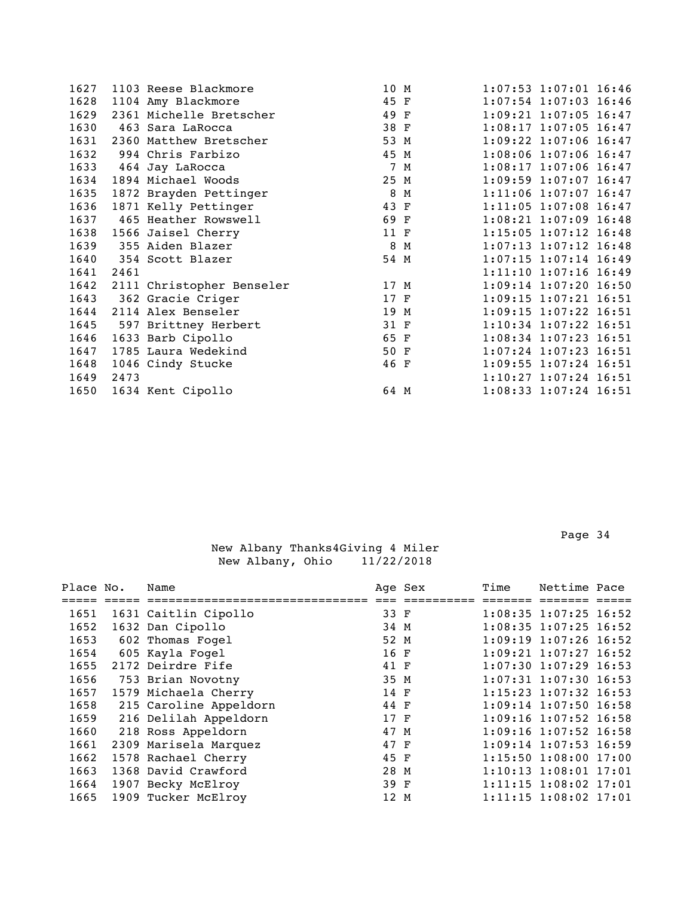| Place | No. | Name | Age | Sex | Time | Nettime | Pace |
|---|---|---|---|---|---|---|---|
| 1627 | 1103 | Reese Blackmore | 10 | M | 1:07:53 | 1:07:01 | 16:46 |
| 1628 | 1104 | Amy Blackmore | 45 | F | 1:07:54 | 1:07:03 | 16:46 |
| 1629 | 2361 | Michelle Bretscher | 49 | F | 1:09:21 | 1:07:05 | 16:47 |
| 1630 | 463 | Sara LaRocca | 38 | F | 1:08:17 | 1:07:05 | 16:47 |
| 1631 | 2360 | Matthew Bretscher | 53 | M | 1:09:22 | 1:07:06 | 16:47 |
| 1632 | 994 | Chris Farbizo | 45 | M | 1:08:06 | 1:07:06 | 16:47 |
| 1633 | 464 | Jay LaRocca | 7 | M | 1:08:17 | 1:07:06 | 16:47 |
| 1634 | 1894 | Michael Woods | 25 | M | 1:09:59 | 1:07:07 | 16:47 |
| 1635 | 1872 | Brayden Pettinger | 8 | M | 1:11:06 | 1:07:07 | 16:47 |
| 1636 | 1871 | Kelly Pettinger | 43 | F | 1:11:05 | 1:07:08 | 16:47 |
| 1637 | 465 | Heather Rowswell | 69 | F | 1:08:21 | 1:07:09 | 16:48 |
| 1638 | 1566 | Jaisel Cherry | 11 | F | 1:15:05 | 1:07:12 | 16:48 |
| 1639 | 355 | Aiden Blazer | 8 | M | 1:07:13 | 1:07:12 | 16:48 |
| 1640 | 354 | Scott Blazer | 54 | M | 1:07:15 | 1:07:14 | 16:49 |
| 1641 | 2461 | | | | 1:11:10 | 1:07:16 | 16:49 |
| 1642 | 2111 | Christopher Benseler | 17 | M | 1:09:14 | 1:07:20 | 16:50 |
| 1643 | 362 | Gracie Criger | 17 | F | 1:09:15 | 1:07:21 | 16:51 |
| 1644 | 2114 | Alex Benseler | 19 | M | 1:09:15 | 1:07:22 | 16:51 |
| 1645 | 597 | Brittney Herbert | 31 | F | 1:10:34 | 1:07:22 | 16:51 |
| 1646 | 1633 | Barb Cipollo | 65 | F | 1:08:34 | 1:07:23 | 16:51 |
| 1647 | 1785 | Laura Wedekind | 50 | F | 1:07:24 | 1:07:23 | 16:51 |
| 1648 | 1046 | Cindy Stucke | 46 | F | 1:09:55 | 1:07:24 | 16:51 |
| 1649 | 2473 | | | | 1:10:27 | 1:07:24 | 16:51 |
| 1650 | 1634 | Kent Cipollo | 64 | M | 1:08:33 | 1:07:24 | 16:51 |

New Albany Thanks4Giving 4 Miler
New Albany, Ohio 11/22/2018

| Place | No. | Name | Age | Sex | Time | Nettime | Pace |
|---|---|---|---|---|---|---|---|
| 1651 | 1631 | Caitlin Cipollo | 33 | F | 1:08:35 | 1:07:25 | 16:52 |
| 1652 | 1632 | Dan Cipollo | 34 | M | 1:08:35 | 1:07:25 | 16:52 |
| 1653 | 602 | Thomas Fogel | 52 | M | 1:09:19 | 1:07:26 | 16:52 |
| 1654 | 605 | Kayla Fogel | 16 | F | 1:09:21 | 1:07:27 | 16:52 |
| 1655 | 2172 | Deirdre Fife | 41 | F | 1:07:30 | 1:07:29 | 16:53 |
| 1656 | 753 | Brian Novotny | 35 | M | 1:07:31 | 1:07:30 | 16:53 |
| 1657 | 1579 | Michaela Cherry | 14 | F | 1:15:23 | 1:07:32 | 16:53 |
| 1658 | 215 | Caroline Appeldorn | 44 | F | 1:09:14 | 1:07:50 | 16:58 |
| 1659 | 216 | Delilah Appeldorn | 17 | F | 1:09:16 | 1:07:52 | 16:58 |
| 1660 | 218 | Ross Appeldorn | 47 | M | 1:09:16 | 1:07:52 | 16:58 |
| 1661 | 2309 | Marisela Marquez | 47 | F | 1:09:14 | 1:07:53 | 16:59 |
| 1662 | 1578 | Rachael Cherry | 45 | F | 1:15:50 | 1:08:00 | 17:00 |
| 1663 | 1368 | David Crawford | 28 | M | 1:10:13 | 1:08:01 | 17:01 |
| 1664 | 1907 | Becky McElroy | 39 | F | 1:11:15 | 1:08:02 | 17:01 |
| 1665 | 1909 | Tucker McElroy | 12 | M | 1:11:15 | 1:08:02 | 17:01 |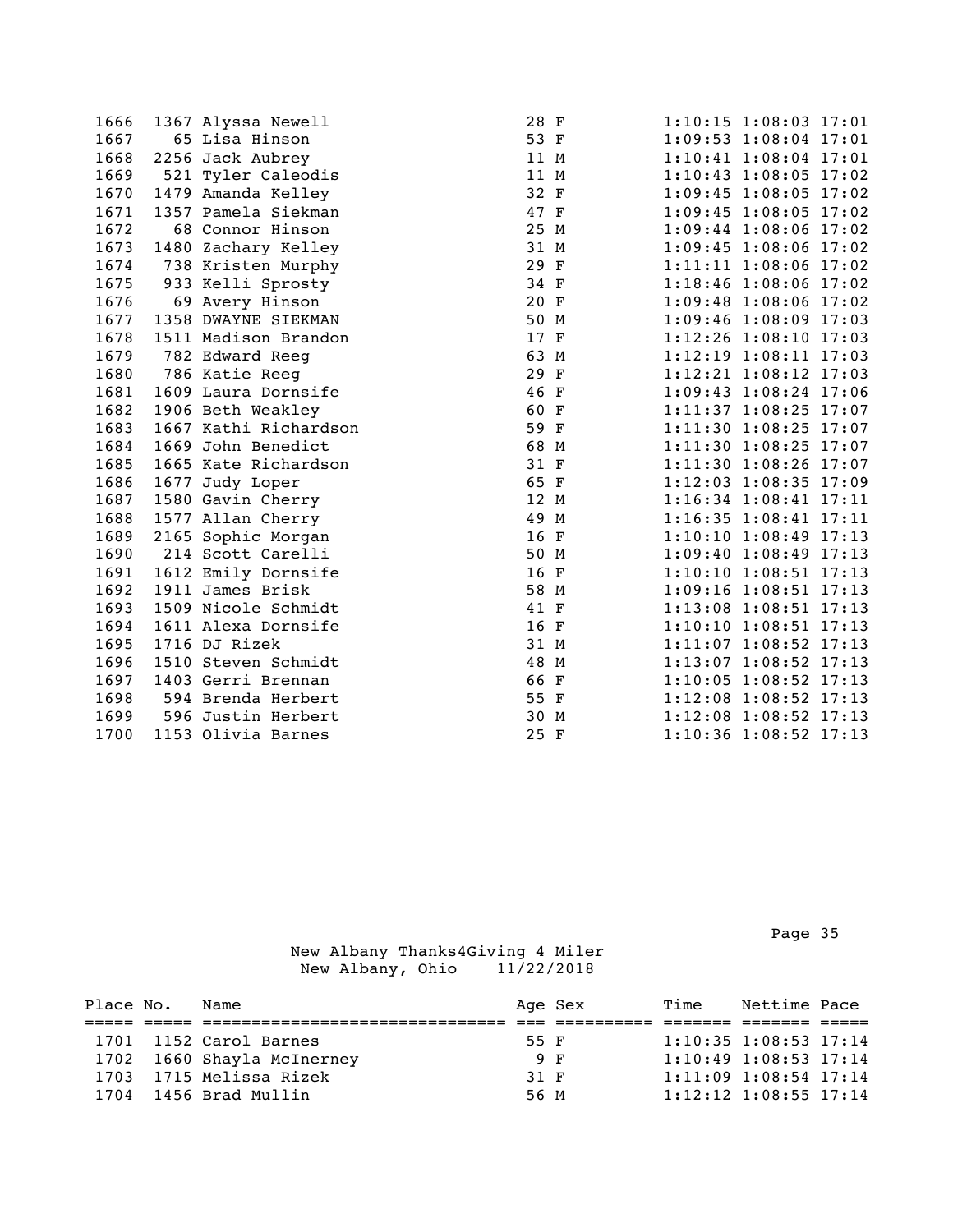| Place | No. | Name | Age | Sex | Time | Nettime | Pace |
|---|---|---|---|---|---|---|---|
| 1666 | 1367 | Alyssa Newell | 28 | F | 1:10:15 | 1:08:03 | 17:01 |
| 1667 | 65 | Lisa Hinson | 53 | F | 1:09:53 | 1:08:04 | 17:01 |
| 1668 | 2256 | Jack Aubrey | 11 | M | 1:10:41 | 1:08:04 | 17:01 |
| 1669 | 521 | Tyler Caleodis | 11 | M | 1:10:43 | 1:08:05 | 17:02 |
| 1670 | 1479 | Amanda Kelley | 32 | F | 1:09:45 | 1:08:05 | 17:02 |
| 1671 | 1357 | Pamela Siekman | 47 | F | 1:09:45 | 1:08:05 | 17:02 |
| 1672 | 68 | Connor Hinson | 25 | M | 1:09:44 | 1:08:06 | 17:02 |
| 1673 | 1480 | Zachary Kelley | 31 | M | 1:09:45 | 1:08:06 | 17:02 |
| 1674 | 738 | Kristen Murphy | 29 | F | 1:11:11 | 1:08:06 | 17:02 |
| 1675 | 933 | Kelli Sprosty | 34 | F | 1:18:46 | 1:08:06 | 17:02 |
| 1676 | 69 | Avery Hinson | 20 | F | 1:09:48 | 1:08:06 | 17:02 |
| 1677 | 1358 | DWAYNE SIEKMAN | 50 | M | 1:09:46 | 1:08:09 | 17:03 |
| 1678 | 1511 | Madison Brandon | 17 | F | 1:12:26 | 1:08:10 | 17:03 |
| 1679 | 782 | Edward Reeg | 63 | M | 1:12:19 | 1:08:11 | 17:03 |
| 1680 | 786 | Katie Reeg | 29 | F | 1:12:21 | 1:08:12 | 17:03 |
| 1681 | 1609 | Laura Dornsife | 46 | F | 1:09:43 | 1:08:24 | 17:06 |
| 1682 | 1906 | Beth Weakley | 60 | F | 1:11:37 | 1:08:25 | 17:07 |
| 1683 | 1667 | Kathi Richardson | 59 | F | 1:11:30 | 1:08:25 | 17:07 |
| 1684 | 1669 | John Benedict | 68 | M | 1:11:30 | 1:08:25 | 17:07 |
| 1685 | 1665 | Kate Richardson | 31 | F | 1:11:30 | 1:08:26 | 17:07 |
| 1686 | 1677 | Judy Loper | 65 | F | 1:12:03 | 1:08:35 | 17:09 |
| 1687 | 1580 | Gavin Cherry | 12 | M | 1:16:34 | 1:08:41 | 17:11 |
| 1688 | 1577 | Allan Cherry | 49 | M | 1:16:35 | 1:08:41 | 17:11 |
| 1689 | 2165 | Sophic Morgan | 16 | F | 1:10:10 | 1:08:49 | 17:13 |
| 1690 | 214 | Scott Carelli | 50 | M | 1:09:40 | 1:08:49 | 17:13 |
| 1691 | 1612 | Emily Dornsife | 16 | F | 1:10:10 | 1:08:51 | 17:13 |
| 1692 | 1911 | James Brisk | 58 | M | 1:09:16 | 1:08:51 | 17:13 |
| 1693 | 1509 | Nicole Schmidt | 41 | F | 1:13:08 | 1:08:51 | 17:13 |
| 1694 | 1611 | Alexa Dornsife | 16 | F | 1:10:10 | 1:08:51 | 17:13 |
| 1695 | 1716 | DJ Rizek | 31 | M | 1:11:07 | 1:08:52 | 17:13 |
| 1696 | 1510 | Steven Schmidt | 48 | M | 1:13:07 | 1:08:52 | 17:13 |
| 1697 | 1403 | Gerri Brennan | 66 | F | 1:10:05 | 1:08:52 | 17:13 |
| 1698 | 594 | Brenda Herbert | 55 | F | 1:12:08 | 1:08:52 | 17:13 |
| 1699 | 596 | Justin Herbert | 30 | M | 1:12:08 | 1:08:52 | 17:13 |
| 1700 | 1153 | Olivia Barnes | 25 | F | 1:10:36 | 1:08:52 | 17:13 |

New Albany Thanks4Giving 4 Miler
New Albany, Ohio 11/22/2018

| Place | No. | Name | Age | Sex | Time | Nettime | Pace |
|---|---|---|---|---|---|---|---|
| 1701 | 1152 | Carol Barnes | 55 | F | 1:10:35 | 1:08:53 | 17:14 |
| 1702 | 1660 | Shayla McInerney | 9 | F | 1:10:49 | 1:08:53 | 17:14 |
| 1703 | 1715 | Melissa Rizek | 31 | F | 1:11:09 | 1:08:54 | 17:14 |
| 1704 | 1456 | Brad Mullin | 56 | M | 1:12:12 | 1:08:55 | 17:14 |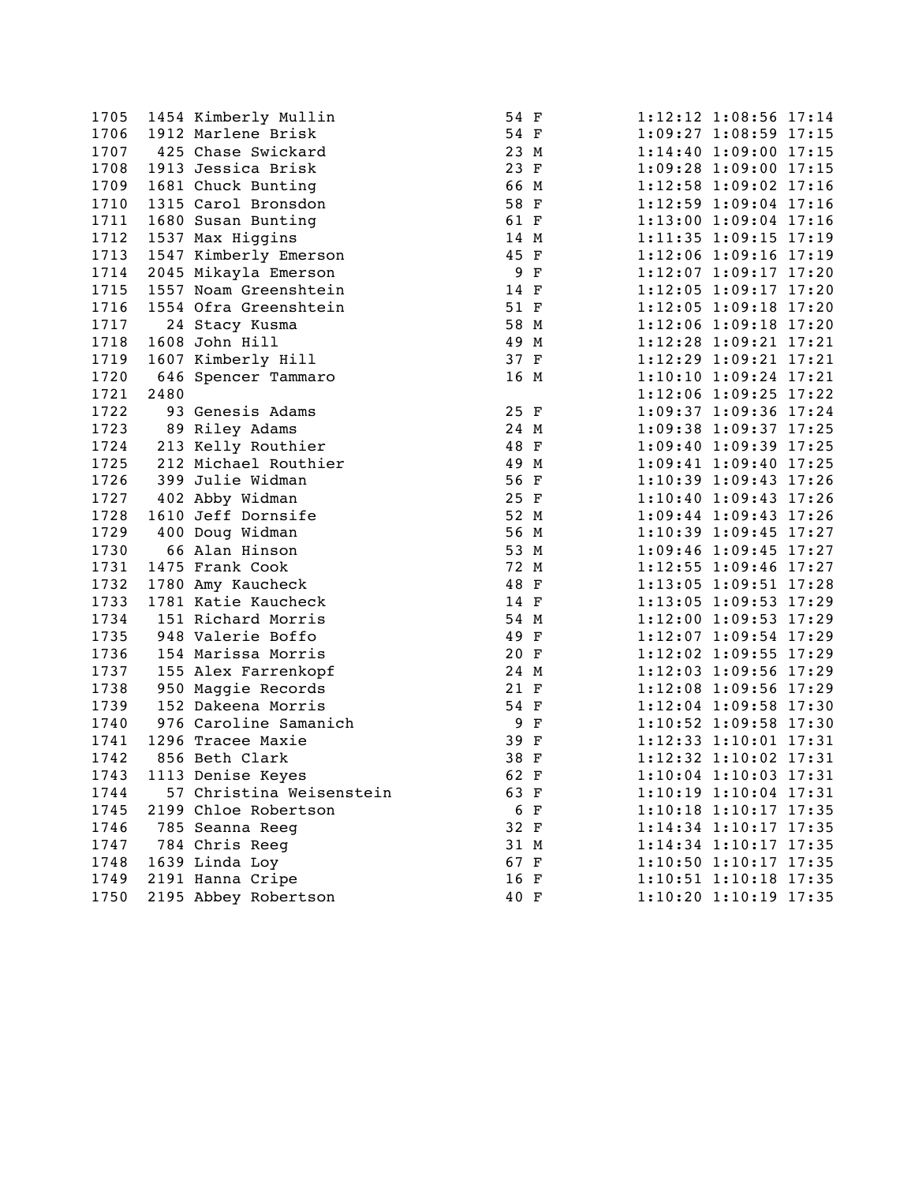| | | | | | | | |
|---|---|---|---|---|---|---|---|
| 1705 | 1454 | Kimberly Mullin | 54 | F | 1:12:12 | 1:08:56 | 17:14 |
| 1706 | 1912 | Marlene Brisk | 54 | F | 1:09:27 | 1:08:59 | 17:15 |
| 1707 | 425 | Chase Swickard | 23 | M | 1:14:40 | 1:09:00 | 17:15 |
| 1708 | 1913 | Jessica Brisk | 23 | F | 1:09:28 | 1:09:00 | 17:15 |
| 1709 | 1681 | Chuck Bunting | 66 | M | 1:12:58 | 1:09:02 | 17:16 |
| 1710 | 1315 | Carol Bronsdon | 58 | F | 1:12:59 | 1:09:04 | 17:16 |
| 1711 | 1680 | Susan Bunting | 61 | F | 1:13:00 | 1:09:04 | 17:16 |
| 1712 | 1537 | Max Higgins | 14 | M | 1:11:35 | 1:09:15 | 17:19 |
| 1713 | 1547 | Kimberly Emerson | 45 | F | 1:12:06 | 1:09:16 | 17:19 |
| 1714 | 2045 | Mikayla Emerson | 9 | F | 1:12:07 | 1:09:17 | 17:20 |
| 1715 | 1557 | Noam Greenshtein | 14 | F | 1:12:05 | 1:09:17 | 17:20 |
| 1716 | 1554 | Ofra Greenshtein | 51 | F | 1:12:05 | 1:09:18 | 17:20 |
| 1717 | 24 | Stacy Kusma | 58 | M | 1:12:06 | 1:09:18 | 17:20 |
| 1718 | 1608 | John Hill | 49 | M | 1:12:28 | 1:09:21 | 17:21 |
| 1719 | 1607 | Kimberly Hill | 37 | F | 1:12:29 | 1:09:21 | 17:21 |
| 1720 | 646 | Spencer Tammaro | 16 | M | 1:10:10 | 1:09:24 | 17:21 |
| 1721 | 2480 | | | | 1:12:06 | 1:09:25 | 17:22 |
| 1722 | 93 | Genesis Adams | 25 | F | 1:09:37 | 1:09:36 | 17:24 |
| 1723 | 89 | Riley Adams | 24 | M | 1:09:38 | 1:09:37 | 17:25 |
| 1724 | 213 | Kelly Routhier | 48 | F | 1:09:40 | 1:09:39 | 17:25 |
| 1725 | 212 | Michael Routhier | 49 | M | 1:09:41 | 1:09:40 | 17:25 |
| 1726 | 399 | Julie Widman | 56 | F | 1:10:39 | 1:09:43 | 17:26 |
| 1727 | 402 | Abby Widman | 25 | F | 1:10:40 | 1:09:43 | 17:26 |
| 1728 | 1610 | Jeff Dornsife | 52 | M | 1:09:44 | 1:09:43 | 17:26 |
| 1729 | 400 | Doug Widman | 56 | M | 1:10:39 | 1:09:45 | 17:27 |
| 1730 | 66 | Alan Hinson | 53 | M | 1:09:46 | 1:09:45 | 17:27 |
| 1731 | 1475 | Frank Cook | 72 | M | 1:12:55 | 1:09:46 | 17:27 |
| 1732 | 1780 | Amy Kaucheck | 48 | F | 1:13:05 | 1:09:51 | 17:28 |
| 1733 | 1781 | Katie Kaucheck | 14 | F | 1:13:05 | 1:09:53 | 17:29 |
| 1734 | 151 | Richard Morris | 54 | M | 1:12:00 | 1:09:53 | 17:29 |
| 1735 | 948 | Valerie Boffo | 49 | F | 1:12:07 | 1:09:54 | 17:29 |
| 1736 | 154 | Marissa Morris | 20 | F | 1:12:02 | 1:09:55 | 17:29 |
| 1737 | 155 | Alex Farrenkopf | 24 | M | 1:12:03 | 1:09:56 | 17:29 |
| 1738 | 950 | Maggie Records | 21 | F | 1:12:08 | 1:09:56 | 17:29 |
| 1739 | 152 | Dakeena Morris | 54 | F | 1:12:04 | 1:09:58 | 17:30 |
| 1740 | 976 | Caroline Samanich | 9 | F | 1:10:52 | 1:09:58 | 17:30 |
| 1741 | 1296 | Tracee Maxie | 39 | F | 1:12:33 | 1:10:01 | 17:31 |
| 1742 | 856 | Beth Clark | 38 | F | 1:12:32 | 1:10:02 | 17:31 |
| 1743 | 1113 | Denise Keyes | 62 | F | 1:10:04 | 1:10:03 | 17:31 |
| 1744 | 57 | Christina Weisenstein | 63 | F | 1:10:19 | 1:10:04 | 17:31 |
| 1745 | 2199 | Chloe Robertson | 6 | F | 1:10:18 | 1:10:17 | 17:35 |
| 1746 | 785 | Seanna Reeg | 32 | F | 1:14:34 | 1:10:17 | 17:35 |
| 1747 | 784 | Chris Reeg | 31 | M | 1:14:34 | 1:10:17 | 17:35 |
| 1748 | 1639 | Linda Loy | 67 | F | 1:10:50 | 1:10:17 | 17:35 |
| 1749 | 2191 | Hanna Cripe | 16 | F | 1:10:51 | 1:10:18 | 17:35 |
| 1750 | 2195 | Abbey Robertson | 40 | F | 1:10:20 | 1:10:19 | 17:35 |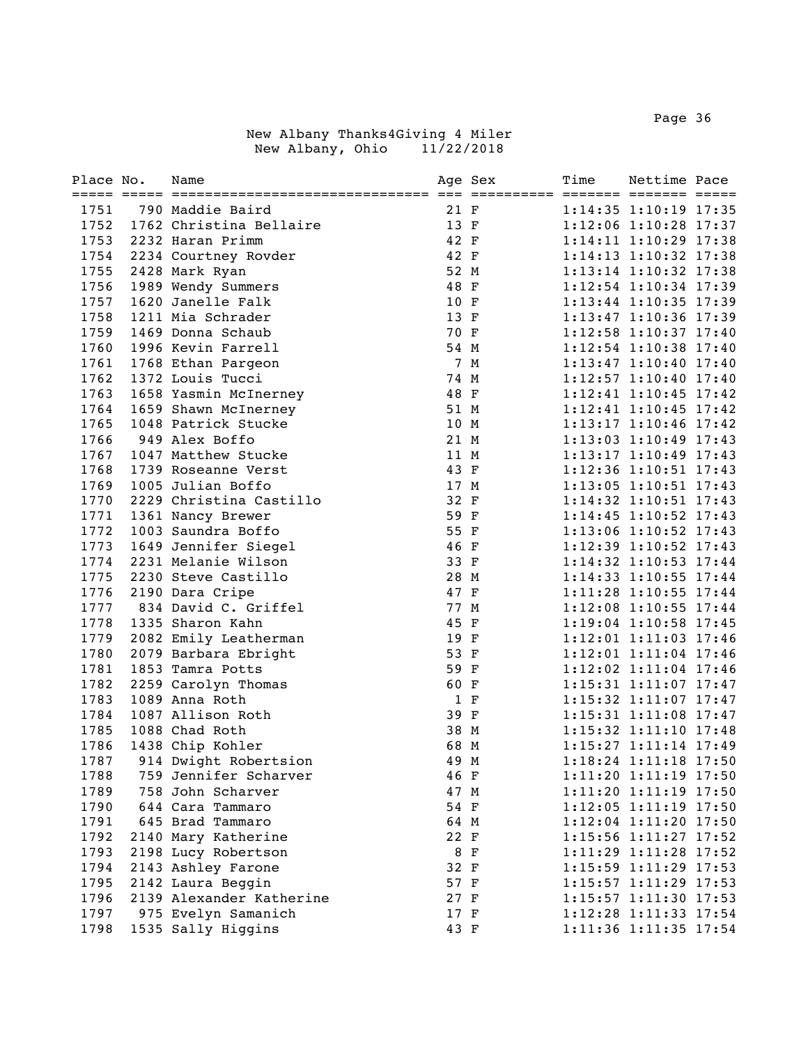New Albany Thanks4Giving 4 Miler
New Albany, Ohio 11/22/2018

| Place | No. | Name | Age | Sex | Time | Nettime | Pace |
|---|---|---|---|---|---|---|---|
| 1751 | 790 | Maddie Baird | 21 | F | 1:14:35 | 1:10:19 | 17:35 |
| 1752 | 1762 | Christina Bellaire | 13 | F | 1:12:06 | 1:10:28 | 17:37 |
| 1753 | 2232 | Haran Primm | 42 | F | 1:14:11 | 1:10:29 | 17:38 |
| 1754 | 2234 | Courtney Rovder | 42 | F | 1:14:13 | 1:10:32 | 17:38 |
| 1755 | 2428 | Mark Ryan | 52 | M | 1:13:14 | 1:10:32 | 17:38 |
| 1756 | 1989 | Wendy Summers | 48 | F | 1:12:54 | 1:10:34 | 17:39 |
| 1757 | 1620 | Janelle Falk | 10 | F | 1:13:44 | 1:10:35 | 17:39 |
| 1758 | 1211 | Mia Schrader | 13 | F | 1:13:47 | 1:10:36 | 17:39 |
| 1759 | 1469 | Donna Schaub | 70 | F | 1:12:58 | 1:10:37 | 17:40 |
| 1760 | 1996 | Kevin Farrell | 54 | M | 1:12:54 | 1:10:38 | 17:40 |
| 1761 | 1768 | Ethan Pargeon | 7 | M | 1:13:47 | 1:10:40 | 17:40 |
| 1762 | 1372 | Louis Tucci | 74 | M | 1:12:57 | 1:10:40 | 17:40 |
| 1763 | 1658 | Yasmin McInerney | 48 | F | 1:12:41 | 1:10:45 | 17:42 |
| 1764 | 1659 | Shawn McInerney | 51 | M | 1:12:41 | 1:10:45 | 17:42 |
| 1765 | 1048 | Patrick Stucke | 10 | M | 1:13:17 | 1:10:46 | 17:42 |
| 1766 | 949 | Alex Boffo | 21 | M | 1:13:03 | 1:10:49 | 17:43 |
| 1767 | 1047 | Matthew Stucke | 11 | M | 1:13:17 | 1:10:49 | 17:43 |
| 1768 | 1739 | Roseanne Verst | 43 | F | 1:12:36 | 1:10:51 | 17:43 |
| 1769 | 1005 | Julian Boffo | 17 | M | 1:13:05 | 1:10:51 | 17:43 |
| 1770 | 2229 | Christina Castillo | 32 | F | 1:14:32 | 1:10:51 | 17:43 |
| 1771 | 1361 | Nancy Brewer | 59 | F | 1:14:45 | 1:10:52 | 17:43 |
| 1772 | 1003 | Saundra Boffo | 55 | F | 1:13:06 | 1:10:52 | 17:43 |
| 1773 | 1649 | Jennifer Siegel | 46 | F | 1:12:39 | 1:10:52 | 17:43 |
| 1774 | 2231 | Melanie Wilson | 33 | F | 1:14:32 | 1:10:53 | 17:44 |
| 1775 | 2230 | Steve Castillo | 28 | M | 1:14:33 | 1:10:55 | 17:44 |
| 1776 | 2190 | Dara Cripe | 47 | F | 1:11:28 | 1:10:55 | 17:44 |
| 1777 | 834 | David C. Griffel | 77 | M | 1:12:08 | 1:10:55 | 17:44 |
| 1778 | 1335 | Sharon Kahn | 45 | F | 1:19:04 | 1:10:58 | 17:45 |
| 1779 | 2082 | Emily Leatherman | 19 | F | 1:12:01 | 1:11:03 | 17:46 |
| 1780 | 2079 | Barbara Ebright | 53 | F | 1:12:01 | 1:11:04 | 17:46 |
| 1781 | 1853 | Tamra Potts | 59 | F | 1:12:02 | 1:11:04 | 17:46 |
| 1782 | 2259 | Carolyn Thomas | 60 | F | 1:15:31 | 1:11:07 | 17:47 |
| 1783 | 1089 | Anna Roth | 1 | F | 1:15:32 | 1:11:07 | 17:47 |
| 1784 | 1087 | Allison Roth | 39 | F | 1:15:31 | 1:11:08 | 17:47 |
| 1785 | 1088 | Chad Roth | 38 | M | 1:15:32 | 1:11:10 | 17:48 |
| 1786 | 1438 | Chip Kohler | 68 | M | 1:15:27 | 1:11:14 | 17:49 |
| 1787 | 914 | Dwight Robertsion | 49 | M | 1:18:24 | 1:11:18 | 17:50 |
| 1788 | 759 | Jennifer Scharver | 46 | F | 1:11:20 | 1:11:19 | 17:50 |
| 1789 | 758 | John Scharver | 47 | M | 1:11:20 | 1:11:19 | 17:50 |
| 1790 | 644 | Cara Tammaro | 54 | F | 1:12:05 | 1:11:19 | 17:50 |
| 1791 | 645 | Brad Tammaro | 64 | M | 1:12:04 | 1:11:20 | 17:50 |
| 1792 | 2140 | Mary Katherine | 22 | F | 1:15:56 | 1:11:27 | 17:52 |
| 1793 | 2198 | Lucy Robertson | 8 | F | 1:11:29 | 1:11:28 | 17:52 |
| 1794 | 2143 | Ashley Farone | 32 | F | 1:15:59 | 1:11:29 | 17:53 |
| 1795 | 2142 | Laura Beggin | 57 | F | 1:15:57 | 1:11:29 | 17:53 |
| 1796 | 2139 | Alexander Katherine | 27 | F | 1:15:57 | 1:11:30 | 17:53 |
| 1797 | 975 | Evelyn Samanich | 17 | F | 1:12:28 | 1:11:33 | 17:54 |
| 1798 | 1535 | Sally Higgins | 43 | F | 1:11:36 | 1:11:35 | 17:54 |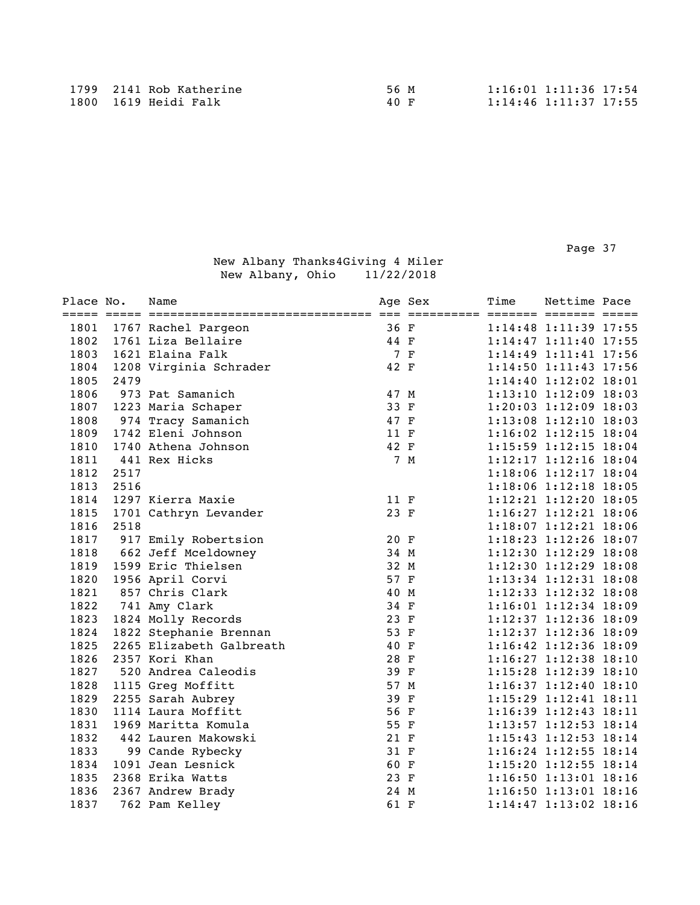| Place | No. | Name | Age | Sex | Time | Nettime | Pace |
|---|---|---|---|---|---|---|---|
| 1799 | 2141 | Rob Katherine | 56 | M | 1:16:01 | 1:11:36 | 17:54 |
| 1800 | 1619 | Heidi Falk | 40 | F | 1:14:46 | 1:11:37 | 17:55 |

New Albany Thanks4Giving 4 Miler
New Albany, Ohio 11/22/2018

| Place | No. | Name | Age | Sex | Time | Nettime | Pace |
|---|---|---|---|---|---|---|---|
| 1801 | 1767 | Rachel Pargeon | 36 | F | 1:14:48 | 1:11:39 | 17:55 |
| 1802 | 1761 | Liza Bellaire | 44 | F | 1:14:47 | 1:11:40 | 17:55 |
| 1803 | 1621 | Elaina Falk | 7 | F | 1:14:49 | 1:11:41 | 17:56 |
| 1804 | 1208 | Virginia Schrader | 42 | F | 1:14:50 | 1:11:43 | 17:56 |
| 1805 | 2479 | | | | 1:14:40 | 1:12:02 | 18:01 |
| 1806 | 973 | Pat Samanich | 47 | M | 1:13:10 | 1:12:09 | 18:03 |
| 1807 | 1223 | Maria Schaper | 33 | F | 1:20:03 | 1:12:09 | 18:03 |
| 1808 | 974 | Tracy Samanich | 47 | F | 1:13:08 | 1:12:10 | 18:03 |
| 1809 | 1742 | Eleni Johnson | 11 | F | 1:16:02 | 1:12:15 | 18:04 |
| 1810 | 1740 | Athena Johnson | 42 | F | 1:15:59 | 1:12:15 | 18:04 |
| 1811 | 441 | Rex Hicks | 7 | M | 1:12:17 | 1:12:16 | 18:04 |
| 1812 | 2517 | | | | 1:18:06 | 1:12:17 | 18:04 |
| 1813 | 2516 | | | | 1:18:06 | 1:12:18 | 18:05 |
| 1814 | 1297 | Kierra Maxie | 11 | F | 1:12:21 | 1:12:20 | 18:05 |
| 1815 | 1701 | Cathryn Levander | 23 | F | 1:16:27 | 1:12:21 | 18:06 |
| 1816 | 2518 | | | | 1:18:07 | 1:12:21 | 18:06 |
| 1817 | 917 | Emily Robertsion | 20 | F | 1:18:23 | 1:12:26 | 18:07 |
| 1818 | 662 | Jeff Mceldowney | 34 | M | 1:12:30 | 1:12:29 | 18:08 |
| 1819 | 1599 | Eric Thielsen | 32 | M | 1:12:30 | 1:12:29 | 18:08 |
| 1820 | 1956 | April Corvi | 57 | F | 1:13:34 | 1:12:31 | 18:08 |
| 1821 | 857 | Chris Clark | 40 | M | 1:12:33 | 1:12:32 | 18:08 |
| 1822 | 741 | Amy Clark | 34 | F | 1:16:01 | 1:12:34 | 18:09 |
| 1823 | 1824 | Molly Records | 23 | F | 1:12:37 | 1:12:36 | 18:09 |
| 1824 | 1822 | Stephanie Brennan | 53 | F | 1:12:37 | 1:12:36 | 18:09 |
| 1825 | 2265 | Elizabeth Galbreath | 40 | F | 1:16:42 | 1:12:36 | 18:09 |
| 1826 | 2357 | Kori Khan | 28 | F | 1:16:27 | 1:12:38 | 18:10 |
| 1827 | 520 | Andrea Caleodis | 39 | F | 1:15:28 | 1:12:39 | 18:10 |
| 1828 | 1115 | Greg Moffitt | 57 | M | 1:16:37 | 1:12:40 | 18:10 |
| 1829 | 2255 | Sarah Aubrey | 39 | F | 1:15:29 | 1:12:41 | 18:11 |
| 1830 | 1114 | Laura Moffitt | 56 | F | 1:16:39 | 1:12:43 | 18:11 |
| 1831 | 1969 | Maritta Komula | 55 | F | 1:13:57 | 1:12:53 | 18:14 |
| 1832 | 442 | Lauren Makowski | 21 | F | 1:15:43 | 1:12:53 | 18:14 |
| 1833 | 99 | Cande Rybecky | 31 | F | 1:16:24 | 1:12:55 | 18:14 |
| 1834 | 1091 | Jean Lesnick | 60 | F | 1:15:20 | 1:12:55 | 18:14 |
| 1835 | 2368 | Erika Watts | 23 | F | 1:16:50 | 1:13:01 | 18:16 |
| 1836 | 2367 | Andrew Brady | 24 | M | 1:16:50 | 1:13:01 | 18:16 |
| 1837 | 762 | Pam Kelley | 61 | F | 1:14:47 | 1:13:02 | 18:16 |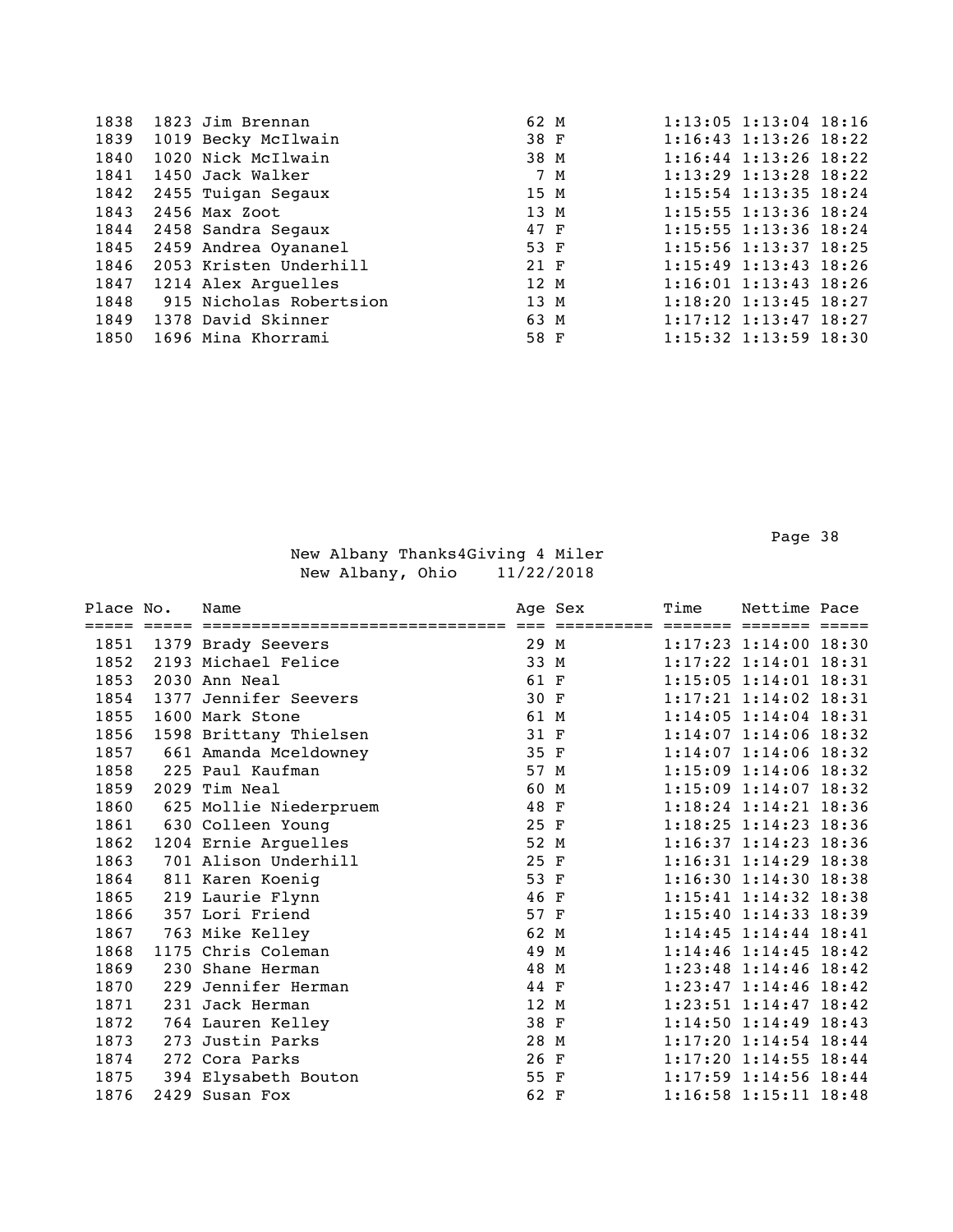| Place | No. | Name | Age | Sex | Time | Nettime | Pace |
|---|---|---|---|---|---|---|---|
| 1838 | 1823 | Jim Brennan | 62 | M | 1:13:05 | 1:13:04 | 18:16 |
| 1839 | 1019 | Becky McIlwain | 38 | F | 1:16:43 | 1:13:26 | 18:22 |
| 1840 | 1020 | Nick McIlwain | 38 | M | 1:16:44 | 1:13:26 | 18:22 |
| 1841 | 1450 | Jack Walker | 7 | M | 1:13:29 | 1:13:28 | 18:22 |
| 1842 | 2455 | Tuigan Segaux | 15 | M | 1:15:54 | 1:13:35 | 18:24 |
| 1843 | 2456 | Max Zoot | 13 | M | 1:15:55 | 1:13:36 | 18:24 |
| 1844 | 2458 | Sandra Segaux | 47 | F | 1:15:55 | 1:13:36 | 18:24 |
| 1845 | 2459 | Andrea Oyananel | 53 | F | 1:15:56 | 1:13:37 | 18:25 |
| 1846 | 2053 | Kristen Underhill | 21 | F | 1:15:49 | 1:13:43 | 18:26 |
| 1847 | 1214 | Alex Arguelles | 12 | M | 1:16:01 | 1:13:43 | 18:26 |
| 1848 | 915 | Nicholas Robertsion | 13 | M | 1:18:20 | 1:13:45 | 18:27 |
| 1849 | 1378 | David Skinner | 63 | M | 1:17:12 | 1:13:47 | 18:27 |
| 1850 | 1696 | Mina Khorrami | 58 | F | 1:15:32 | 1:13:59 | 18:30 |

New Albany Thanks4Giving 4 Miler
New Albany, Ohio 11/22/2018

| Place | No. | Name | Age | Sex | Time | Nettime | Pace |
|---|---|---|---|---|---|---|---|
| 1851 | 1379 | Brady Seevers | 29 | M | 1:17:23 | 1:14:00 | 18:30 |
| 1852 | 2193 | Michael Felice | 33 | M | 1:17:22 | 1:14:01 | 18:31 |
| 1853 | 2030 | Ann Neal | 61 | F | 1:15:05 | 1:14:01 | 18:31 |
| 1854 | 1377 | Jennifer Seevers | 30 | F | 1:17:21 | 1:14:02 | 18:31 |
| 1855 | 1600 | Mark Stone | 61 | M | 1:14:05 | 1:14:04 | 18:31 |
| 1856 | 1598 | Brittany Thielsen | 31 | F | 1:14:07 | 1:14:06 | 18:32 |
| 1857 | 661 | Amanda Mceldowney | 35 | F | 1:14:07 | 1:14:06 | 18:32 |
| 1858 | 225 | Paul Kaufman | 57 | M | 1:15:09 | 1:14:06 | 18:32 |
| 1859 | 2029 | Tim Neal | 60 | M | 1:15:09 | 1:14:07 | 18:32 |
| 1860 | 625 | Mollie Niederpruem | 48 | F | 1:18:24 | 1:14:21 | 18:36 |
| 1861 | 630 | Colleen Young | 25 | F | 1:18:25 | 1:14:23 | 18:36 |
| 1862 | 1204 | Ernie Arguelles | 52 | M | 1:16:37 | 1:14:23 | 18:36 |
| 1863 | 701 | Alison Underhill | 25 | F | 1:16:31 | 1:14:29 | 18:38 |
| 1864 | 811 | Karen Koenig | 53 | F | 1:16:30 | 1:14:30 | 18:38 |
| 1865 | 219 | Laurie Flynn | 46 | F | 1:15:41 | 1:14:32 | 18:38 |
| 1866 | 357 | Lori Friend | 57 | F | 1:15:40 | 1:14:33 | 18:39 |
| 1867 | 763 | Mike Kelley | 62 | M | 1:14:45 | 1:14:44 | 18:41 |
| 1868 | 1175 | Chris Coleman | 49 | M | 1:14:46 | 1:14:45 | 18:42 |
| 1869 | 230 | Shane Herman | 48 | M | 1:23:48 | 1:14:46 | 18:42 |
| 1870 | 229 | Jennifer Herman | 44 | F | 1:23:47 | 1:14:46 | 18:42 |
| 1871 | 231 | Jack Herman | 12 | M | 1:23:51 | 1:14:47 | 18:42 |
| 1872 | 764 | Lauren Kelley | 38 | F | 1:14:50 | 1:14:49 | 18:43 |
| 1873 | 273 | Justin Parks | 28 | M | 1:17:20 | 1:14:54 | 18:44 |
| 1874 | 272 | Cora Parks | 26 | F | 1:17:20 | 1:14:55 | 18:44 |
| 1875 | 394 | Elysabeth Bouton | 55 | F | 1:17:59 | 1:14:56 | 18:44 |
| 1876 | 2429 | Susan Fox | 62 | F | 1:16:58 | 1:15:11 | 18:48 |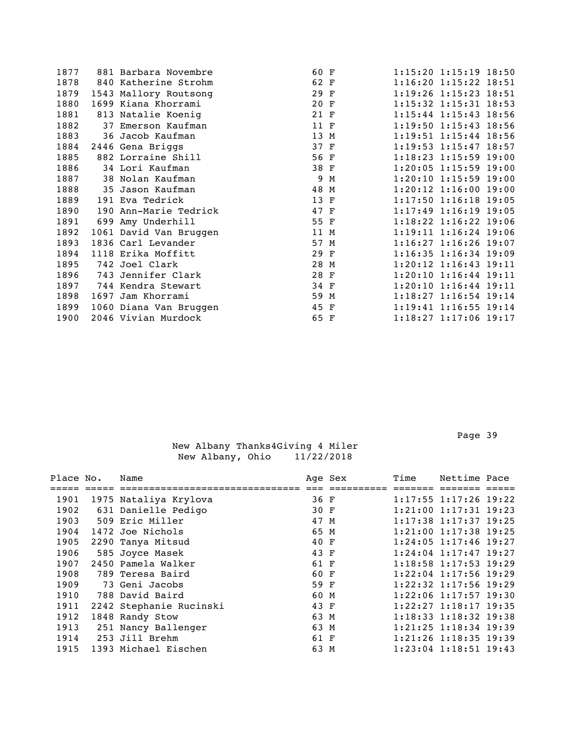| Place | No. | Name | Age | Sex | Time | Nettime | Pace |
|---|---|---|---|---|---|---|---|
| 1877 | 881 | Barbara Novembre | 60 | F | 1:15:20 | 1:15:19 | 18:50 |
| 1878 | 840 | Katherine Strohm | 62 | F | 1:16:20 | 1:15:22 | 18:51 |
| 1879 | 1543 | Mallory Routsong | 29 | F | 1:19:26 | 1:15:23 | 18:51 |
| 1880 | 1699 | Kiana Khorrami | 20 | F | 1:15:32 | 1:15:31 | 18:53 |
| 1881 | 813 | Natalie Koenig | 21 | F | 1:15:44 | 1:15:43 | 18:56 |
| 1882 | 37 | Emerson Kaufman | 11 | F | 1:19:50 | 1:15:43 | 18:56 |
| 1883 | 36 | Jacob Kaufman | 13 | M | 1:19:51 | 1:15:44 | 18:56 |
| 1884 | 2446 | Gena Briggs | 37 | F | 1:19:53 | 1:15:47 | 18:57 |
| 1885 | 882 | Lorraine Shill | 56 | F | 1:18:23 | 1:15:59 | 19:00 |
| 1886 | 34 | Lori Kaufman | 38 | F | 1:20:05 | 1:15:59 | 19:00 |
| 1887 | 38 | Nolan Kaufman | 9 | M | 1:20:10 | 1:15:59 | 19:00 |
| 1888 | 35 | Jason Kaufman | 48 | M | 1:20:12 | 1:16:00 | 19:00 |
| 1889 | 191 | Eva Tedrick | 13 | F | 1:17:50 | 1:16:18 | 19:05 |
| 1890 | 190 | Ann-Marie Tedrick | 47 | F | 1:17:49 | 1:16:19 | 19:05 |
| 1891 | 699 | Amy Underhill | 55 | F | 1:18:22 | 1:16:22 | 19:06 |
| 1892 | 1061 | David Van Bruggen | 11 | M | 1:19:11 | 1:16:24 | 19:06 |
| 1893 | 1836 | Carl Levander | 57 | M | 1:16:27 | 1:16:26 | 19:07 |
| 1894 | 1118 | Erika Moffitt | 29 | F | 1:16:35 | 1:16:34 | 19:09 |
| 1895 | 742 | Joel Clark | 28 | M | 1:20:12 | 1:16:43 | 19:11 |
| 1896 | 743 | Jennifer Clark | 28 | F | 1:20:10 | 1:16:44 | 19:11 |
| 1897 | 744 | Kendra Stewart | 34 | F | 1:20:10 | 1:16:44 | 19:11 |
| 1898 | 1697 | Jam Khorrami | 59 | M | 1:18:27 | 1:16:54 | 19:14 |
| 1899 | 1060 | Diana Van Bruggen | 45 | F | 1:19:41 | 1:16:55 | 19:14 |
| 1900 | 2046 | Vivian Murdock | 65 | F | 1:18:27 | 1:17:06 | 19:17 |

New Albany Thanks4Giving 4 Miler
New Albany, Ohio 11/22/2018

| Place | No. | Name | Age | Sex | Time | Nettime | Pace |
|---|---|---|---|---|---|---|---|
| 1901 | 1975 | Nataliya Krylova | 36 | F | 1:17:55 | 1:17:26 | 19:22 |
| 1902 | 631 | Danielle Pedigo | 30 | F | 1:21:00 | 1:17:31 | 19:23 |
| 1903 | 509 | Eric Miller | 47 | M | 1:17:38 | 1:17:37 | 19:25 |
| 1904 | 1472 | Joe Nichols | 65 | M | 1:21:00 | 1:17:38 | 19:25 |
| 1905 | 2290 | Tanya Mitsud | 40 | F | 1:24:05 | 1:17:46 | 19:27 |
| 1906 | 585 | Joyce Masek | 43 | F | 1:24:04 | 1:17:47 | 19:27 |
| 1907 | 2450 | Pamela Walker | 61 | F | 1:18:58 | 1:17:53 | 19:29 |
| 1908 | 789 | Teresa Baird | 60 | F | 1:22:04 | 1:17:56 | 19:29 |
| 1909 | 73 | Geni Jacobs | 59 | F | 1:22:32 | 1:17:56 | 19:29 |
| 1910 | 788 | David Baird | 60 | M | 1:22:06 | 1:17:57 | 19:30 |
| 1911 | 2242 | Stephanie Rucinski | 43 | F | 1:22:27 | 1:18:17 | 19:35 |
| 1912 | 1848 | Randy Stow | 63 | M | 1:18:33 | 1:18:32 | 19:38 |
| 1913 | 251 | Nancy Ballenger | 63 | M | 1:21:25 | 1:18:34 | 19:39 |
| 1914 | 253 | Jill Brehm | 61 | F | 1:21:26 | 1:18:35 | 19:39 |
| 1915 | 1393 | Michael Eischen | 63 | M | 1:23:04 | 1:18:51 | 19:43 |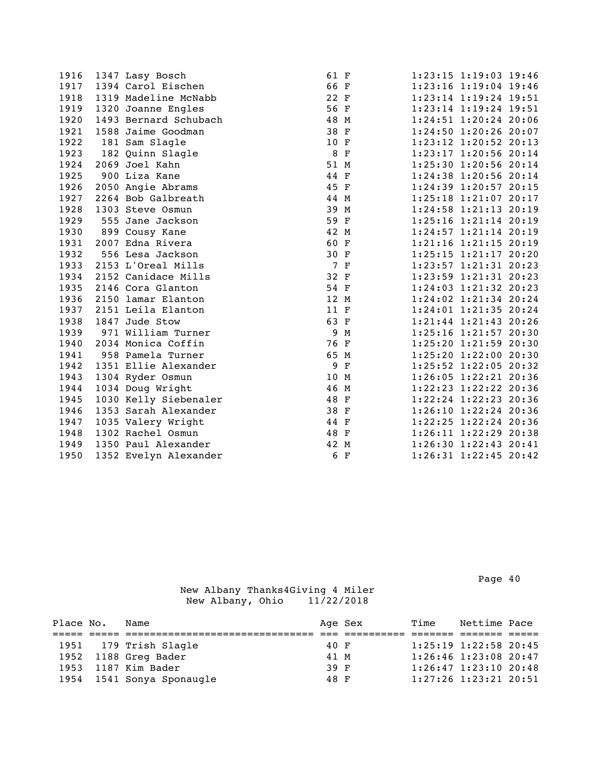| Place | No. | Name | Age | Sex | Time | Nettime | Pace |
|---|---|---|---|---|---|---|---|
| 1916 | 1347 | Lasy Bosch | 61 | F | 1:23:15 | 1:19:03 | 19:46 |
| 1917 | 1394 | Carol Eischen | 66 | F | 1:23:16 | 1:19:04 | 19:46 |
| 1918 | 1319 | Madeline McNabb | 22 | F | 1:23:14 | 1:19:24 | 19:51 |
| 1919 | 1320 | Joanne Engles | 56 | F | 1:23:14 | 1:19:24 | 19:51 |
| 1920 | 1493 | Bernard Schubach | 48 | M | 1:24:51 | 1:20:24 | 20:06 |
| 1921 | 1588 | Jaime Goodman | 38 | F | 1:24:50 | 1:20:26 | 20:07 |
| 1922 | 181 | Sam Slagle | 10 | F | 1:23:12 | 1:20:52 | 20:13 |
| 1923 | 182 | Quinn Slagle | 8 | F | 1:23:17 | 1:20:56 | 20:14 |
| 1924 | 2069 | Joel Kahn | 51 | M | 1:25:30 | 1:20:56 | 20:14 |
| 1925 | 900 | Liza Kane | 44 | F | 1:24:38 | 1:20:56 | 20:14 |
| 1926 | 2050 | Angie Abrams | 45 | F | 1:24:39 | 1:20:57 | 20:15 |
| 1927 | 2264 | Bob Galbreath | 44 | M | 1:25:18 | 1:21:07 | 20:17 |
| 1928 | 1303 | Steve Osmun | 39 | M | 1:24:58 | 1:21:13 | 20:19 |
| 1929 | 555 | Jane Jackson | 59 | F | 1:25:16 | 1:21:14 | 20:19 |
| 1930 | 899 | Cousy Kane | 42 | M | 1:24:57 | 1:21:14 | 20:19 |
| 1931 | 2007 | Edna Rivera | 60 | F | 1:21:16 | 1:21:15 | 20:19 |
| 1932 | 556 | Lesa Jackson | 30 | F | 1:25:15 | 1:21:17 | 20:20 |
| 1933 | 2153 | L'Oreal Mills | 7 | F | 1:23:57 | 1:21:31 | 20:23 |
| 1934 | 2152 | Canidace Mills | 32 | F | 1:23:59 | 1:21:31 | 20:23 |
| 1935 | 2146 | Cora Glanton | 54 | F | 1:24:03 | 1:21:32 | 20:23 |
| 1936 | 2150 | lamar Elanton | 12 | M | 1:24:02 | 1:21:34 | 20:24 |
| 1937 | 2151 | Leila Elanton | 11 | F | 1:24:01 | 1:21:35 | 20:24 |
| 1938 | 1847 | Jude Stow | 63 | F | 1:21:44 | 1:21:43 | 20:26 |
| 1939 | 971 | William Turner | 9 | M | 1:25:16 | 1:21:57 | 20:30 |
| 1940 | 2034 | Monica Coffin | 76 | F | 1:25:20 | 1:21:59 | 20:30 |
| 1941 | 958 | Pamela Turner | 65 | M | 1:25:20 | 1:22:00 | 20:30 |
| 1942 | 1351 | Ellie Alexander | 9 | F | 1:25:52 | 1:22:05 | 20:32 |
| 1943 | 1304 | Ryder Osmun | 10 | M | 1:26:05 | 1:22:21 | 20:36 |
| 1944 | 1034 | Doug Wright | 46 | M | 1:22:23 | 1:22:22 | 20:36 |
| 1945 | 1030 | Kelly Siebenaler | 48 | F | 1:22:24 | 1:22:23 | 20:36 |
| 1946 | 1353 | Sarah Alexander | 38 | F | 1:26:10 | 1:22:24 | 20:36 |
| 1947 | 1035 | Valery Wright | 44 | F | 1:22:25 | 1:22:24 | 20:36 |
| 1948 | 1302 | Rachel Osmun | 48 | F | 1:26:11 | 1:22:29 | 20:38 |
| 1949 | 1350 | Paul Alexander | 42 | M | 1:26:30 | 1:22:43 | 20:41 |
| 1950 | 1352 | Evelyn Alexander | 6 | F | 1:26:31 | 1:22:45 | 20:42 |

New Albany Thanks4Giving 4 Miler
New Albany, Ohio 11/22/2018

| Place | No. | Name | Age | Sex | Time | Nettime | Pace |
|---|---|---|---|---|---|---|---|
| 1951 | 179 | Trish Slagle | 40 | F | 1:25:19 | 1:22:58 | 20:45 |
| 1952 | 1188 | Greg Bader | 41 | M | 1:26:46 | 1:23:08 | 20:47 |
| 1953 | 1187 | Kim Bader | 39 | F | 1:26:47 | 1:23:10 | 20:48 |
| 1954 | 1541 | Sonya Sponaugle | 48 | F | 1:27:26 | 1:23:21 | 20:51 |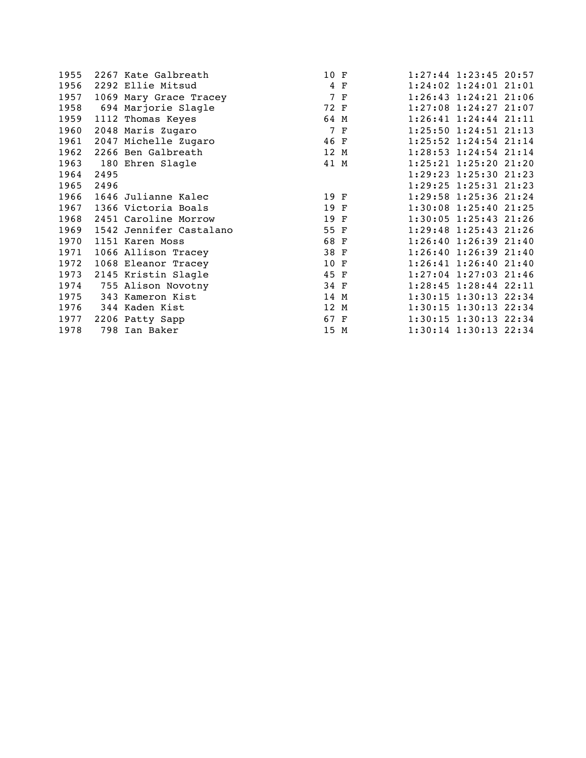| | | | | | | | |
|---|---|---|---|---|---|---|---|
| 1955 | 2267 | Kate Galbreath | 10 | F | 1:27:44 | 1:23:45 | 20:57 |
| 1956 | 2292 | Ellie Mitsud | 4 | F | 1:24:02 | 1:24:01 | 21:01 |
| 1957 | 1069 | Mary Grace Tracey | 7 | F | 1:26:43 | 1:24:21 | 21:06 |
| 1958 | 694 | Marjorie Slagle | 72 | F | 1:27:08 | 1:24:27 | 21:07 |
| 1959 | 1112 | Thomas Keyes | 64 | M | 1:26:41 | 1:24:44 | 21:11 |
| 1960 | 2048 | Maris Zugaro | 7 | F | 1:25:50 | 1:24:51 | 21:13 |
| 1961 | 2047 | Michelle Zugaro | 46 | F | 1:25:52 | 1:24:54 | 21:14 |
| 1962 | 2266 | Ben Galbreath | 12 | M | 1:28:53 | 1:24:54 | 21:14 |
| 1963 | 180 | Ehren Slagle | 41 | M | 1:25:21 | 1:25:20 | 21:20 |
| 1964 | 2495 | | | | 1:29:23 | 1:25:30 | 21:23 |
| 1965 | 2496 | | | | 1:29:25 | 1:25:31 | 21:23 |
| 1966 | 1646 | Julianne Kalec | 19 | F | 1:29:58 | 1:25:36 | 21:24 |
| 1967 | 1366 | Victoria Boals | 19 | F | 1:30:08 | 1:25:40 | 21:25 |
| 1968 | 2451 | Caroline Morrow | 19 | F | 1:30:05 | 1:25:43 | 21:26 |
| 1969 | 1542 | Jennifer Castalano | 55 | F | 1:29:48 | 1:25:43 | 21:26 |
| 1970 | 1151 | Karen Moss | 68 | F | 1:26:40 | 1:26:39 | 21:40 |
| 1971 | 1066 | Allison Tracey | 38 | F | 1:26:40 | 1:26:39 | 21:40 |
| 1972 | 1068 | Eleanor Tracey | 10 | F | 1:26:41 | 1:26:40 | 21:40 |
| 1973 | 2145 | Kristin Slagle | 45 | F | 1:27:04 | 1:27:03 | 21:46 |
| 1974 | 755 | Alison Novotny | 34 | F | 1:28:45 | 1:28:44 | 22:11 |
| 1975 | 343 | Kameron Kist | 14 | M | 1:30:15 | 1:30:13 | 22:34 |
| 1976 | 344 | Kaden Kist | 12 | M | 1:30:15 | 1:30:13 | 22:34 |
| 1977 | 2206 | Patty Sapp | 67 | F | 1:30:15 | 1:30:13 | 22:34 |
| 1978 | 798 | Ian Baker | 15 | M | 1:30:14 | 1:30:13 | 22:34 |